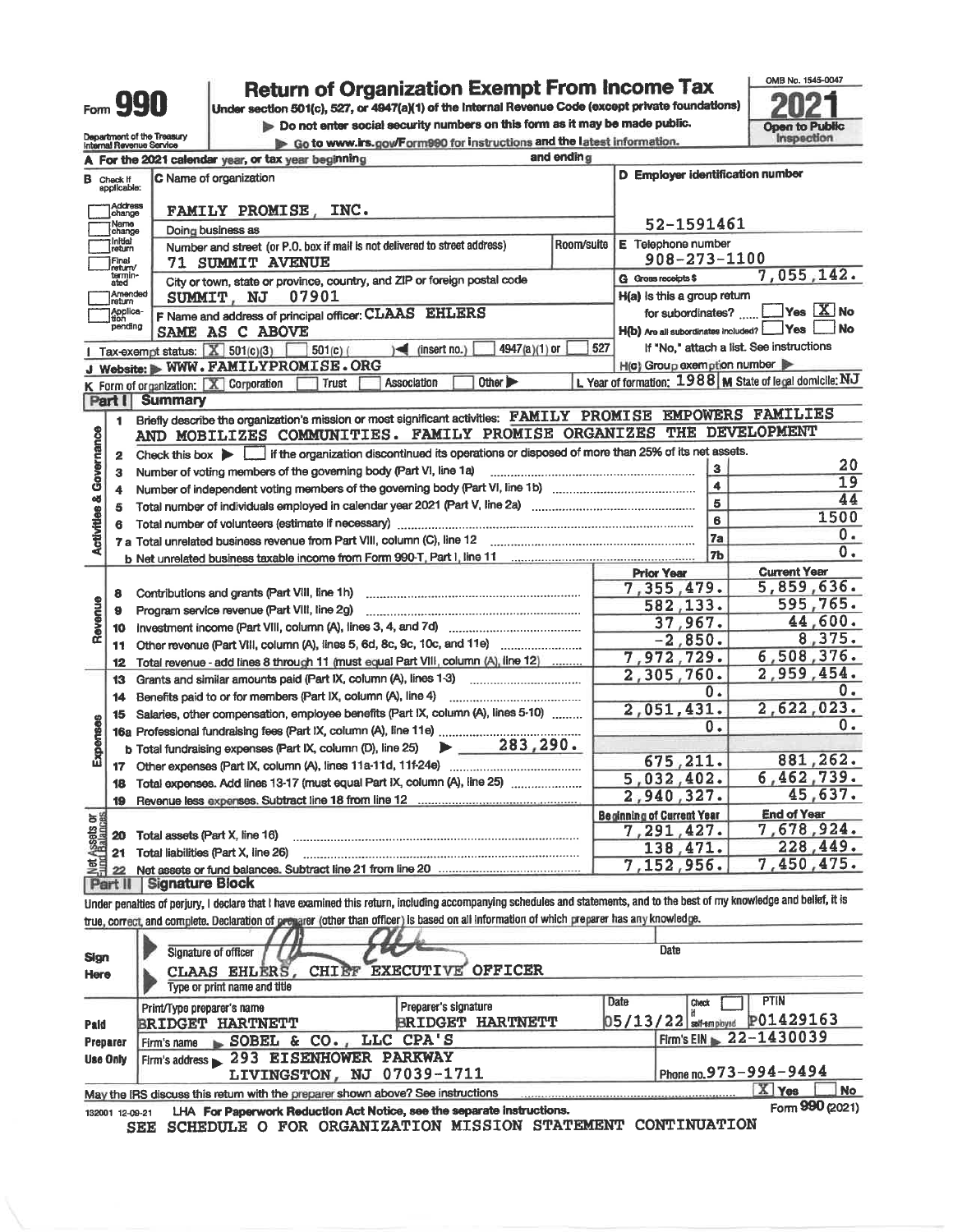# Form 990 — Return of Organization Exempt From Income Tax — 2021

Under section 501(c), 527, or 4947(a)(1) of the Internal Revenue Code (except private foundations)

▶ Do not enter social security numbers on this form as it may be made public.

▶ Go to www.irs.gov/Form990 for instructions and the latest information.

Department of the Treasury, Internal Revenue Service

OMB No. 1545-0047 — Open to Public Inspection

**A** For the 2021 calendar year, or tax year beginning and ending

**B** Check if applicable: Address change, Name change, Initial return, Final return/terminated, Amended return, Application pending

**C** Name of organization: FAMILY PROMISE, INC.

Doing business as

Number and street (or P.O. box if mail is not delivered to street address): 71 SUMMIT AVENUE — Room/suite

City or town, state or province, country, and ZIP or foreign postal code: SUMMIT, NJ 07901

**D** Employer identification number: 52-1591461

**E** Telephone number: 908-273-1100

**G** Gross receipts $ 7,055,142.

**F** Name and address of principal officer: CLAAS EHLERS, SAME AS C ABOVE

**H(a)** Is this a group return for subordinates? Yes [ ] No [X]

**H(b)** Are all subordinates included? Yes [ ] No [ ] — If "No," attach a list. See instructions

**H(c)** Group exemption number ▶

**I** Tax-exempt status: [X] 501(c)(3) [ ] 501(c) ( ) ◀ (insert no.) [ ] 4947(a)(1) or [ ] 527

**J** Website: ▶ WWW.FAMILYPROMISE.ORG

**K** Form of organization: [X] Corporation [ ] Trust [ ] Association [ ] Other ▶

**L** Year of formation: 1988 **M** State of legal domicile: NJ

## Part I Summary

**Activities & Governance**

1. Briefly describe the organization's mission or most significant activities: FAMILY PROMISE EMPOWERS FAMILIES AND MOBILIZES COMMUNITIES. FAMILY PROMISE ORGANIZES THE DEVELOPMENT
2. Check this box ▶ [ ] if the organization discontinued its operations or disposed of more than 25% of its net assets.

| Line | Description | | Value |
|---|---|---|---|
| 3 | Number of voting members of the governing body (Part VI, line 1a) | 3 | 20 |
| 4 | Number of independent voting members of the governing body (Part VI, line 1b) | 4 | 19 |
| 5 | Total number of individuals employed in calendar year 2021 (Part V, line 2a) | 5 | 44 |
| 6 | Total number of volunteers (estimate if necessary) | 6 | 1500 |
| 7a | Total unrelated business revenue from Part VIII, column (C), line 12 | 7a | 0. |
| 7b | Net unrelated business taxable income from Form 990-T, Part I, line 11 | 7b | 0. |

| | Line | Description | Prior Year | Current Year |
|---|---|---|---|---|
| Revenue | 8 | Contributions and grants (Part VIII, line 1h) | 7,355,479. | 5,859,636. |
| | 9 | Program service revenue (Part VIII, line 2g) | 582,133. | 595,765. |
| | 10 | Investment income (Part VIII, column (A), lines 3, 4, and 7d) | 37,967. | 44,600. |
| | 11 | Other revenue (Part VIII, column (A), lines 5, 6d, 8c, 9c, 10c, and 11e) | -2,850. | 8,375. |
| | 12 | Total revenue - add lines 8 through 11 (must equal Part VIII, column (A), line 12) | 7,972,729. | 6,508,376. |
| Expenses | 13 | Grants and similar amounts paid (Part IX, column (A), lines 1-3) | 2,305,760. | 2,959,454. |
| | 14 | Benefits paid to or for members (Part IX, column (A), line 4) | 0. | 0. |
| | 15 | Salaries, other compensation, employee benefits (Part IX, column (A), lines 5-10) | 2,051,431. | 2,622,023. |
| | 16a | Professional fundraising fees (Part IX, column (A), line 11e) | 0. | 0. |
| | b | Total fundraising expenses (Part IX, column (D), line 25) ▶ 283,290. | | |
| | 17 | Other expenses (Part IX, column (A), lines 11a-11d, 11f-24e) | 675,211. | 881,262. |
| | 18 | Total expenses. Add lines 13-17 (must equal Part IX, column (A), line 25) | 5,032,402. | 6,462,739. |
| | 19 | Revenue less expenses. Subtract line 18 from line 12 | 2,940,327. | 45,637. |
| | | | **Beginning of Current Year** | **End of Year** |
| Net Assets or Fund Balances | 20 | Total assets (Part X, line 16) | 7,291,427. | 7,678,924. |
| | 21 | Total liabilities (Part X, line 26) | 138,471. | 228,449. |
| | 22 | Net assets or fund balances. Subtract line 21 from line 20 | 7,152,956. | 7,450,475. |

## Part II Signature Block

Under penalties of perjury, I declare that I have examined this return, including accompanying schedules and statements, and to the best of my knowledge and belief, it is true, correct, and complete. Declaration of preparer (other than officer) is based on all information of which preparer has any knowledge.

**Sign Here**

Signature of officer — Date

CLAAS EHLERS, CHIEF EXECUTIVE OFFICER

Type or print name and title

**Paid Preparer Use Only**

| Print/Type preparer's name | Preparer's signature | Date | Check [ ] if self-employed | PTIN |
|---|---|---|---|---|
| BRIDGET HARTNETT | BRIDGET HARTNETT | 05/13/22 | | P01429163 |

Firm's name ▶ SOBEL & CO., LLC CPA'S — Firm's EIN ▶ 22-1430039

Firm's address ▶ 293 EISENHOWER PARKWAY, LIVINGSTON, NJ 07039-1711 — Phone no. 973-994-9494

May the IRS discuss this return with the preparer shown above? See instructions [X] Yes [ ] No

132001 12-09-21 LHA For Paperwork Reduction Act Notice, see the separate instructions. Form **990** (2021)

SEE SCHEDULE O FOR ORGANIZATION MISSION STATEMENT CONTINUATION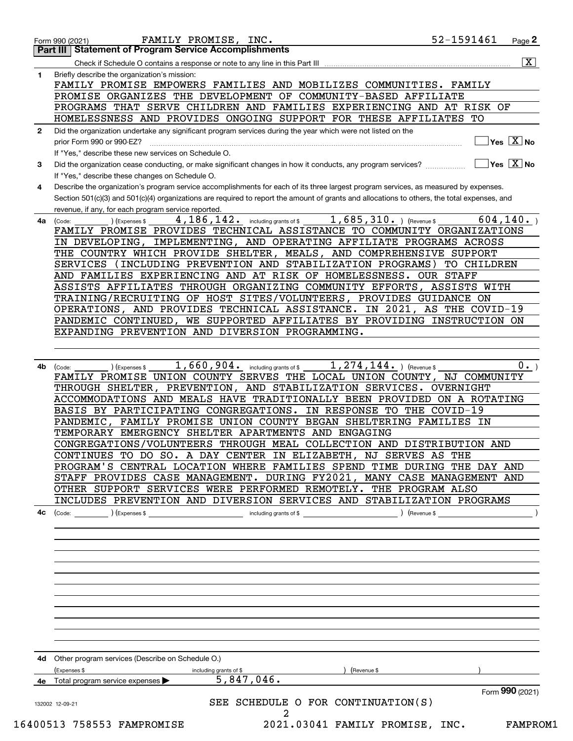Form 990 (2021) FAMILY PROMISE, INC. 52-1591461 Page **2**

## Part III Statement of Program Service Accomplishments

Check if Schedule O contains a response or note to any line in this Part III ..... [X]

**1** Briefly describe the organization's mission:

FAMILY PROMISE EMPOWERS FAMILIES AND MOBILIZES COMMUNITIES. FAMILY PROMISE ORGANIZES THE DEVELOPMENT OF COMMUNITY-BASED AFFILIATE PROGRAMS THAT SERVE CHILDREN AND FAMILIES EXPERIENCING AND AT RISK OF HOMELESSNESS AND PROVIDES ONGOING SUPPORT FOR THESE AFFILIATES TO

**2** Did the organization undertake any significant program services during the year which were not listed on the prior Form 990 or 990-EZ? ..... [ ] Yes [X] No

If "Yes," describe these new services on Schedule O.

**3** Did the organization cease conducting, or make significant changes in how it conducts, any program services? ..... [ ] Yes [X] No

If "Yes," describe these changes on Schedule O.

**4** Describe the organization's program service accomplishments for each of its three largest program services, as measured by expenses. Section 501(c)(3) and 501(c)(4) organizations are required to report the amount of grants and allocations to others, the total expenses, and revenue, if any, for each program service reported.

**4a** (Code: ) (Expenses $ 4,186,142. including grants of $ 1,685,310. ) (Revenue $ 604,140. )

FAMILY PROMISE PROVIDES TECHNICAL ASSISTANCE TO COMMUNITY ORGANIZATIONS IN DEVELOPING, IMPLEMENTING, AND OPERATING AFFILIATE PROGRAMS ACROSS THE COUNTRY WHICH PROVIDE SHELTER, MEALS, AND COMPREHENSIVE SUPPORT SERVICES (INCLUDING PREVENTION AND STABILIZATION PROGRAMS) TO CHILDREN AND FAMILIES EXPERIENCING AND AT RISK OF HOMELESSNESS. OUR STAFF ASSISTS AFFILIATES THROUGH ORGANIZING COMMUNITY EFFORTS, ASSISTS WITH TRAINING/RECRUITING OF HOST SITES/VOLUNTEERS, PROVIDES GUIDANCE ON OPERATIONS, AND PROVIDES TECHNICAL ASSISTANCE. IN 2021, AS THE COVID-19 PANDEMIC CONTINUED, WE SUPPORTED AFFILIATES BY PROVIDING INSTRUCTION ON EXPANDING PREVENTION AND DIVERSION PROGRAMMING.

**4b** (Code: ) (Expenses $ 1,660,904. including grants of $ 1,274,144. ) (Revenue $ 0. )

FAMILY PROMISE UNION COUNTY SERVES THE LOCAL UNION COUNTY, NJ COMMUNITY THROUGH SHELTER, PREVENTION, AND STABILIZATION SERVICES. OVERNIGHT ACCOMMODATIONS AND MEALS HAVE TRADITIONALLY BEEN PROVIDED ON A ROTATING BASIS BY PARTICIPATING CONGREGATIONS. IN RESPONSE TO THE COVID-19 PANDEMIC, FAMILY PROMISE UNION COUNTY BEGAN SHELTERING FAMILIES IN TEMPORARY EMERGENCY SHELTER APARTMENTS AND ENGAGING CONGREGATIONS/VOLUNTEERS THROUGH MEAL COLLECTION AND DISTRIBUTION AND CONTINUES TO DO SO. A DAY CENTER IN ELIZABETH, NJ SERVES AS THE PROGRAM'S CENTRAL LOCATION WHERE FAMILIES SPEND TIME DURING THE DAY AND STAFF PROVIDES CASE MANAGEMENT. DURING FY2021, MANY CASE MANAGEMENT AND OTHER SUPPORT SERVICES WERE PERFORMED REMOTELY. THE PROGRAM ALSO INCLUDES PREVENTION AND DIVERSION SERVICES AND STABILIZATION PROGRAMS

**4c** (Code: ) (Expenses $ including grants of $ ) (Revenue $ )

**4d** Other program services (Describe on Schedule O.)

(Expenses $ including grants of $ ) (Revenue $ )

**4e** Total program service expenses ▶ 5,847,046.

Form **990** (2021)

SEE SCHEDULE O FOR CONTINUATION(S)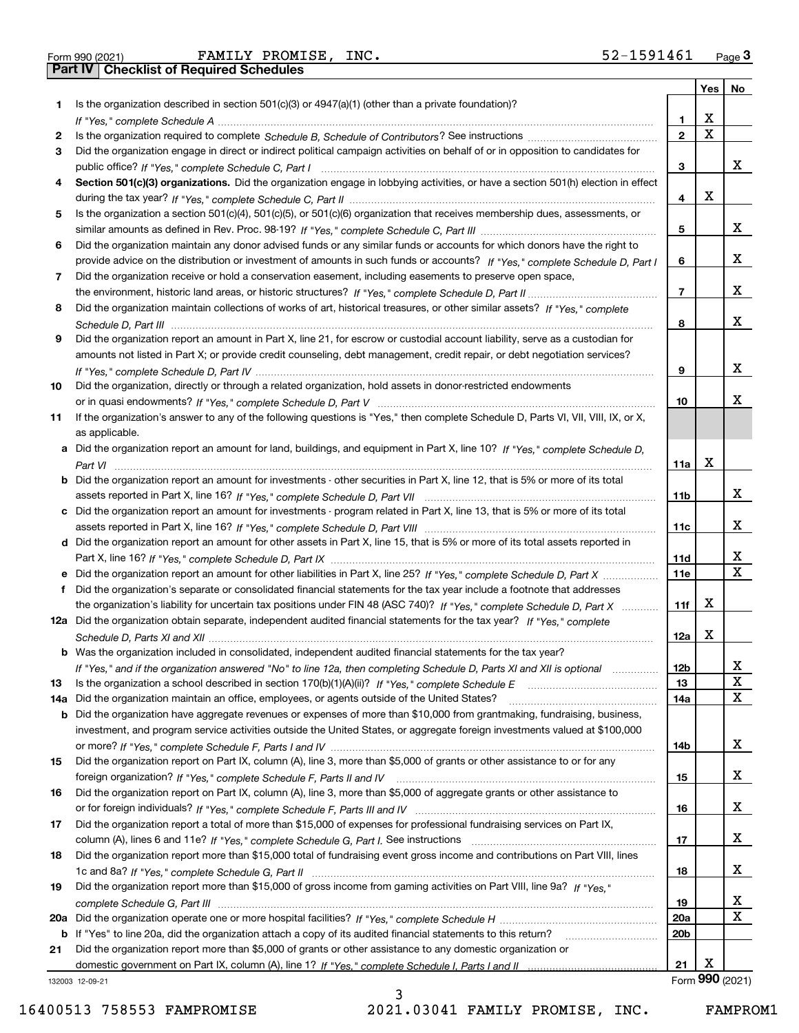Form 990 (2021) FAMILY PROMISE, INC. 52-1591461 Page **3**

## Part IV Checklist of Required Schedules

| | | | Yes | No |
|---|---|---|---|---|
| 1 | Is the organization described in section 501(c)(3) or 4947(a)(1) (other than a private foundation)? *If "Yes," complete Schedule A* | 1 | X | |
| 2 | Is the organization required to complete *Schedule B, Schedule of Contributors*? See instructions | 2 | X | |
| 3 | Did the organization engage in direct or indirect political campaign activities on behalf of or in opposition to candidates for public office? *If "Yes," complete Schedule C, Part I* | 3 | | X |
| 4 | **Section 501(c)(3) organizations.** Did the organization engage in lobbying activities, or have a section 501(h) election in effect during the tax year? *If "Yes," complete Schedule C, Part II* | 4 | X | |
| 5 | Is the organization a section 501(c)(4), 501(c)(5), or 501(c)(6) organization that receives membership dues, assessments, or similar amounts as defined in Rev. Proc. 98-19? *If "Yes," complete Schedule C, Part III* | 5 | | X |
| 6 | Did the organization maintain any donor advised funds or any similar funds or accounts for which donors have the right to provide advice on the distribution or investment of amounts in such funds or accounts? *If "Yes," complete Schedule D, Part I* | 6 | | X |
| 7 | Did the organization receive or hold a conservation easement, including easements to preserve open space, the environment, historic land areas, or historic structures? *If "Yes," complete Schedule D, Part II* | 7 | | X |
| 8 | Did the organization maintain collections of works of art, historical treasures, or other similar assets? *If "Yes," complete Schedule D, Part III* | 8 | | X |
| 9 | Did the organization report an amount in Part X, line 21, for escrow or custodial account liability, serve as a custodian for amounts not listed in Part X; or provide credit counseling, debt management, credit repair, or debt negotiation services? *If "Yes," complete Schedule D, Part IV* | 9 | | X |
| 10 | Did the organization, directly or through a related organization, hold assets in donor-restricted endowments or in quasi endowments? *If "Yes," complete Schedule D, Part V* | 10 | | X |
| 11 | If the organization's answer to any of the following questions is "Yes," then complete Schedule D, Parts VI, VII, VIII, IX, or X, as applicable. | | | |
| a | Did the organization report an amount for land, buildings, and equipment in Part X, line 10? *If "Yes," complete Schedule D, Part VI* | 11a | X | |
| b | Did the organization report an amount for investments - other securities in Part X, line 12, that is 5% or more of its total assets reported in Part X, line 16? *If "Yes," complete Schedule D, Part VII* | 11b | | X |
| c | Did the organization report an amount for investments - program related in Part X, line 13, that is 5% or more of its total assets reported in Part X, line 16? *If "Yes," complete Schedule D, Part VIII* | 11c | | X |
| d | Did the organization report an amount for other assets in Part X, line 15, that is 5% or more of its total assets reported in Part X, line 16? *If "Yes," complete Schedule D, Part IX* | 11d | | X |
| e | Did the organization report an amount for other liabilities in Part X, line 25? *If "Yes," complete Schedule D, Part X* | 11e | | X |
| f | Did the organization's separate or consolidated financial statements for the tax year include a footnote that addresses the organization's liability for uncertain tax positions under FIN 48 (ASC 740)? *If "Yes," complete Schedule D, Part X* | 11f | X | |
| 12a | Did the organization obtain separate, independent audited financial statements for the tax year? *If "Yes," complete Schedule D, Parts XI and XII* | 12a | X | |
| b | Was the organization included in consolidated, independent audited financial statements for the tax year? *If "Yes," and if the organization answered "No" to line 12a, then completing Schedule D, Parts XI and XII is optional* | 12b | | X |
| 13 | Is the organization a school described in section 170(b)(1)(A)(ii)? *If "Yes," complete Schedule E* | 13 | | X |
| 14a | Did the organization maintain an office, employees, or agents outside of the United States? | 14a | | X |
| b | Did the organization have aggregate revenues or expenses of more than $10,000 from grantmaking, fundraising, business, investment, and program service activities outside the United States, or aggregate foreign investments valued at $100,000 or more? *If "Yes," complete Schedule F, Parts I and IV* | 14b | | X |
| 15 | Did the organization report on Part IX, column (A), line 3, more than $5,000 of grants or other assistance to or for any foreign organization? *If "Yes," complete Schedule F, Parts II and IV* | 15 | | X |
| 16 | Did the organization report on Part IX, column (A), line 3, more than $5,000 of aggregate grants or other assistance to or for foreign individuals? *If "Yes," complete Schedule F, Parts III and IV* | 16 | | X |
| 17 | Did the organization report a total of more than $15,000 of expenses for professional fundraising services on Part IX, column (A), lines 6 and 11e? *If "Yes," complete Schedule G, Part I.* See instructions | 17 | | X |
| 18 | Did the organization report more than $15,000 total of fundraising event gross income and contributions on Part VIII, lines 1c and 8a? *If "Yes," complete Schedule G, Part II* | 18 | | X |
| 19 | Did the organization report more than $15,000 of gross income from gaming activities on Part VIII, line 9a? *If "Yes," complete Schedule G, Part III* | 19 | | X |
| 20a | Did the organization operate one or more hospital facilities? *If "Yes," complete Schedule H* | 20a | | X |
| b | If "Yes" to line 20a, did the organization attach a copy of its audited financial statements to this return? | 20b | | |
| 21 | Did the organization report more than $5,000 of grants or other assistance to any domestic organization or domestic government on Part IX, column (A), line 1? *If "Yes," complete Schedule I, Parts I and II* | 21 | X | |

Form **990** (2021)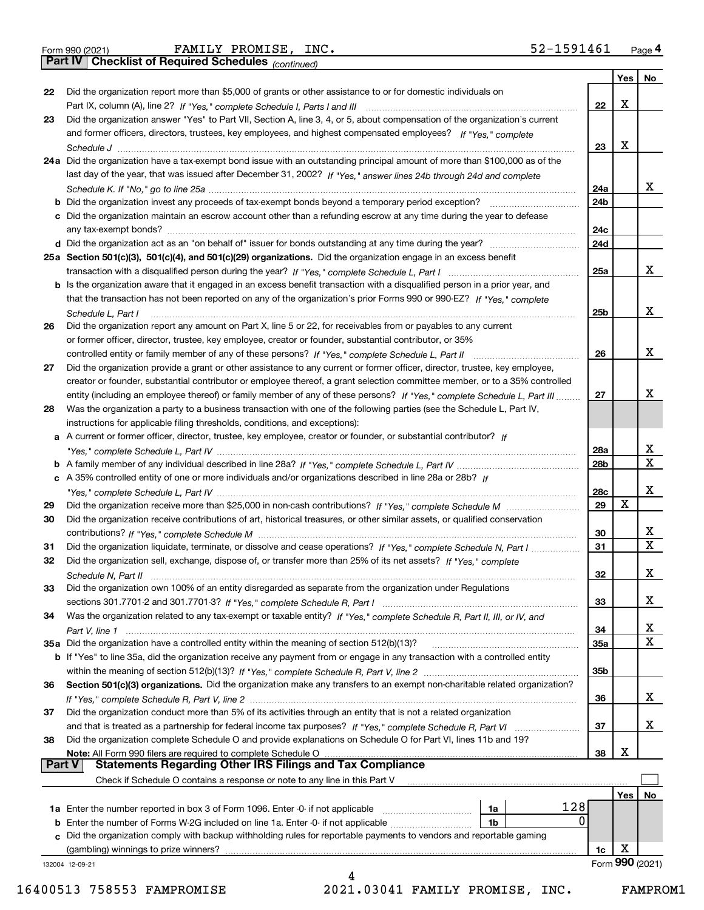Form 990 (2021) FAMILY PROMISE, INC. 52-1591461 Page 4

## Part IV Checklist of Required Schedules *(continued)*

| | | | Yes | No |
|---|---|---|---|---|
| 22 | Did the organization report more than $5,000 of grants or other assistance to or for domestic individuals on Part IX, column (A), line 2? *If "Yes," complete Schedule I, Parts I and III* | 22 | X | |
| 23 | Did the organization answer "Yes" to Part VII, Section A, line 3, 4, or 5, about compensation of the organization's current and former officers, directors, trustees, key employees, and highest compensated employees? *If "Yes," complete Schedule J* | 23 | X | |
| 24a | Did the organization have a tax-exempt bond issue with an outstanding principal amount of more than $100,000 as of the last day of the year, that was issued after December 31, 2002? *If "Yes," answer lines 24b through 24d and complete Schedule K. If "No," go to line 25a* | 24a | | X |
| b | Did the organization invest any proceeds of tax-exempt bonds beyond a temporary period exception? | 24b | | |
| c | Did the organization maintain an escrow account other than a refunding escrow at any time during the year to defease any tax-exempt bonds? | 24c | | |
| d | Did the organization act as an "on behalf of" issuer for bonds outstanding at any time during the year? | 24d | | |
| 25a | **Section 501(c)(3), 501(c)(4), and 501(c)(29) organizations.** Did the organization engage in an excess benefit transaction with a disqualified person during the year? *If "Yes," complete Schedule L, Part I* | 25a | | X |
| b | Is the organization aware that it engaged in an excess benefit transaction with a disqualified person in a prior year, and that the transaction has not been reported on any of the organization's prior Forms 990 or 990-EZ? *If "Yes," complete Schedule L, Part I* | 25b | | X |
| 26 | Did the organization report any amount on Part X, line 5 or 22, for receivables from or payables to any current or former officer, director, trustee, key employee, creator or founder, substantial contributor, or 35% controlled entity or family member of any of these persons? *If "Yes," complete Schedule L, Part II* | 26 | | X |
| 27 | Did the organization provide a grant or other assistance to any current or former officer, director, trustee, key employee, creator or founder, substantial contributor or employee thereof, a grant selection committee member, or to a 35% controlled entity (including an employee thereof) or family member of any of these persons? *If "Yes," complete Schedule L, Part III* | 27 | | X |
| 28 | Was the organization a party to a business transaction with one of the following parties (see the Schedule L, Part IV, instructions for applicable filing thresholds, conditions, and exceptions): | | | |
| a | A current or former officer, director, trustee, key employee, creator or founder, or substantial contributor? *If "Yes," complete Schedule L, Part IV* | 28a | | X |
| b | A family member of any individual described in line 28a? *If "Yes," complete Schedule L, Part IV* | 28b | | X |
| c | A 35% controlled entity of one or more individuals and/or organizations described in line 28a or 28b? *If "Yes," complete Schedule L, Part IV* | 28c | | X |
| 29 | Did the organization receive more than $25,000 in non-cash contributions? *If "Yes," complete Schedule M* | 29 | X | |
| 30 | Did the organization receive contributions of art, historical treasures, or other similar assets, or qualified conservation contributions? *If "Yes," complete Schedule M* | 30 | | X |
| 31 | Did the organization liquidate, terminate, or dissolve and cease operations? *If "Yes," complete Schedule N, Part I* | 31 | | X |
| 32 | Did the organization sell, exchange, dispose of, or transfer more than 25% of its net assets? *If "Yes," complete Schedule N, Part II* | 32 | | X |
| 33 | Did the organization own 100% of an entity disregarded as separate from the organization under Regulations sections 301.7701-2 and 301.7701-3? *If "Yes," complete Schedule R, Part I* | 33 | | X |
| 34 | Was the organization related to any tax-exempt or taxable entity? *If "Yes," complete Schedule R, Part II, III, or IV, and Part V, line 1* | 34 | | X |
| 35a | Did the organization have a controlled entity within the meaning of section 512(b)(13)? | 35a | | X |
| b | If "Yes" to line 35a, did the organization receive any payment from or engage in any transaction with a controlled entity within the meaning of section 512(b)(13)? *If "Yes," complete Schedule R, Part V, line 2* | 35b | | |
| 36 | **Section 501(c)(3) organizations.** Did the organization make any transfers to an exempt non-charitable related organization? *If "Yes," complete Schedule R, Part V, line 2* | 36 | | X |
| 37 | Did the organization conduct more than 5% of its activities through an entity that is not a related organization and that is treated as a partnership for federal income tax purposes? *If "Yes," complete Schedule R, Part VI* | 37 | | X |
| 38 | Did the organization complete Schedule O and provide explanations on Schedule O for Part VI, lines 11b and 19? **Note:** All Form 990 filers are required to complete Schedule O | 38 | X | |

## Part V Statements Regarding Other IRS Filings and Tax Compliance

Check if Schedule O contains a response or note to any line in this Part V ☐

| | | | | | Yes | No |
|---|---|---|---|---|---|---|
| 1a | Enter the number reported in box 3 of Form 1096. Enter -0- if not applicable | 1a | 128 | | | |
| b | Enter the number of Forms W-2G included on line 1a. Enter -0- if not applicable | 1b | 0 | | | |
| c | Did the organization comply with backup withholding rules for reportable payments to vendors and reportable gaming (gambling) winnings to prize winners? | | | 1c | X | |

132004 12-09-21 Form **990** (2021)

16400513 758553 FAMPROMISE 2021.03041 FAMILY PROMISE, INC. FAMPROM1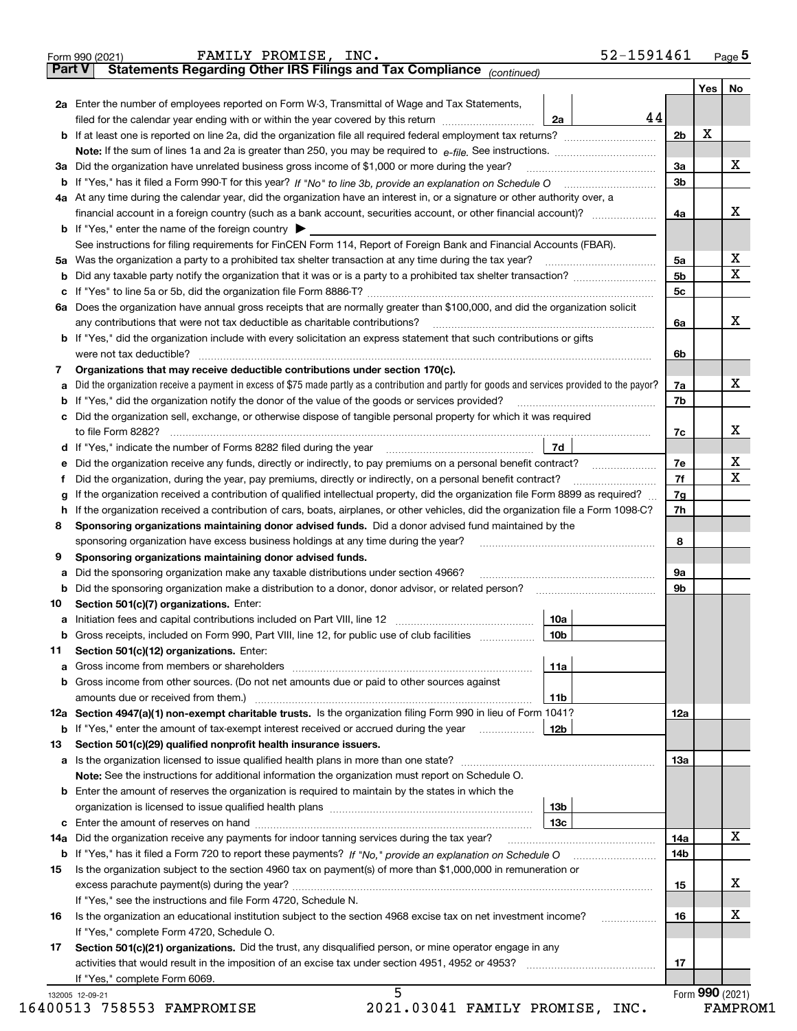Form 990 (2021) FAMILY PROMISE, INC. 52-1591461 Page 5

## Part V Statements Regarding Other IRS Filings and Tax Compliance *(continued)*

| | | | | Yes | No |
|---|---|---|---|---|---|
| **2a** | Enter the number of employees reported on Form W-3, Transmittal of Wage and Tax Statements, filed for the calendar year ending with or within the year covered by this return | 2a | 44 | | |
| **b** | If at least one is reported on line 2a, did the organization file all required federal employment tax returns? | | 2b | X | |
| | **Note:** If the sum of lines 1a and 2a is greater than 250, you may be required to *e-file*. See instructions. | | | | |
| **3a** | Did the organization have unrelated business gross income of $1,000 or more during the year? | | 3a | | X |
| **b** | If "Yes," has it filed a Form 990-T for this year? *If "No" to line 3b, provide an explanation on Schedule O* | | 3b | | |
| **4a** | At any time during the calendar year, did the organization have an interest in, or a signature or other authority over, a financial account in a foreign country (such as a bank account, securities account, or other financial account)? | | 4a | | X |
| **b** | If "Yes," enter the name of the foreign country ▶ | | | | |
| | See instructions for filing requirements for FinCEN Form 114, Report of Foreign Bank and Financial Accounts (FBAR). | | | | |
| **5a** | Was the organization a party to a prohibited tax shelter transaction at any time during the tax year? | | 5a | | X |
| **b** | Did any taxable party notify the organization that it was or is a party to a prohibited tax shelter transaction? | | 5b | | X |
| **c** | If "Yes" to line 5a or 5b, did the organization file Form 8886-T? | | 5c | | |
| **6a** | Does the organization have annual gross receipts that are normally greater than $100,000, and did the organization solicit any contributions that were not tax deductible as charitable contributions? | | 6a | | X |
| **b** | If "Yes," did the organization include with every solicitation an express statement that such contributions or gifts were not tax deductible? | | 6b | | |
| **7** | **Organizations that may receive deductible contributions under section 170(c).** | | | | |
| **a** | Did the organization receive a payment in excess of $75 made partly as a contribution and partly for goods and services provided to the payor? | | 7a | | X |
| **b** | If "Yes," did the organization notify the donor of the value of the goods or services provided? | | 7b | | |
| **c** | Did the organization sell, exchange, or otherwise dispose of tangible personal property for which it was required to file Form 8282? | | 7c | | X |
| **d** | If "Yes," indicate the number of Forms 8282 filed during the year | 7d | | | |
| **e** | Did the organization receive any funds, directly or indirectly, to pay premiums on a personal benefit contract? | | 7e | | X |
| **f** | Did the organization, during the year, pay premiums, directly or indirectly, on a personal benefit contract? | | 7f | | X |
| **g** | If the organization received a contribution of qualified intellectual property, did the organization file Form 8899 as required? | | 7g | | |
| **h** | If the organization received a contribution of cars, boats, airplanes, or other vehicles, did the organization file a Form 1098-C? | | 7h | | |
| **8** | **Sponsoring organizations maintaining donor advised funds.** Did a donor advised fund maintained by the sponsoring organization have excess business holdings at any time during the year? | | 8 | | |
| **9** | **Sponsoring organizations maintaining donor advised funds.** | | | | |
| **a** | Did the sponsoring organization make any taxable distributions under section 4966? | | 9a | | |
| **b** | Did the sponsoring organization make a distribution to a donor, donor advisor, or related person? | | 9b | | |
| **10** | **Section 501(c)(7) organizations.** Enter: | | | | |
| **a** | Initiation fees and capital contributions included on Part VIII, line 12 | 10a | | | |
| **b** | Gross receipts, included on Form 990, Part VIII, line 12, for public use of club facilities | 10b | | | |
| **11** | **Section 501(c)(12) organizations.** Enter: | | | | |
| **a** | Gross income from members or shareholders | 11a | | | |
| **b** | Gross income from other sources. (Do not net amounts due or paid to other sources against amounts due or received from them.) | 11b | | | |
| **12a** | **Section 4947(a)(1) non-exempt charitable trusts.** Is the organization filing Form 990 in lieu of Form 1041? | | 12a | | |
| **b** | If "Yes," enter the amount of tax-exempt interest received or accrued during the year | 12b | | | |
| **13** | **Section 501(c)(29) qualified nonprofit health insurance issuers.** | | | | |
| **a** | Is the organization licensed to issue qualified health plans in more than one state? | | 13a | | |
| | **Note:** See the instructions for additional information the organization must report on Schedule O. | | | | |
| **b** | Enter the amount of reserves the organization is required to maintain by the states in which the organization is licensed to issue qualified health plans | 13b | | | |
| **c** | Enter the amount of reserves on hand | 13c | | | |
| **14a** | Did the organization receive any payments for indoor tanning services during the tax year? | | 14a | | X |
| **b** | If "Yes," has it filed a Form 720 to report these payments? *If "No," provide an explanation on Schedule O* | | 14b | | |
| **15** | Is the organization subject to the section 4960 tax on payment(s) of more than $1,000,000 in remuneration or excess parachute payment(s) during the year? | | 15 | | X |
| | If "Yes," see the instructions and file Form 4720, Schedule N. | | | | |
| **16** | Is the organization an educational institution subject to the section 4968 excise tax on net investment income? | | 16 | | X |
| | If "Yes," complete Form 4720, Schedule O. | | | | |
| **17** | **Section 501(c)(21) organizations.** Did the trust, any disqualified person, or mine operator engage in any activities that would result in the imposition of an excise tax under section 4951, 4952 or 4953? | | 17 | | |
| | If "Yes," complete Form 6069. | | | | |

Form **990** (2021)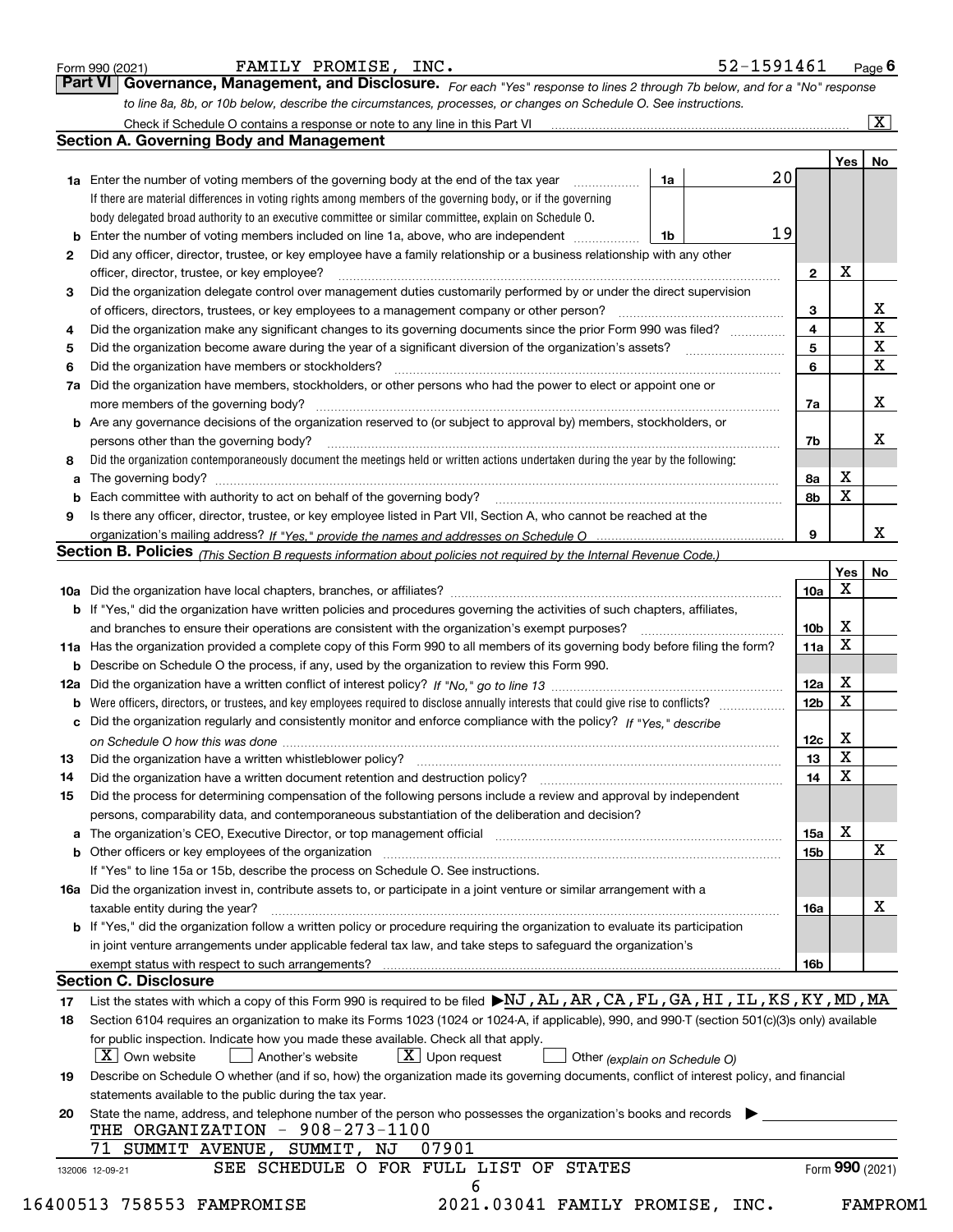Form 990 (2021) FAMILY PROMISE, INC. 52-1591461 Page 6

## Part VI Governance, Management, and Disclosure.

*For each "Yes" response to lines 2 through 7b below, and for a "No" response to line 8a, 8b, or 10b below, describe the circumstances, processes, or changes on Schedule O. See instructions.*

Check if Schedule O contains a response or note to any line in this Part VI ..... [X]

### Section A. Governing Body and Management

| | | | | Yes | No |
|---|---|---|---|---|---|
| **1a** | Enter the number of voting members of the governing body at the end of the tax year ..... **1a** 20. If there are material differences in voting rights among members of the governing body, or if the governing body delegated broad authority to an executive committee or similar committee, explain on Schedule O. | | | | |
| **b** | Enter the number of voting members included on line 1a, above, who are independent ..... **1b** 19 | | | | |
| **2** | Did any officer, director, trustee, or key employee have a family relationship or a business relationship with any other officer, director, trustee, or key employee? | | 2 | X | |
| **3** | Did the organization delegate control over management duties customarily performed by or under the direct supervision of officers, directors, trustees, or key employees to a management company or other person? | | 3 | | X |
| **4** | Did the organization make any significant changes to its governing documents since the prior Form 990 was filed? | | 4 | | X |
| **5** | Did the organization become aware during the year of a significant diversion of the organization's assets? | | 5 | | X |
| **6** | Did the organization have members or stockholders? | | 6 | | X |
| **7a** | Did the organization have members, stockholders, or other persons who had the power to elect or appoint one or more members of the governing body? | | 7a | | X |
| **b** | Are any governance decisions of the organization reserved to (or subject to approval by) members, stockholders, or persons other than the governing body? | | 7b | | X |
| **8** | Did the organization contemporaneously document the meetings held or written actions undertaken during the year by the following: | | | | |
| **a** | The governing body? | | 8a | X | |
| **b** | Each committee with authority to act on behalf of the governing body? | | 8b | X | |
| **9** | Is there any officer, director, trustee, or key employee listed in Part VII, Section A, who cannot be reached at the organization's mailing address? *If "Yes," provide the names and addresses on Schedule O* | | 9 | | X |

### Section B. Policies *(This Section B requests information about policies not required by the Internal Revenue Code.)*

| | | | Yes | No |
|---|---|---|---|---|
| **10a** | Did the organization have local chapters, branches, or affiliates? | 10a | X | |
| **b** | If "Yes," did the organization have written policies and procedures governing the activities of such chapters, affiliates, and branches to ensure their operations are consistent with the organization's exempt purposes? | 10b | X | |
| **11a** | Has the organization provided a complete copy of this Form 990 to all members of its governing body before filing the form? | 11a | X | |
| **b** | Describe on Schedule O the process, if any, used by the organization to review this Form 990. | | | |
| **12a** | Did the organization have a written conflict of interest policy? *If "No," go to line 13* | 12a | X | |
| **b** | Were officers, directors, or trustees, and key employees required to disclose annually interests that could give rise to conflicts? | 12b | X | |
| **c** | Did the organization regularly and consistently monitor and enforce compliance with the policy? *If "Yes," describe on Schedule O how this was done* | 12c | X | |
| **13** | Did the organization have a written whistleblower policy? | 13 | X | |
| **14** | Did the organization have a written document retention and destruction policy? | 14 | X | |
| **15** | Did the process for determining compensation of the following persons include a review and approval by independent persons, comparability data, and contemporaneous substantiation of the deliberation and decision? | | | |
| **a** | The organization's CEO, Executive Director, or top management official | 15a | X | |
| **b** | Other officers or key employees of the organization | 15b | | X |
| | If "Yes" to line 15a or 15b, describe the process on Schedule O. See instructions. | | | |
| **16a** | Did the organization invest in, contribute assets to, or participate in a joint venture or similar arrangement with a taxable entity during the year? | 16a | | X |
| **b** | If "Yes," did the organization follow a written policy or procedure requiring the organization to evaluate its participation in joint venture arrangements under applicable federal tax law, and take steps to safeguard the organization's exempt status with respect to such arrangements? | 16b | | |

### Section C. Disclosure

**17** List the states with which a copy of this Form 990 is required to be filed ▶ NJ,AL,AR,CA,FL,GA,HI,IL,KS,KY,MD,MA

**18** Section 6104 requires an organization to make its Forms 1023 (1024 or 1024-A, if applicable), 990, and 990-T (section 501(c)(3)s only) available for public inspection. Indicate how you made these available. Check all that apply.

[X] Own website  [ ] Another's website  [X] Upon request  [ ] Other *(explain on Schedule O)*

**19** Describe on Schedule O whether (and if so, how) the organization made its governing documents, conflict of interest policy, and financial statements available to the public during the tax year.

**20** State the name, address, and telephone number of the person who possesses the organization's books and records ▶

THE ORGANIZATION - 908-273-1100
71 SUMMIT AVENUE, SUMMIT, NJ 07901

SEE SCHEDULE O FOR FULL LIST OF STATES

Form **990** (2021)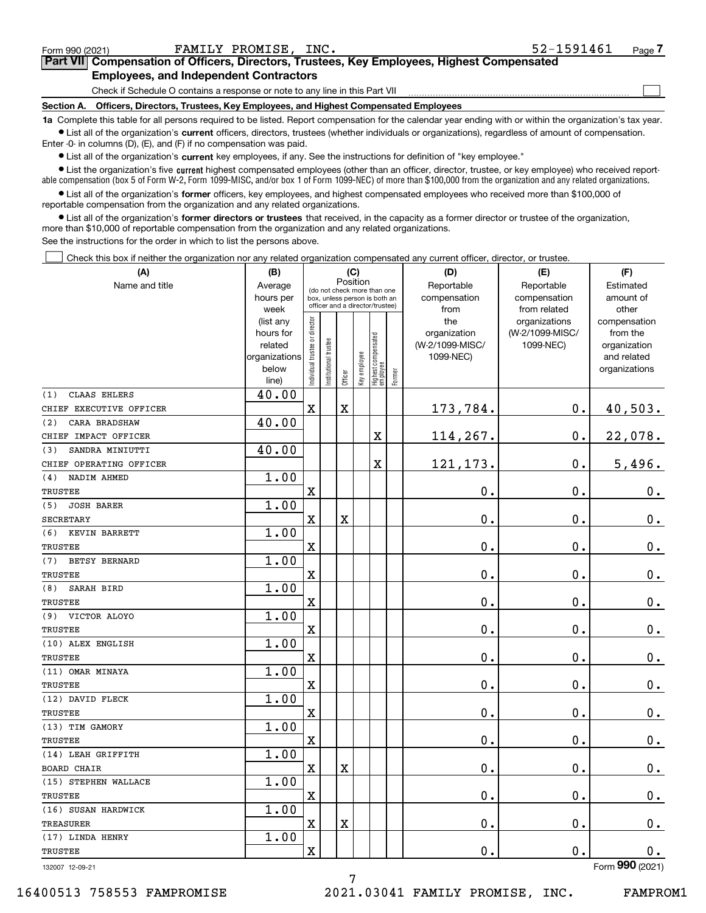Form 990 (2021) FAMILY PROMISE, INC. 52-1591461 Page 7

## Part VII Compensation of Officers, Directors, Trustees, Key Employees, Highest Compensated Employees, and Independent Contractors

Check if Schedule O contains a response or note to any line in this Part VII ☐

### Section A. Officers, Directors, Trustees, Key Employees, and Highest Compensated Employees

**1a** Complete this table for all persons required to be listed. Report compensation for the calendar year ending with or within the organization's tax year.

- List all of the organization's **current** officers, directors, trustees (whether individuals or organizations), regardless of amount of compensation. Enter -0- in columns (D), (E), and (F) if no compensation was paid.
- List all of the organization's **current** key employees, if any. See the instructions for definition of "key employee."
- List the organization's five **current** highest compensated employees (other than an officer, director, trustee, or key employee) who received reportable compensation (box 5 of Form W-2, Form 1099-MISC, and/or box 1 of Form 1099-NEC) of more than $100,000 from the organization and any related organizations.
- List all of the organization's **former** officers, key employees, and highest compensated employees who received more than $100,000 of reportable compensation from the organization and any related organizations.
- List all of the organization's **former directors or trustees** that received, in the capacity as a former director or trustee of the organization, more than $10,000 of reportable compensation from the organization and any related organizations.

See the instructions for the order in which to list the persons above.

☐ Check this box if neither the organization nor any related organization compensated any current officer, director, or trustee.

| (A) Name and title | (B) Average hours per week (list any hours for related organizations below line) | (C) Position: Individual trustee or director | Institutional trustee | Officer | Key employee | Highest compensated employee | Former | (D) Reportable compensation from the organization (W-2/1099-MISC/1099-NEC) | (E) Reportable compensation from related organizations (W-2/1099-MISC/1099-NEC) | (F) Estimated amount of other compensation from the organization and related organizations |
|---|---|---|---|---|---|---|---|---|---|---|
| (1) CLAAS EHLERS<br>CHIEF EXECUTIVE OFFICER | 40.00 | X | | X | | | | 173,784. | 0. | 40,503. |
| (2) CARA BRADSHAW<br>CHIEF IMPACT OFFICER | 40.00 | | | | | X | | 114,267. | 0. | 22,078. |
| (3) SANDRA MINIUTTI<br>CHIEF OPERATING OFFICER | 40.00 | | | | | X | | 121,173. | 0. | 5,496. |
| (4) NADIM AHMED<br>TRUSTEE | 1.00 | X | | | | | | 0. | 0. | 0. |
| (5) JOSH BARER<br>SECRETARY | 1.00 | X | | X | | | | 0. | 0. | 0. |
| (6) KEVIN BARRETT<br>TRUSTEE | 1.00 | X | | | | | | 0. | 0. | 0. |
| (7) BETSY BERNARD<br>TRUSTEE | 1.00 | X | | | | | | 0. | 0. | 0. |
| (8) SARAH BIRD<br>TRUSTEE | 1.00 | X | | | | | | 0. | 0. | 0. |
| (9) VICTOR ALOYO<br>TRUSTEE | 1.00 | X | | | | | | 0. | 0. | 0. |
| (10) ALEX ENGLISH<br>TRUSTEE | 1.00 | X | | | | | | 0. | 0. | 0. |
| (11) OMAR MINAYA<br>TRUSTEE | 1.00 | X | | | | | | 0. | 0. | 0. |
| (12) DAVID FLECK<br>TRUSTEE | 1.00 | X | | | | | | 0. | 0. | 0. |
| (13) TIM GAMORY<br>TRUSTEE | 1.00 | X | | | | | | 0. | 0. | 0. |
| (14) LEAH GRIFFITH<br>BOARD CHAIR | 1.00 | X | | X | | | | 0. | 0. | 0. |
| (15) STEPHEN WALLACE<br>TRUSTEE | 1.00 | X | | | | | | 0. | 0. | 0. |
| (16) SUSAN HARDWICK<br>TREASURER | 1.00 | X | | X | | | | 0. | 0. | 0. |
| (17) LINDA HENRY<br>TRUSTEE | 1.00 | X | | | | | | 0. | 0. | 0. |

132007 12-09-21 Form 990 (2021)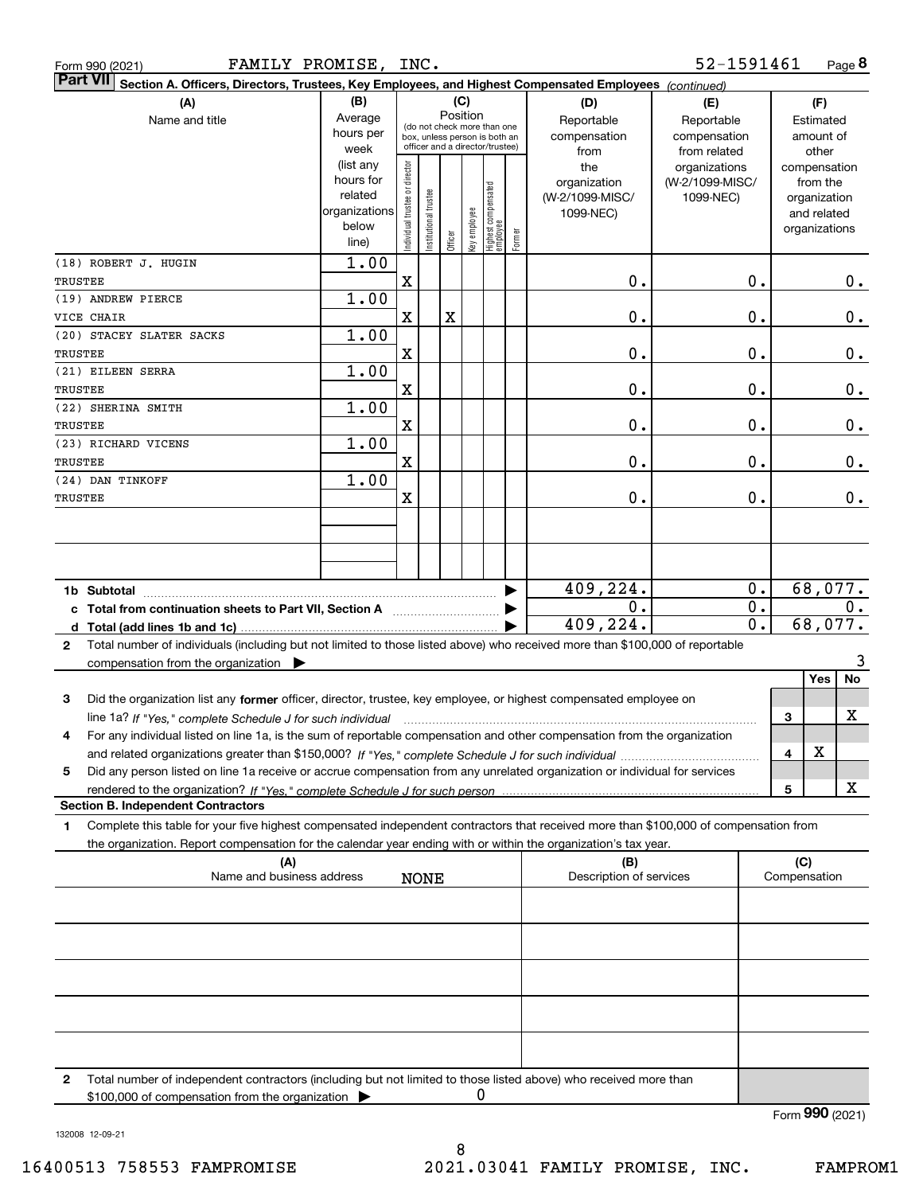Form 990 (2021) FAMILY PROMISE, INC. 52-1591461 Page **8**

**Part VII** **Section A. Officers, Directors, Trustees, Key Employees, and Highest Compensated Employees** *(continued)*

| (A) Name and title | (B) Average hours per week (list any hours for related organizations below line) | (C) Position: Individual trustee or director | Institutional trustee | Officer | Key employee | Highest compensated employee | Former | (D) Reportable compensation from the organization (W-2/1099-MISC/ 1099-NEC) | (E) Reportable compensation from related organizations (W-2/1099-MISC/ 1099-NEC) | (F) Estimated amount of other compensation from the organization and related organizations |
|---|---|---|---|---|---|---|---|---|---|---|
| (18) ROBERT J. HUGIN<br>TRUSTEE | 1.00 | X | | | | | | 0. | 0. | 0. |
| (19) ANDREW PIERCE<br>VICE CHAIR | 1.00 | X | | X | | | | 0. | 0. | 0. |
| (20) STACEY SLATER SACKS<br>TRUSTEE | 1.00 | X | | | | | | 0. | 0. | 0. |
| (21) EILEEN SERRA<br>TRUSTEE | 1.00 | X | | | | | | 0. | 0. | 0. |
| (22) SHERINA SMITH<br>TRUSTEE | 1.00 | X | | | | | | 0. | 0. | 0. |
| (23) RICHARD VICENS<br>TRUSTEE | 1.00 | X | | | | | | 0. | 0. | 0. |
| (24) DAN TINKOFF<br>TRUSTEE | 1.00 | X | | | | | | 0. | 0. | 0. |
| | | | | | | | | | | |
| | | | | | | | | | | |
| **1b Subtotal** | | | | | | | | 409,224. | 0. | 68,077. |
| **c Total from continuation sheets to Part VII, Section A** | | | | | | | | 0. | 0. | 0. |
| **d Total (add lines 1b and 1c)** | | | | | | | | 409,224. | 0. | 68,077. |

**2** Total number of individuals (including but not limited to those listed above) who received more than $100,000 of reportable compensation from the organization ▶ 3

| | | | Yes | No |
|---|---|---|---|---|
| **3** | Did the organization list any **former** officer, director, trustee, key employee, or highest compensated employee on line 1a? *If "Yes," complete Schedule J for such individual* | 3 | | X |
| **4** | For any individual listed on line 1a, is the sum of reportable compensation and other compensation from the organization and related organizations greater than $150,000? *If "Yes," complete Schedule J for such individual* | 4 | X | |
| **5** | Did any person listed on line 1a receive or accrue compensation from any unrelated organization or individual for services rendered to the organization? *If "Yes," complete Schedule J for such person* | 5 | | X |

**Section B. Independent Contractors**

**1** Complete this table for your five highest compensated independent contractors that received more than $100,000 of compensation from the organization. Report compensation for the calendar year ending with or within the organization's tax year.

| (A) Name and business address | (B) Description of services | (C) Compensation |
|---|---|---|
| NONE | | |
| | | |
| | | |
| | | |
| | | |

**2** Total number of independent contractors (including but not limited to those listed above) who received more than $100,000 of compensation from the organization ▶ 0

Form **990** (2021)

132008 12-09-21

16400513 758553 FAMPROMISE 2021.03041 FAMILY PROMISE, INC. FAMPROM1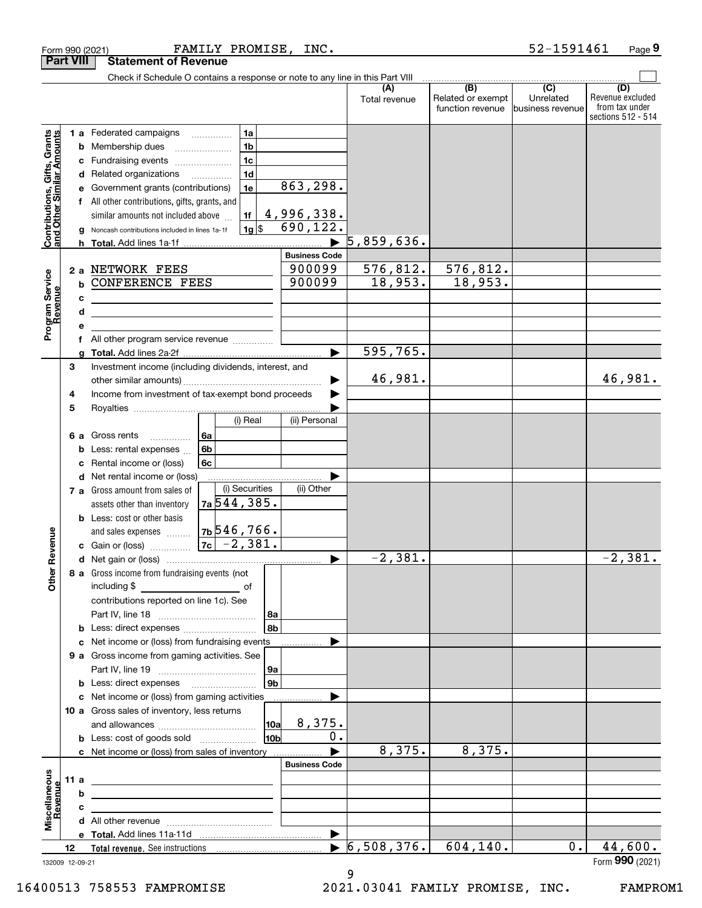Form 990 (2021) FAMILY PROMISE, INC. 52-1591461 Page 9

## Part VIII Statement of Revenue

Check if Schedule O contains a response or note to any line in this Part VIII

| | | | | (A) Total revenue | (B) Related or exempt function revenue | (C) Unrelated business revenue | (D) Revenue excluded from tax under sections 512 - 514 |
|---|---|---|---|---|---|---|---|
| **Contributions, Gifts, Grants and Other Similar Amounts** | 1 a Federated campaigns | 1a | | | | | |
| | b Membership dues | 1b | | | | | |
| | c Fundraising events | 1c | | | | | |
| | d Related organizations | 1d | | | | | |
| | e Government grants (contributions) | 1e | 863,298. | | | | |
| | f All other contributions, gifts, grants, and similar amounts not included above | 1f | 4,996,338. | | | | |
| | g Noncash contributions included in lines 1a-1f | 1g $ | 690,122. | | | | |
| | h Total. Add lines 1a-1f | | ▶ | 5,859,636. | | | |
| | | | **Business Code** | | | | |
| **Program Service Revenue** | 2 a NETWORK FEES | | 900099 | 576,812. | 576,812. | | |
| | b CONFERENCE FEES | | 900099 | 18,953. | 18,953. | | |
| | c | | | | | | |
| | d | | | | | | |
| | e | | | | | | |
| | f All other program service revenue | | | | | | |
| | g Total. Add lines 2a-2f | | ▶ | 595,765. | | | |
| **Other Revenue** | 3 Investment income (including dividends, interest, and other similar amounts) | | ▶ | 46,981. | | | 46,981. |
| | 4 Income from investment of tax-exempt bond proceeds | | ▶ | | | | |
| | 5 Royalties | | ▶ | | | | |
| | | (i) Real | (ii) Personal | | | | |
| | 6 a Gross rents 6a | | | | | | |
| | b Less: rental expenses 6b | | | | | | |
| | c Rental income or (loss) 6c | | | | | | |
| | d Net rental income or (loss) | | ▶ | | | | |
| | | (i) Securities | (ii) Other | | | | |
| | 7 a Gross amount from sales of assets other than inventory 7a | 544,385. | | | | | |
| | b Less: cost or other basis and sales expenses 7b | 546,766. | | | | | |
| | c Gain or (loss) 7c | -2,381. | | | | | |
| | d Net gain or (loss) | | ▶ | -2,381. | | | -2,381. |
| | 8 a Gross income from fundraising events (not including $ of contributions reported on line 1c). See Part IV, line 18 | 8a | | | | | |
| | b Less: direct expenses | 8b | | | | | |
| | c Net income or (loss) from fundraising events | | ▶ | | | | |
| | 9 a Gross income from gaming activities. See Part IV, line 19 | 9a | | | | | |
| | b Less: direct expenses | 9b | | | | | |
| | c Net income or (loss) from gaming activities | | ▶ | | | | |
| | 10 a Gross sales of inventory, less returns and allowances | 10a | 8,375. | | | | |
| | b Less: cost of goods sold | 10b | 0. | | | | |
| | c Net income or (loss) from sales of inventory | | ▶ | 8,375. | 8,375. | | |
| | | | **Business Code** | | | | |
| **Miscellaneous Revenue** | 11 a | | | | | | |
| | b | | | | | | |
| | c | | | | | | |
| | d All other revenue | | | | | | |
| | e Total. Add lines 11a-11d | | ▶ | | | | |
| | 12 Total revenue. See instructions | | ▶ | 6,508,376. | 604,140. | 0. | 44,600. |

132009 12-09-21

Form **990** (2021)

16400513 758553 FAMPROMISE 2021.03041 FAMILY PROMISE, INC. FAMPROM1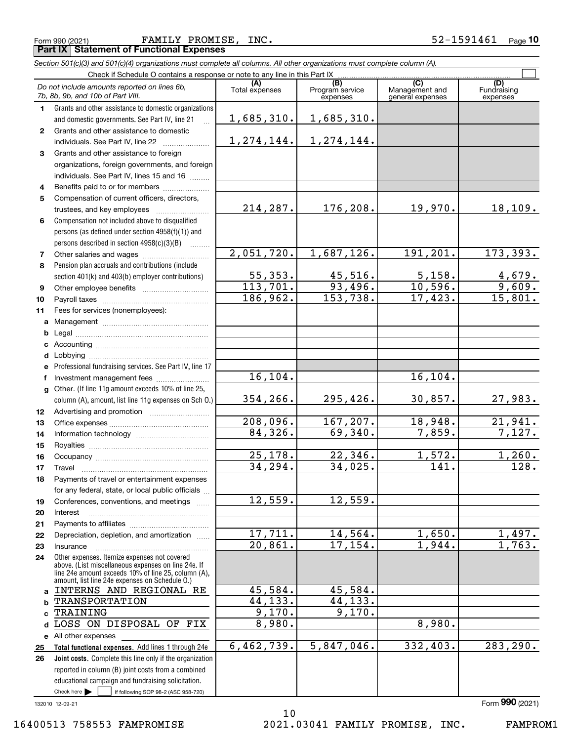Form 990 (2021) FAMILY PROMISE, INC. 52-1591461 Page 10

**Part IX Statement of Functional Expenses**

*Section 501(c)(3) and 501(c)(4) organizations must complete all columns. All other organizations must complete column (A).*

Check if Schedule O contains a response or note to any line in this Part IX

| *Do not include amounts reported on lines 6b, 7b, 8b, 9b, and 10b of Part VIII.* | (A) Total expenses | (B) Program service expenses | (C) Management and general expenses | (D) Fundraising expenses |
|---|---|---|---|---|
| 1 Grants and other assistance to domestic organizations and domestic governments. See Part IV, line 21 | 1,685,310. | 1,685,310. | | |
| 2 Grants and other assistance to domestic individuals. See Part IV, line 22 | 1,274,144. | 1,274,144. | | |
| 3 Grants and other assistance to foreign organizations, foreign governments, and foreign individuals. See Part IV, lines 15 and 16 | | | | |
| 4 Benefits paid to or for members | | | | |
| 5 Compensation of current officers, directors, trustees, and key employees | 214,287. | 176,208. | 19,970. | 18,109. |
| 6 Compensation not included above to disqualified persons (as defined under section 4958(f)(1)) and persons described in section 4958(c)(3)(B) | | | | |
| 7 Other salaries and wages | 2,051,720. | 1,687,126. | 191,201. | 173,393. |
| 8 Pension plan accruals and contributions (include section 401(k) and 403(b) employer contributions) | 55,353. | 45,516. | 5,158. | 4,679. |
| 9 Other employee benefits | 113,701. | 93,496. | 10,596. | 9,609. |
| 10 Payroll taxes | 186,962. | 153,738. | 17,423. | 15,801. |
| 11 Fees for services (nonemployees): | | | | |
| a Management | | | | |
| b Legal | | | | |
| c Accounting | | | | |
| d Lobbying | | | | |
| e Professional fundraising services. See Part IV, line 17 | | | | |
| f Investment management fees | 16,104. | | 16,104. | |
| g Other. (If line 11g amount exceeds 10% of line 25, column (A), amount, list line 11g expenses on Sch O.) | 354,266. | 295,426. | 30,857. | 27,983. |
| 12 Advertising and promotion | | | | |
| 13 Office expenses | 208,096. | 167,207. | 18,948. | 21,941. |
| 14 Information technology | 84,326. | 69,340. | 7,859. | 7,127. |
| 15 Royalties | | | | |
| 16 Occupancy | 25,178. | 22,346. | 1,572. | 1,260. |
| 17 Travel | 34,294. | 34,025. | 141. | 128. |
| 18 Payments of travel or entertainment expenses for any federal, state, or local public officials | | | | |
| 19 Conferences, conventions, and meetings | 12,559. | 12,559. | | |
| 20 Interest | | | | |
| 21 Payments to affiliates | | | | |
| 22 Depreciation, depletion, and amortization | 17,711. | 14,564. | 1,650. | 1,497. |
| 23 Insurance | 20,861. | 17,154. | 1,944. | 1,763. |
| 24 Other expenses. Itemize expenses not covered above. (List miscellaneous expenses on line 24e. If line 24e amount exceeds 10% of line 25, column (A), amount, list line 24e expenses on Schedule O.) | | | | |
| a INTERNS AND REGIONAL RE | 45,584. | 45,584. | | |
| b TRANSPORTATION | 44,133. | 44,133. | | |
| c TRAINING | 9,170. | 9,170. | | |
| d LOSS ON DISPOSAL OF FIX | 8,980. | | 8,980. | |
| e All other expenses | | | | |
| 25 **Total functional expenses.** Add lines 1 through 24e | 6,462,739. | 5,847,046. | 332,403. | 283,290. |
| 26 **Joint costs.** Complete this line only if the organization reported in column (B) joint costs from a combined educational campaign and fundraising solicitation. Check here ☐ if following SOP 98-2 (ASC 958-720) | | | | |

132010 12-09-21

Form **990** (2021)

16400513 758553 FAMPROMISE 2021.03041 FAMILY PROMISE, INC. FAMPROM1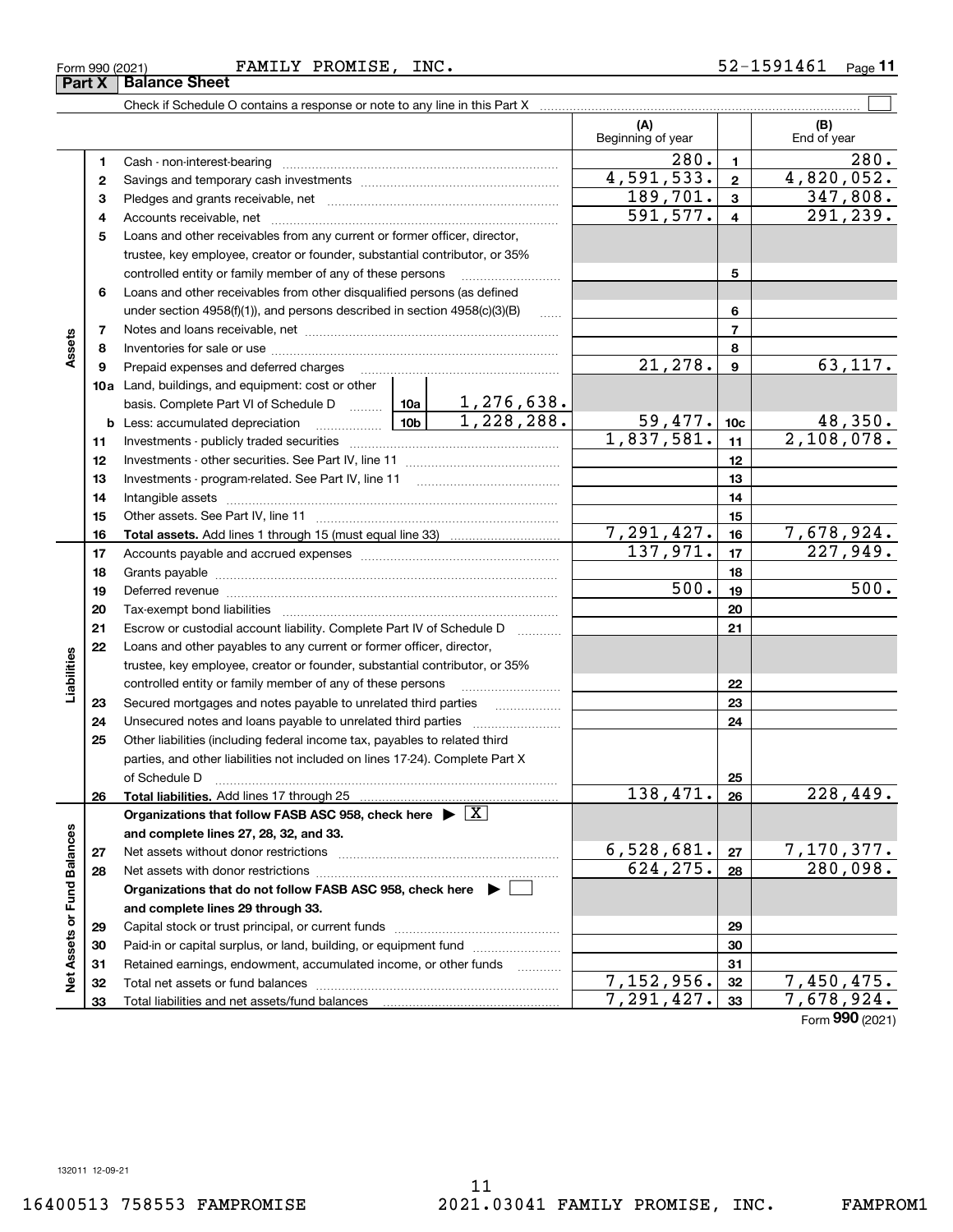Form 990 (2021) FAMILY PROMISE, INC. 52-1591461 Page 11

## Part X Balance Sheet

Check if Schedule O contains a response or note to any line in this Part X

| | | | | | (A) Beginning of year | | (B) End of year |
|---|---|---|---|---|---|---|---|
| Assets | 1 | Cash - non-interest-bearing | | | 280. | 1 | 280. |
| | 2 | Savings and temporary cash investments | | | 4,591,533. | 2 | 4,820,052. |
| | 3 | Pledges and grants receivable, net | | | 189,701. | 3 | 347,808. |
| | 4 | Accounts receivable, net | | | 591,577. | 4 | 291,239. |
| | 5 | Loans and other receivables from any current or former officer, director, trustee, key employee, creator or founder, substantial contributor, or 35% controlled entity or family member of any of these persons | | | | 5 | |
| | 6 | Loans and other receivables from other disqualified persons (as defined under section 4958(f)(1)), and persons described in section 4958(c)(3)(B) | | | | 6 | |
| | 7 | Notes and loans receivable, net | | | | 7 | |
| | 8 | Inventories for sale or use | | | | 8 | |
| | 9 | Prepaid expenses and deferred charges | | | 21,278. | 9 | 63,117. |
| | 10a | Land, buildings, and equipment: cost or other basis. Complete Part VI of Schedule D | 10a | 1,276,638. | | | |
| | b | Less: accumulated depreciation | 10b | 1,228,288. | 59,477. | 10c | 48,350. |
| | 11 | Investments - publicly traded securities | | | 1,837,581. | 11 | 2,108,078. |
| | 12 | Investments - other securities. See Part IV, line 11 | | | | 12 | |
| | 13 | Investments - program-related. See Part IV, line 11 | | | | 13 | |
| | 14 | Intangible assets | | | | 14 | |
| | 15 | Other assets. See Part IV, line 11 | | | | 15 | |
| | 16 | **Total assets.** Add lines 1 through 15 (must equal line 33) | | | 7,291,427. | 16 | 7,678,924. |
| Liabilities | 17 | Accounts payable and accrued expenses | | | 137,971. | 17 | 227,949. |
| | 18 | Grants payable | | | | 18 | |
| | 19 | Deferred revenue | | | 500. | 19 | 500. |
| | 20 | Tax-exempt bond liabilities | | | | 20 | |
| | 21 | Escrow or custodial account liability. Complete Part IV of Schedule D | | | | 21 | |
| | 22 | Loans and other payables to any current or former officer, director, trustee, key employee, creator or founder, substantial contributor, or 35% controlled entity or family member of any of these persons | | | | 22 | |
| | 23 | Secured mortgages and notes payable to unrelated third parties | | | | 23 | |
| | 24 | Unsecured notes and loans payable to unrelated third parties | | | | 24 | |
| | 25 | Other liabilities (including federal income tax, payables to related third parties, and other liabilities not included on lines 17-24). Complete Part X of Schedule D | | | | 25 | |
| | 26 | **Total liabilities.** Add lines 17 through 25 | | | 138,471. | 26 | 228,449. |
| Net Assets or Fund Balances | | **Organizations that follow FASB ASC 958, check here ▶ [X] and complete lines 27, 28, 32, and 33.** | | | | | |
| | 27 | Net assets without donor restrictions | | | 6,528,681. | 27 | 7,170,377. |
| | 28 | Net assets with donor restrictions | | | 624,275. | 28 | 280,098. |
| | | **Organizations that do not follow FASB ASC 958, check here ▶ [ ] and complete lines 29 through 33.** | | | | | |
| | 29 | Capital stock or trust principal, or current funds | | | | 29 | |
| | 30 | Paid-in or capital surplus, or land, building, or equipment fund | | | | 30 | |
| | 31 | Retained earnings, endowment, accumulated income, or other funds | | | | 31 | |
| | 32 | Total net assets or fund balances | | | 7,152,956. | 32 | 7,450,475. |
| | 33 | Total liabilities and net assets/fund balances | | | 7,291,427. | 33 | 7,678,924. |

Form **990** (2021)

132011 12-09-21

16400513 758553 FAMPROMISE 2021.03041 FAMILY PROMISE, INC. FAMPROM1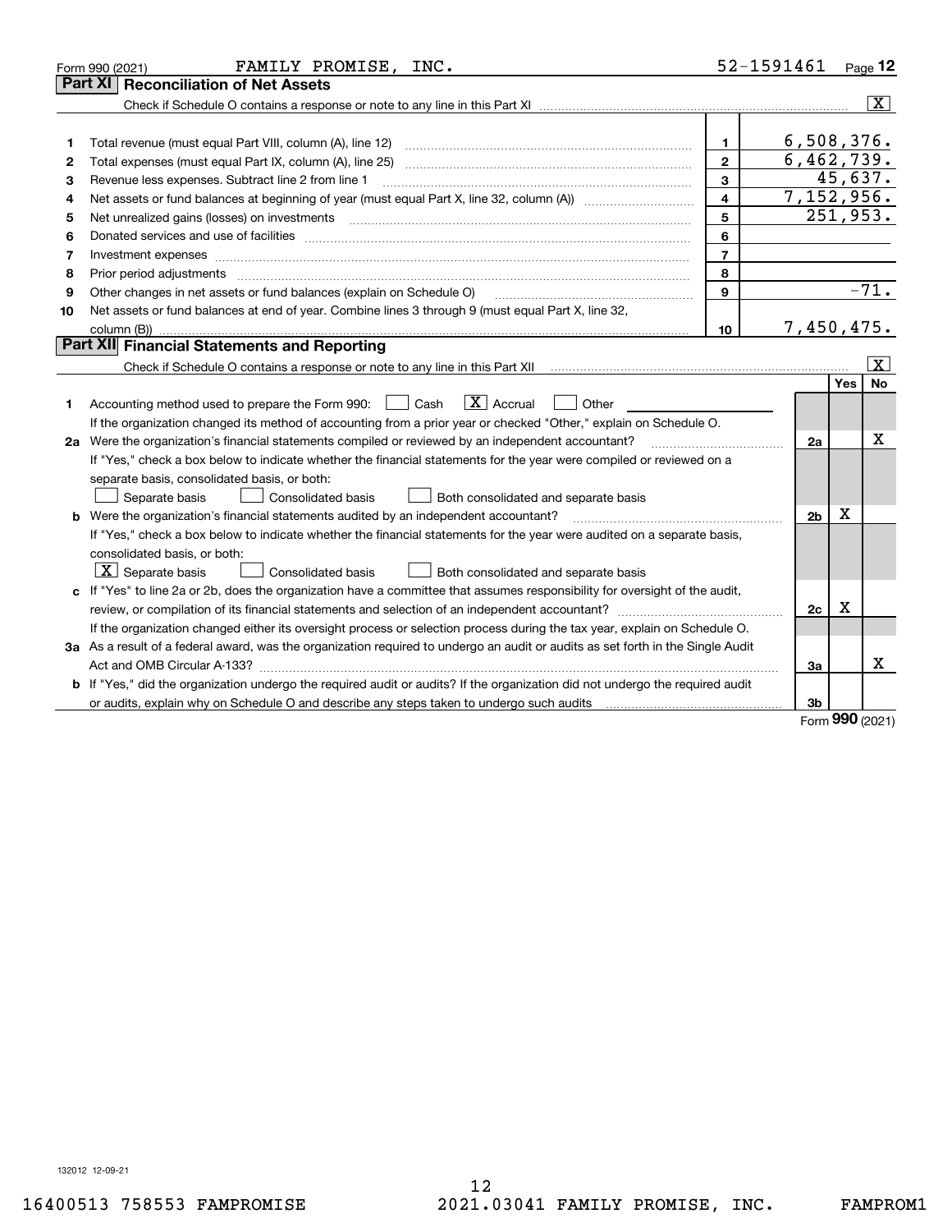Form 990 (2021) FAMILY PROMISE, INC. 52-1591461 Page 12

## Part XI Reconciliation of Net Assets

Check if Schedule O contains a response or note to any line in this Part XI ..... [X]

| | | | |
|---|---|---|---|
| 1 | Total revenue (must equal Part VIII, column (A), line 12) | 1 | 6,508,376. |
| 2 | Total expenses (must equal Part IX, column (A), line 25) | 2 | 6,462,739. |
| 3 | Revenue less expenses. Subtract line 2 from line 1 | 3 | 45,637. |
| 4 | Net assets or fund balances at beginning of year (must equal Part X, line 32, column (A)) | 4 | 7,152,956. |
| 5 | Net unrealized gains (losses) on investments | 5 | 251,953. |
| 6 | Donated services and use of facilities | 6 | |
| 7 | Investment expenses | 7 | |
| 8 | Prior period adjustments | 8 | |
| 9 | Other changes in net assets or fund balances (explain on Schedule O) | 9 | -71. |
| 10 | Net assets or fund balances at end of year. Combine lines 3 through 9 (must equal Part X, line 32, column (B)) | 10 | 7,450,475. |

## Part XII Financial Statements and Reporting

Check if Schedule O contains a response or note to any line in this Part XII ..... [X]

| | | | Yes | No |
|---|---|---|---|---|
| 1 | Accounting method used to prepare the Form 990: [ ] Cash [X] Accrual [ ] Other<br>If the organization changed its method of accounting from a prior year or checked "Other," explain on Schedule O. | | | |
| 2a | Were the organization's financial statements compiled or reviewed by an independent accountant?<br>If "Yes," check a box below to indicate whether the financial statements for the year were compiled or reviewed on a separate basis, consolidated basis, or both:<br>[ ] Separate basis [ ] Consolidated basis [ ] Both consolidated and separate basis | 2a | | X |
| b | Were the organization's financial statements audited by an independent accountant?<br>If "Yes," check a box below to indicate whether the financial statements for the year were audited on a separate basis, consolidated basis, or both:<br>[X] Separate basis [ ] Consolidated basis [ ] Both consolidated and separate basis | 2b | X | |
| c | If "Yes" to line 2a or 2b, does the organization have a committee that assumes responsibility for oversight of the audit, review, or compilation of its financial statements and selection of an independent accountant?<br>If the organization changed either its oversight process or selection process during the tax year, explain on Schedule O. | 2c | X | |
| 3a | As a result of a federal award, was the organization required to undergo an audit or audits as set forth in the Single Audit Act and OMB Circular A-133? | 3a | | X |
| b | If "Yes," did the organization undergo the required audit or audits? If the organization did not undergo the required audit or audits, explain why on Schedule O and describe any steps taken to undergo such audits | 3b | | |

Form 990 (2021)

132012 12-09-21

16400513 758553 FAMPROMISE 2021.03041 FAMILY PROMISE, INC. FAMPROM1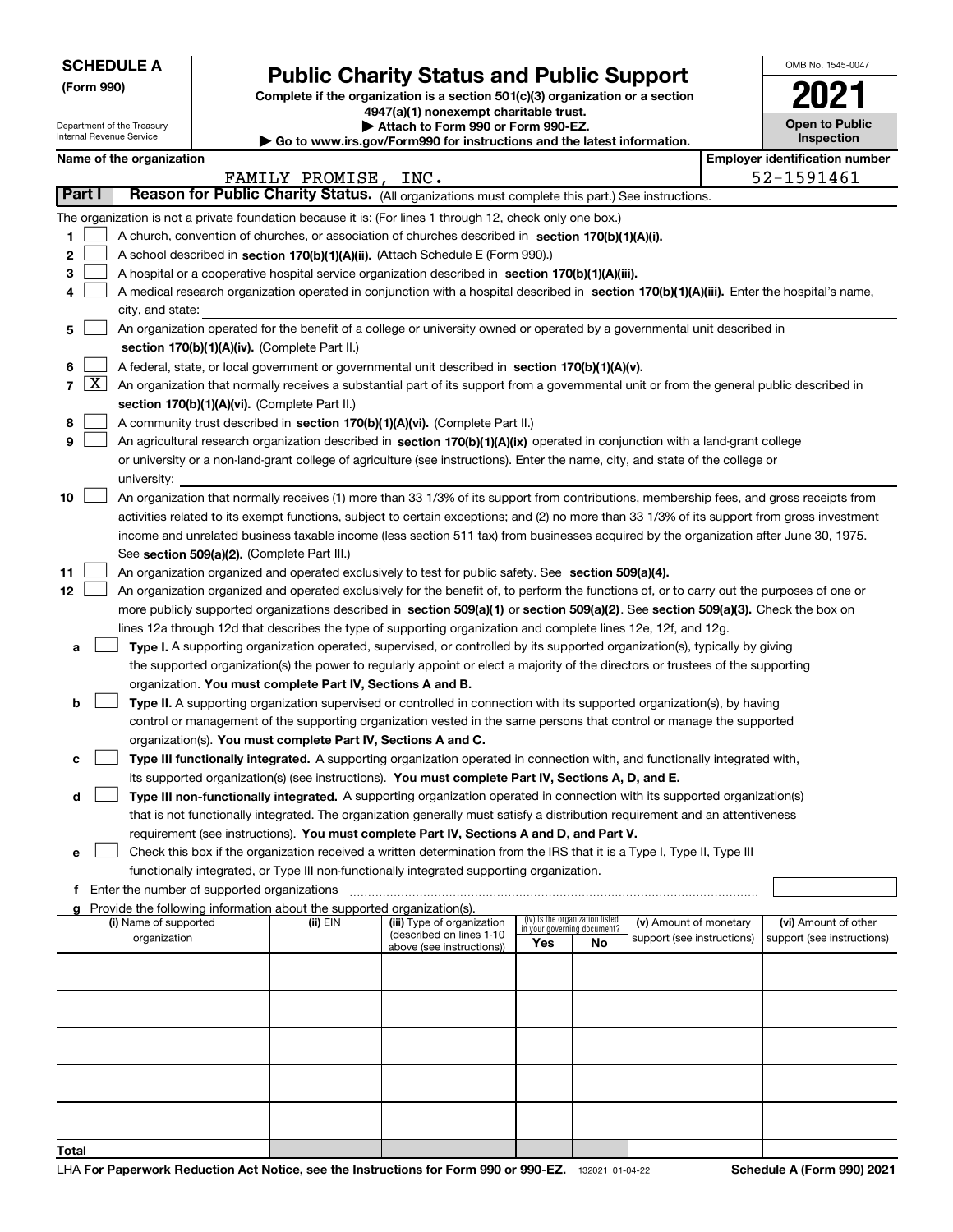**SCHEDULE A**
**(Form 990)**

Department of the Treasury
Internal Revenue Service

# Public Charity Status and Public Support

**Complete if the organization is a section 501(c)(3) organization or a section 4947(a)(1) nonexempt charitable trust.**
**▶ Attach to Form 990 or Form 990-EZ.**
**▶ Go to www.irs.gov/Form990 for instructions and the latest information.**

OMB No. 1545-0047

**2021**

**Open to Public Inspection**

**Name of the organization**
FAMILY PROMISE, INC.

**Employer identification number**
52-1591461

**Part I** **Reason for Public Charity Status.** (All organizations must complete this part.) See instructions.

The organization is not a private foundation because it is: (For lines 1 through 12, check only one box.)

1 ☐ A church, convention of churches, or association of churches described in **section 170(b)(1)(A)(i).**

2 ☐ A school described in **section 170(b)(1)(A)(ii).** (Attach Schedule E (Form 990).)

3 ☐ A hospital or a cooperative hospital service organization described in **section 170(b)(1)(A)(iii).**

4 ☐ A medical research organization operated in conjunction with a hospital described in **section 170(b)(1)(A)(iii).** Enter the hospital's name, city, and state:

5 ☐ An organization operated for the benefit of a college or university owned or operated by a governmental unit described in **section 170(b)(1)(A)(iv).** (Complete Part II.)

6 ☐ A federal, state, or local government or governmental unit described in **section 170(b)(1)(A)(v).**

7 ☒ An organization that normally receives a substantial part of its support from a governmental unit or from the general public described in **section 170(b)(1)(A)(vi).** (Complete Part II.)

8 ☐ A community trust described in **section 170(b)(1)(A)(vi).** (Complete Part II.)

9 ☐ An agricultural research organization described in **section 170(b)(1)(A)(ix)** operated in conjunction with a land-grant college or university or a non-land-grant college of agriculture (see instructions). Enter the name, city, and state of the college or university:

10 ☐ An organization that normally receives (1) more than 33 1/3% of its support from contributions, membership fees, and gross receipts from activities related to its exempt functions, subject to certain exceptions; and (2) no more than 33 1/3% of its support from gross investment income and unrelated business taxable income (less section 511 tax) from businesses acquired by the organization after June 30, 1975. See **section 509(a)(2).** (Complete Part III.)

11 ☐ An organization organized and operated exclusively to test for public safety. See **section 509(a)(4).**

12 ☐ An organization organized and operated exclusively for the benefit of, to perform the functions of, or to carry out the purposes of one or more publicly supported organizations described in **section 509(a)(1)** or **section 509(a)(2)**. See **section 509(a)(3).** Check the box on lines 12a through 12d that describes the type of supporting organization and complete lines 12e, 12f, and 12g.

**a** ☐ **Type I.** A supporting organization operated, supervised, or controlled by its supported organization(s), typically by giving the supported organization(s) the power to regularly appoint or elect a majority of the directors or trustees of the supporting organization. **You must complete Part IV, Sections A and B.**

**b** ☐ **Type II.** A supporting organization supervised or controlled in connection with its supported organization(s), by having control or management of the supporting organization vested in the same persons that control or manage the supported organization(s). **You must complete Part IV, Sections A and C.**

**c** ☐ **Type III functionally integrated.** A supporting organization operated in connection with, and functionally integrated with, its supported organization(s) (see instructions). **You must complete Part IV, Sections A, D, and E.**

**d** ☐ **Type III non-functionally integrated.** A supporting organization operated in connection with its supported organization(s) that is not functionally integrated. The organization generally must satisfy a distribution requirement and an attentiveness requirement (see instructions). **You must complete Part IV, Sections A and D, and Part V.**

**e** ☐ Check this box if the organization received a written determination from the IRS that it is a Type I, Type II, Type III functionally integrated, or Type III non-functionally integrated supporting organization.

**f** Enter the number of supported organizations

**g** Provide the following information about the supported organization(s).

| (i) Name of supported organization | (ii) EIN | (iii) Type of organization (described on lines 1-10 above (see instructions)) | (iv) Is the organization listed in your governing document? Yes | No | (v) Amount of monetary support (see instructions) | (vi) Amount of other support (see instructions) |
|---|---|---|---|---|---|---|
| | | | | | | |
| | | | | | | |
| | | | | | | |
| | | | | | | |
| | | | | | | |
| **Total** | | | | | | |

LHA **For Paperwork Reduction Act Notice, see the Instructions for Form 990 or 990-EZ.** 132021 01-04-22 **Schedule A (Form 990) 2021**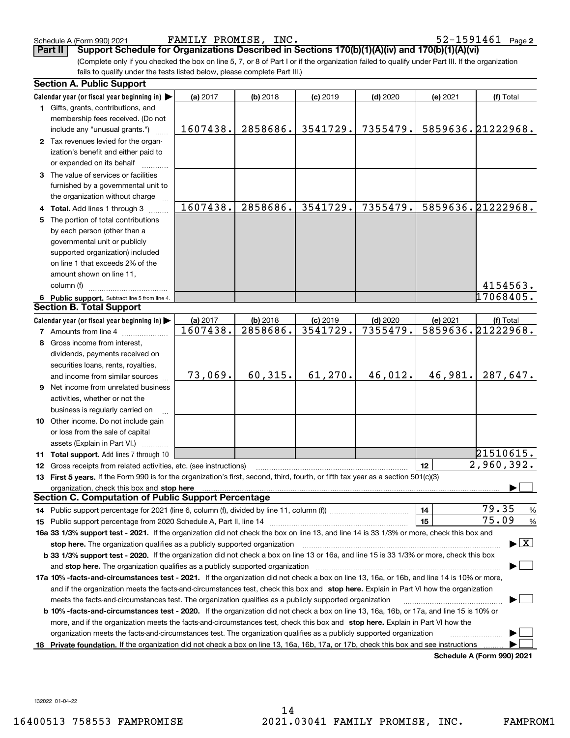Schedule A (Form 990) 2021 FAMILY PROMISE, INC. 52-1591461 Page 2

**Part II Support Schedule for Organizations Described in Sections 170(b)(1)(A)(iv) and 170(b)(1)(A)(vi)**

(Complete only if you checked the box on line 5, 7, or 8 of Part I or if the organization failed to qualify under Part III. If the organization fails to qualify under the tests listed below, please complete Part III.)

**Section A. Public Support**

| Calendar year (or fiscal year beginning in) | (a) 2017 | (b) 2018 | (c) 2019 | (d) 2020 | (e) 2021 | (f) Total |
|---|---|---|---|---|---|---|
| 1 Gifts, grants, contributions, and membership fees received. (Do not include any "unusual grants.") | 1607438. | 2858686. | 3541729. | 7355479. | 5859636. | 21222968. |
| 2 Tax revenues levied for the organization's benefit and either paid to or expended on its behalf | | | | | | |
| 3 The value of services or facilities furnished by a governmental unit to the organization without charge | | | | | | |
| 4 **Total.** Add lines 1 through 3 | 1607438. | 2858686. | 3541729. | 7355479. | 5859636. | 21222968. |
| 5 The portion of total contributions by each person (other than a governmental unit or publicly supported organization) included on line 1 that exceeds 2% of the amount shown on line 11, column (f) | | | | | | 4154563. |
| 6 **Public support.** Subtract line 5 from line 4. | | | | | | 17068405. |

**Section B. Total Support**

| Calendar year (or fiscal year beginning in) | (a) 2017 | (b) 2018 | (c) 2019 | (d) 2020 | (e) 2021 | (f) Total |
|---|---|---|---|---|---|---|
| 7 Amounts from line 4 | 1607438. | 2858686. | 3541729. | 7355479. | 5859636. | 21222968. |
| 8 Gross income from interest, dividends, payments received on securities loans, rents, royalties, and income from similar sources | 73,069. | 60,315. | 61,270. | 46,012. | 46,981. | 287,647. |
| 9 Net income from unrelated business activities, whether or not the business is regularly carried on | | | | | | |
| 10 Other income. Do not include gain or loss from the sale of capital assets (Explain in Part VI.) | | | | | | |
| 11 **Total support.** Add lines 7 through 10 | | | | | | 21510615. |

12 Gross receipts from related activities, etc. (see instructions) — 12 — 2,960,392.

13 **First 5 years.** If the Form 990 is for the organization's first, second, third, fourth, or fifth tax year as a section 501(c)(3) organization, check this box and **stop here** ☐

**Section C. Computation of Public Support Percentage**

14 Public support percentage for 2021 (line 6, column (f), divided by line 11, column (f)) — 14 — 79.35 %

15 Public support percentage from 2020 Schedule A, Part II, line 14 — 15 — 75.09 %

**16a 33 1/3% support test - 2021.** If the organization did not check the box on line 13, and line 14 is 33 1/3% or more, check this box and **stop here.** The organization qualifies as a publicly supported organization ☒

**b 33 1/3% support test - 2020.** If the organization did not check a box on line 13 or 16a, and line 15 is 33 1/3% or more, check this box and **stop here.** The organization qualifies as a publicly supported organization ☐

**17a 10% -facts-and-circumstances test - 2021.** If the organization did not check a box on line 13, 16a, or 16b, and line 14 is 10% or more, and if the organization meets the facts-and-circumstances test, check this box and **stop here.** Explain in Part VI how the organization meets the facts-and-circumstances test. The organization qualifies as a publicly supported organization ☐

**b 10% -facts-and-circumstances test - 2020.** If the organization did not check a box on line 13, 16a, 16b, or 17a, and line 15 is 10% or more, and if the organization meets the facts-and-circumstances test, check this box and **stop here.** Explain in Part VI how the organization meets the facts-and-circumstances test. The organization qualifies as a publicly supported organization ☐

**18 Private foundation.** If the organization did not check a box on line 13, 16a, 16b, 17a, or 17b, check this box and see instructions ☐

**Schedule A (Form 990) 2021**

132022 01-04-22

16400513 758553 FAMPROMISE 2021.03041 FAMILY PROMISE, INC. FAMPROM1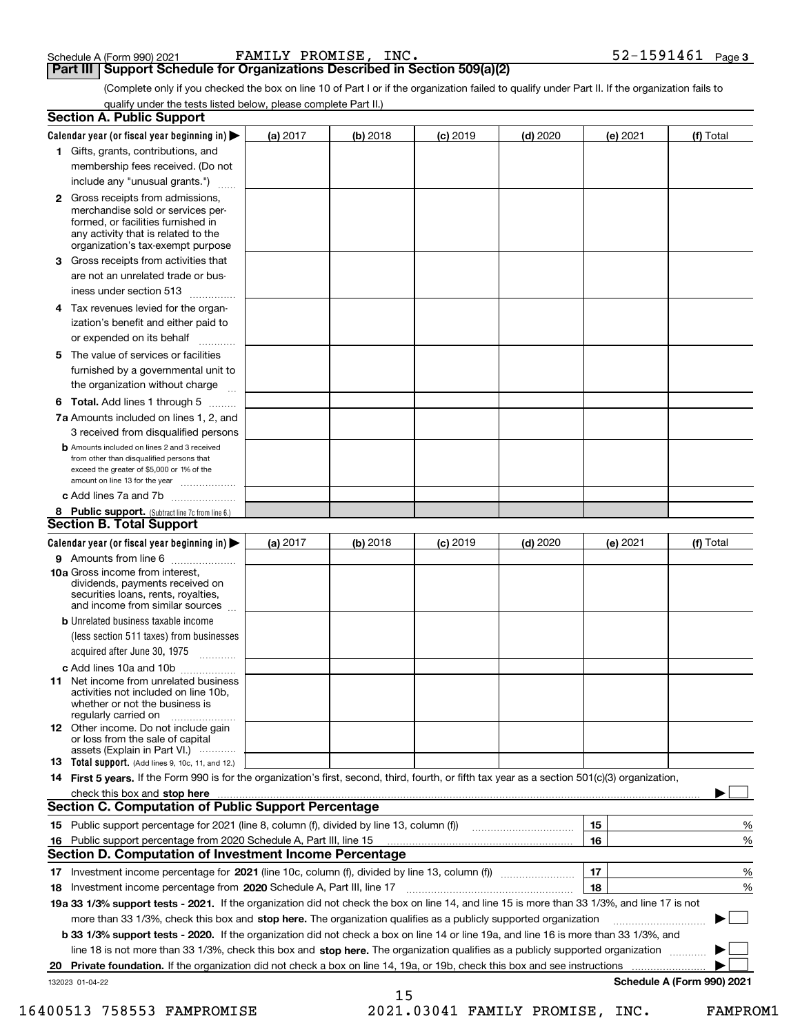Schedule A (Form 990) 2021 FAMILY PROMISE, INC. 52-1591461 Page 3

## Part III Support Schedule for Organizations Described in Section 509(a)(2)

(Complete only if you checked the box on line 10 of Part I or if the organization failed to qualify under Part II. If the organization fails to qualify under the tests listed below, please complete Part II.)

### Section A. Public Support

| Calendar year (or fiscal year beginning in) ▶ | (a) 2017 | (b) 2018 | (c) 2019 | (d) 2020 | (e) 2021 | (f) Total |
|---|---|---|---|---|---|---|
| **1** Gifts, grants, contributions, and membership fees received. (Do not include any "unusual grants.") | | | | | | |
| **2** Gross receipts from admissions, merchandise sold or services performed, or facilities furnished in any activity that is related to the organization's tax-exempt purpose | | | | | | |
| **3** Gross receipts from activities that are not an unrelated trade or business under section 513 | | | | | | |
| **4** Tax revenues levied for the organization's benefit and either paid to or expended on its behalf | | | | | | |
| **5** The value of services or facilities furnished by a governmental unit to the organization without charge | | | | | | |
| **6 Total.** Add lines 1 through 5 | | | | | | |
| **7a** Amounts included on lines 1, 2, and 3 received from disqualified persons | | | | | | |
| **b** Amounts included on lines 2 and 3 received from other than disqualified persons that exceed the greater of $5,000 or 1% of the amount on line 13 for the year | | | | | | |
| **c** Add lines 7a and 7b | | | | | | |
| **8 Public support.** (Subtract line 7c from line 6.) | | | | | | |

### Section B. Total Support

| Calendar year (or fiscal year beginning in) ▶ | (a) 2017 | (b) 2018 | (c) 2019 | (d) 2020 | (e) 2021 | (f) Total |
|---|---|---|---|---|---|---|
| **9** Amounts from line 6 | | | | | | |
| **10a** Gross income from interest, dividends, payments received on securities loans, rents, royalties, and income from similar sources | | | | | | |
| **b** Unrelated business taxable income (less section 511 taxes) from businesses acquired after June 30, 1975 | | | | | | |
| **c** Add lines 10a and 10b | | | | | | |
| **11** Net income from unrelated business activities not included on line 10b, whether or not the business is regularly carried on | | | | | | |
| **12** Other income. Do not include gain or loss from the sale of capital assets (Explain in Part VI.) | | | | | | |
| **13 Total support.** (Add lines 9, 10c, 11, and 12.) | | | | | | |

**14 First 5 years.** If the Form 990 is for the organization's first, second, third, fourth, or fifth tax year as a section 501(c)(3) organization, check this box and **stop here** ▶ ☐

### Section C. Computation of Public Support Percentage

| | | | |
|---|---|---|---|
| **15** | Public support percentage for 2021 (line 8, column (f), divided by line 13, column (f)) | 15 | % |
| **16** | Public support percentage from 2020 Schedule A, Part III, line 15 | 16 | % |

### Section D. Computation of Investment Income Percentage

| | | | |
|---|---|---|---|
| **17** | Investment income percentage for **2021** (line 10c, column (f), divided by line 13, column (f)) | 17 | % |
| **18** | Investment income percentage from **2020** Schedule A, Part III, line 17 | 18 | % |

**19a 33 1/3% support tests - 2021.** If the organization did not check the box on line 14, and line 15 is more than 33 1/3%, and line 17 is not more than 33 1/3%, check this box and **stop here.** The organization qualifies as a publicly supported organization ▶ ☐

**b 33 1/3% support tests - 2020.** If the organization did not check a box on line 14 or line 19a, and line 16 is more than 33 1/3%, and line 18 is not more than 33 1/3%, check this box and **stop here.** The organization qualifies as a publicly supported organization ▶ ☐

**20 Private foundation.** If the organization did not check a box on line 14, 19a, or 19b, check this box and see instructions ▶ ☐

132023 01-04-22 **Schedule A (Form 990) 2021**

16400513 758553 FAMPROMISE 2021.03041 FAMILY PROMISE, INC. FAMPROM1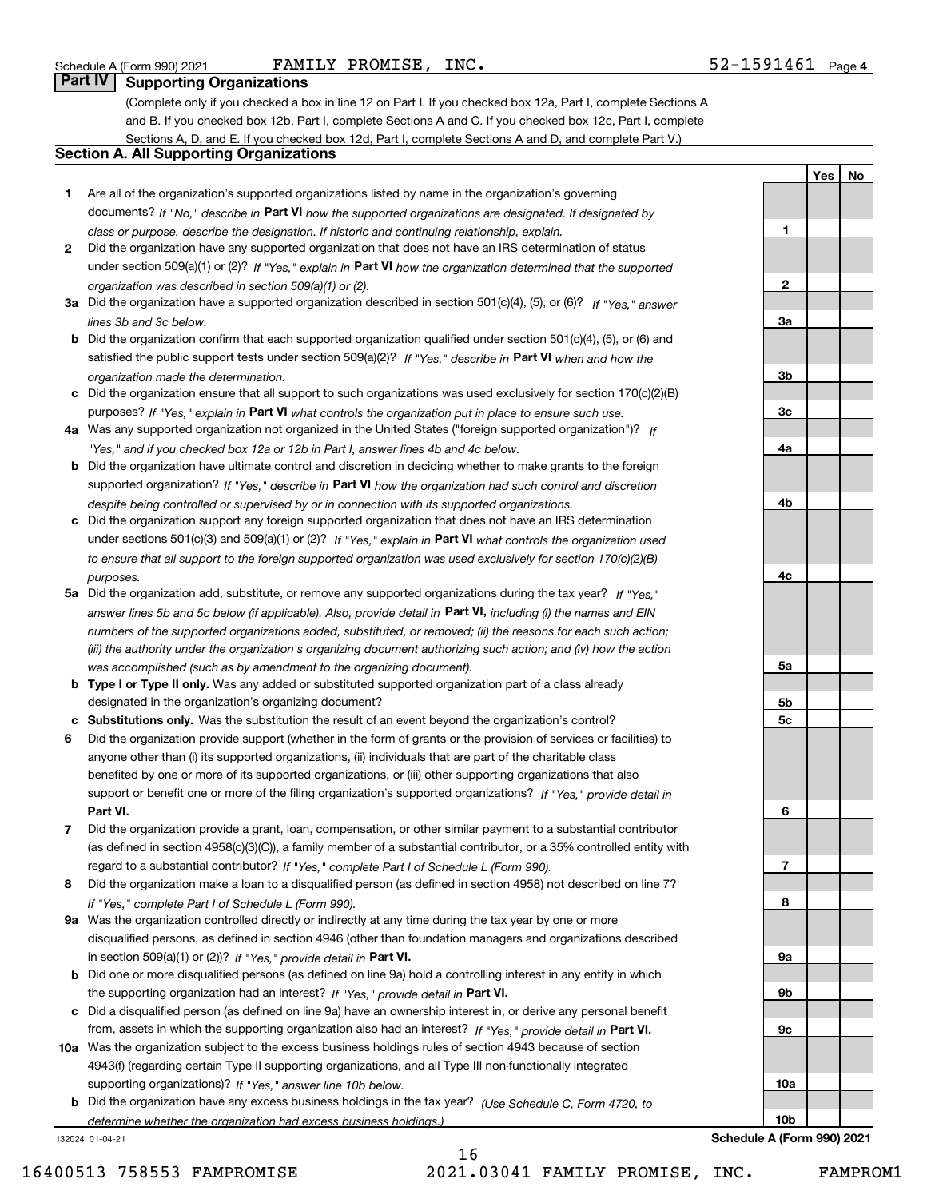Schedule A (Form 990) 2021 FAMILY PROMISE, INC. 52-1591461 Page 4

## Part IV Supporting Organizations

(Complete only if you checked a box in line 12 on Part I. If you checked box 12a, Part I, complete Sections A and B. If you checked box 12b, Part I, complete Sections A and C. If you checked box 12c, Part I, complete Sections A, D, and E. If you checked box 12d, Part I, complete Sections A and D, and complete Part V.)

### Section A. All Supporting Organizations

| | | | Yes | No |
|---|---|---|---|---|
| **1** | Are all of the organization's supported organizations listed by name in the organization's governing documents? *If "No," describe in* **Part VI** *how the supported organizations are designated. If designated by class or purpose, describe the designation. If historic and continuing relationship, explain.* | 1 | | |
| **2** | Did the organization have any supported organization that does not have an IRS determination of status under section 509(a)(1) or (2)? *If "Yes," explain in* **Part VI** *how the organization determined that the supported organization was described in section 509(a)(1) or (2).* | 2 | | |
| **3a** | Did the organization have a supported organization described in section 501(c)(4), (5), or (6)? *If "Yes," answer lines 3b and 3c below.* | 3a | | |
| **b** | Did the organization confirm that each supported organization qualified under section 501(c)(4), (5), or (6) and satisfied the public support tests under section 509(a)(2)? *If "Yes," describe in* **Part VI** *when and how the organization made the determination.* | 3b | | |
| **c** | Did the organization ensure that all support to such organizations was used exclusively for section 170(c)(2)(B) purposes? *If "Yes," explain in* **Part VI** *what controls the organization put in place to ensure such use.* | 3c | | |
| **4a** | Was any supported organization not organized in the United States ("foreign supported organization")? *If "Yes," and if you checked box 12a or 12b in Part I, answer lines 4b and 4c below.* | 4a | | |
| **b** | Did the organization have ultimate control and discretion in deciding whether to make grants to the foreign supported organization? *If "Yes," describe in* **Part VI** *how the organization had such control and discretion despite being controlled or supervised by or in connection with its supported organizations.* | 4b | | |
| **c** | Did the organization support any foreign supported organization that does not have an IRS determination under sections 501(c)(3) and 509(a)(1) or (2)? *If "Yes," explain in* **Part VI** *what controls the organization used to ensure that all support to the foreign supported organization was used exclusively for section 170(c)(2)(B) purposes.* | 4c | | |
| **5a** | Did the organization add, substitute, or remove any supported organizations during the tax year? *If "Yes," answer lines 5b and 5c below (if applicable). Also, provide detail in* **Part VI,** *including (i) the names and EIN numbers of the supported organizations added, substituted, or removed; (ii) the reasons for each such action; (iii) the authority under the organization's organizing document authorizing such action; and (iv) how the action was accomplished (such as by amendment to the organizing document).* | 5a | | |
| **b** | **Type I or Type II only.** Was any added or substituted supported organization part of a class already designated in the organization's organizing document? | 5b | | |
| **c** | **Substitutions only.** Was the substitution the result of an event beyond the organization's control? | 5c | | |
| **6** | Did the organization provide support (whether in the form of grants or the provision of services or facilities) to anyone other than (i) its supported organizations, (ii) individuals that are part of the charitable class benefited by one or more of its supported organizations, or (iii) other supporting organizations that also support or benefit one or more of the filing organization's supported organizations? *If "Yes," provide detail in* **Part VI.** | 6 | | |
| **7** | Did the organization provide a grant, loan, compensation, or other similar payment to a substantial contributor (as defined in section 4958(c)(3)(C)), a family member of a substantial contributor, or a 35% controlled entity with regard to a substantial contributor? *If "Yes," complete Part I of Schedule L (Form 990).* | 7 | | |
| **8** | Did the organization make a loan to a disqualified person (as defined in section 4958) not described on line 7? *If "Yes," complete Part I of Schedule L (Form 990).* | 8 | | |
| **9a** | Was the organization controlled directly or indirectly at any time during the tax year by one or more disqualified persons, as defined in section 4946 (other than foundation managers and organizations described in section 509(a)(1) or (2))? *If "Yes," provide detail in* **Part VI.** | 9a | | |
| **b** | Did one or more disqualified persons (as defined on line 9a) hold a controlling interest in any entity in which the supporting organization had an interest? *If "Yes," provide detail in* **Part VI.** | 9b | | |
| **c** | Did a disqualified person (as defined on line 9a) have an ownership interest in, or derive any personal benefit from, assets in which the supporting organization also had an interest? *If "Yes," provide detail in* **Part VI.** | 9c | | |
| **10a** | Was the organization subject to the excess business holdings rules of section 4943 because of section 4943(f) (regarding certain Type II supporting organizations, and all Type III non-functionally integrated supporting organizations)? *If "Yes," answer line 10b below.* | 10a | | |
| **b** | Did the organization have any excess business holdings in the tax year? *(Use Schedule C, Form 4720, to determine whether the organization had excess business holdings.)* | 10b | | |

132024 01-04-21 **Schedule A (Form 990) 2021**

16400513 758553 FAMPROMISE 2021.03041 FAMILY PROMISE, INC. FAMPROM1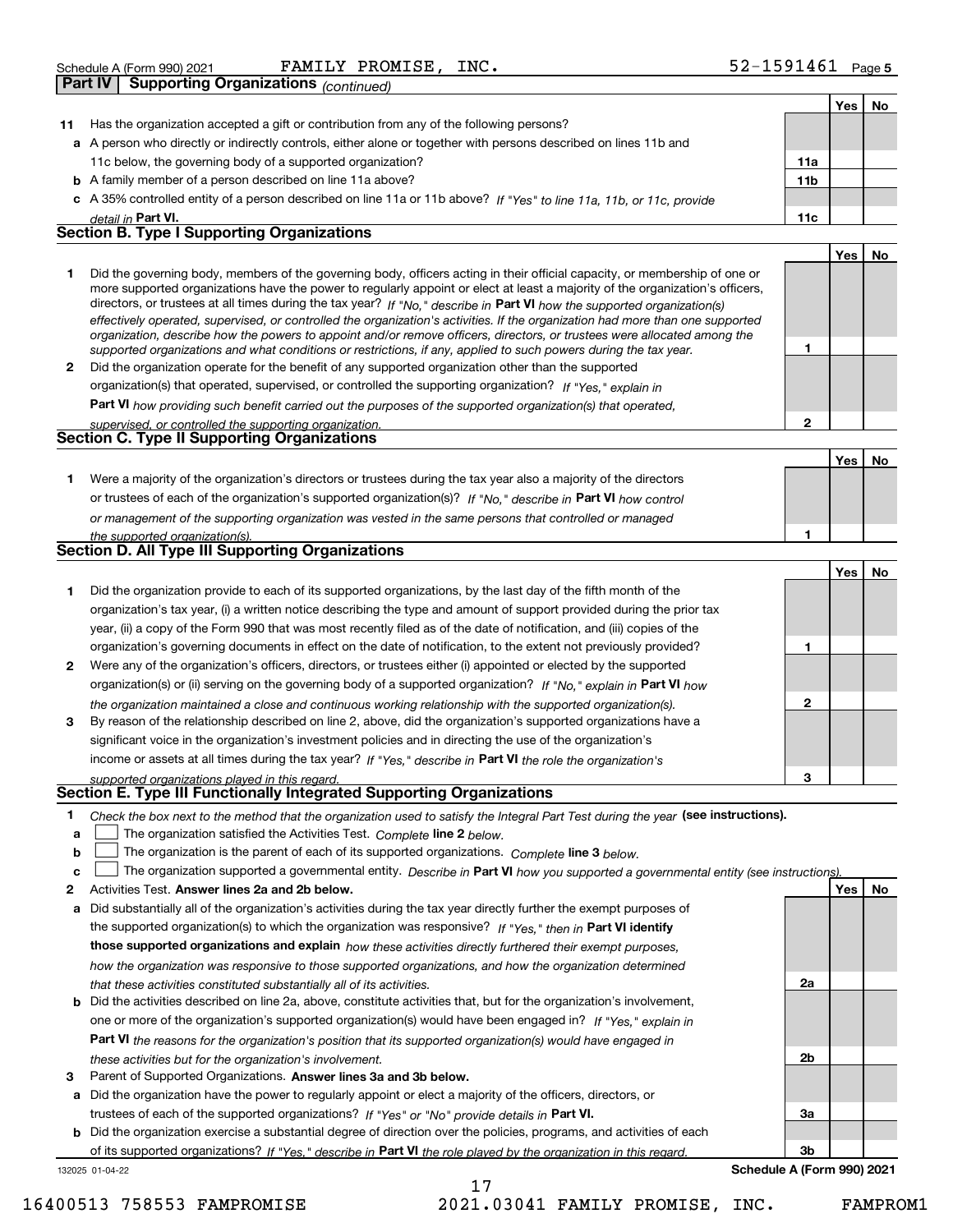Schedule A (Form 990) 2021 FAMILY PROMISE, INC. 52-1591461 Page 5

## Part IV Supporting Organizations *(continued)*

| | | | Yes | No |
|---|---|---|---|---|
| **11** | Has the organization accepted a gift or contribution from any of the following persons? | | | |
| **a** | A person who directly or indirectly controls, either alone or together with persons described on lines 11b and 11c below, the governing body of a supported organization? | 11a | | |
| **b** | A family member of a person described on line 11a above? | 11b | | |
| **c** | A 35% controlled entity of a person described on line 11a or 11b above? *If "Yes" to line 11a, 11b, or 11c, provide detail in* **Part VI.** | 11c | | |

### Section B. Type I Supporting Organizations

| | | | Yes | No |
|---|---|---|---|---|
| **1** | Did the governing body, members of the governing body, officers acting in their official capacity, or membership of one or more supported organizations have the power to regularly appoint or elect at least a majority of the organization's officers, directors, or trustees at all times during the tax year? *If "No," describe in* **Part VI** *how the supported organization(s) effectively operated, supervised, or controlled the organization's activities. If the organization had more than one supported organization, describe how the powers to appoint and/or remove officers, directors, or trustees were allocated among the supported organizations and what conditions or restrictions, if any, applied to such powers during the tax year.* | 1 | | |
| **2** | Did the organization operate for the benefit of any supported organization other than the supported organization(s) that operated, supervised, or controlled the supporting organization? *If "Yes," explain in* **Part VI** *how providing such benefit carried out the purposes of the supported organization(s) that operated, supervised, or controlled the supporting organization.* | 2 | | |

### Section C. Type II Supporting Organizations

| | | | Yes | No |
|---|---|---|---|---|
| **1** | Were a majority of the organization's directors or trustees during the tax year also a majority of the directors or trustees of each of the organization's supported organization(s)? *If "No," describe in* **Part VI** *how control or management of the supporting organization was vested in the same persons that controlled or managed the supported organization(s).* | 1 | | |

### Section D. All Type III Supporting Organizations

| | | | Yes | No |
|---|---|---|---|---|
| **1** | Did the organization provide to each of its supported organizations, by the last day of the fifth month of the organization's tax year, (i) a written notice describing the type and amount of support provided during the prior tax year, (ii) a copy of the Form 990 that was most recently filed as of the date of notification, and (iii) copies of the organization's governing documents in effect on the date of notification, to the extent not previously provided? | 1 | | |
| **2** | Were any of the organization's officers, directors, or trustees either (i) appointed or elected by the supported organization(s) or (ii) serving on the governing body of a supported organization? *If "No," explain in* **Part VI** *how the organization maintained a close and continuous working relationship with the supported organization(s).* | 2 | | |
| **3** | By reason of the relationship described on line 2, above, did the organization's supported organizations have a significant voice in the organization's investment policies and in directing the use of the organization's income or assets at all times during the tax year? *If "Yes," describe in* **Part VI** *the role the organization's supported organizations played in this regard.* | 3 | | |

### Section E. Type III Functionally Integrated Supporting Organizations

**1** *Check the box next to the method that the organization used to satisfy the Integral Part Test during the year* **(see instructions).**

- **a** ☐ The organization satisfied the Activities Test. *Complete* **line 2** *below.*
- **b** ☐ The organization is the parent of each of its supported organizations. *Complete* **line 3** *below.*
- **c** ☐ The organization supported a governmental entity. *Describe in* **Part VI** *how you supported a governmental entity (see instructions).*

| | | | Yes | No |
|---|---|---|---|---|
| **2** | Activities Test. **Answer lines 2a and 2b below.** | | | |
| **a** | Did substantially all of the organization's activities during the tax year directly further the exempt purposes of the supported organization(s) to which the organization was responsive? *If "Yes," then in* **Part VI identify those supported organizations and explain** *how these activities directly furthered their exempt purposes, how the organization was responsive to those supported organizations, and how the organization determined that these activities constituted substantially all of its activities.* | 2a | | |
| **b** | Did the activities described on line 2a, above, constitute activities that, but for the organization's involvement, one or more of the organization's supported organization(s) would have been engaged in? *If "Yes," explain in* **Part VI** *the reasons for the organization's position that its supported organization(s) would have engaged in these activities but for the organization's involvement.* | 2b | | |
| **3** | Parent of Supported Organizations. **Answer lines 3a and 3b below.** | | | |
| **a** | Did the organization have the power to regularly appoint or elect a majority of the officers, directors, or trustees of each of the supported organizations? *If "Yes" or "No" provide details in* **Part VI.** | 3a | | |
| **b** | Did the organization exercise a substantial degree of direction over the policies, programs, and activities of each of its supported organizations? *If "Yes," describe in* **Part VI** *the role played by the organization in this regard.* | 3b | | |

132025 01-04-22 **Schedule A (Form 990) 2021**

16400513 758553 FAMPROMISE 2021.03041 FAMILY PROMISE, INC. FAMPROM1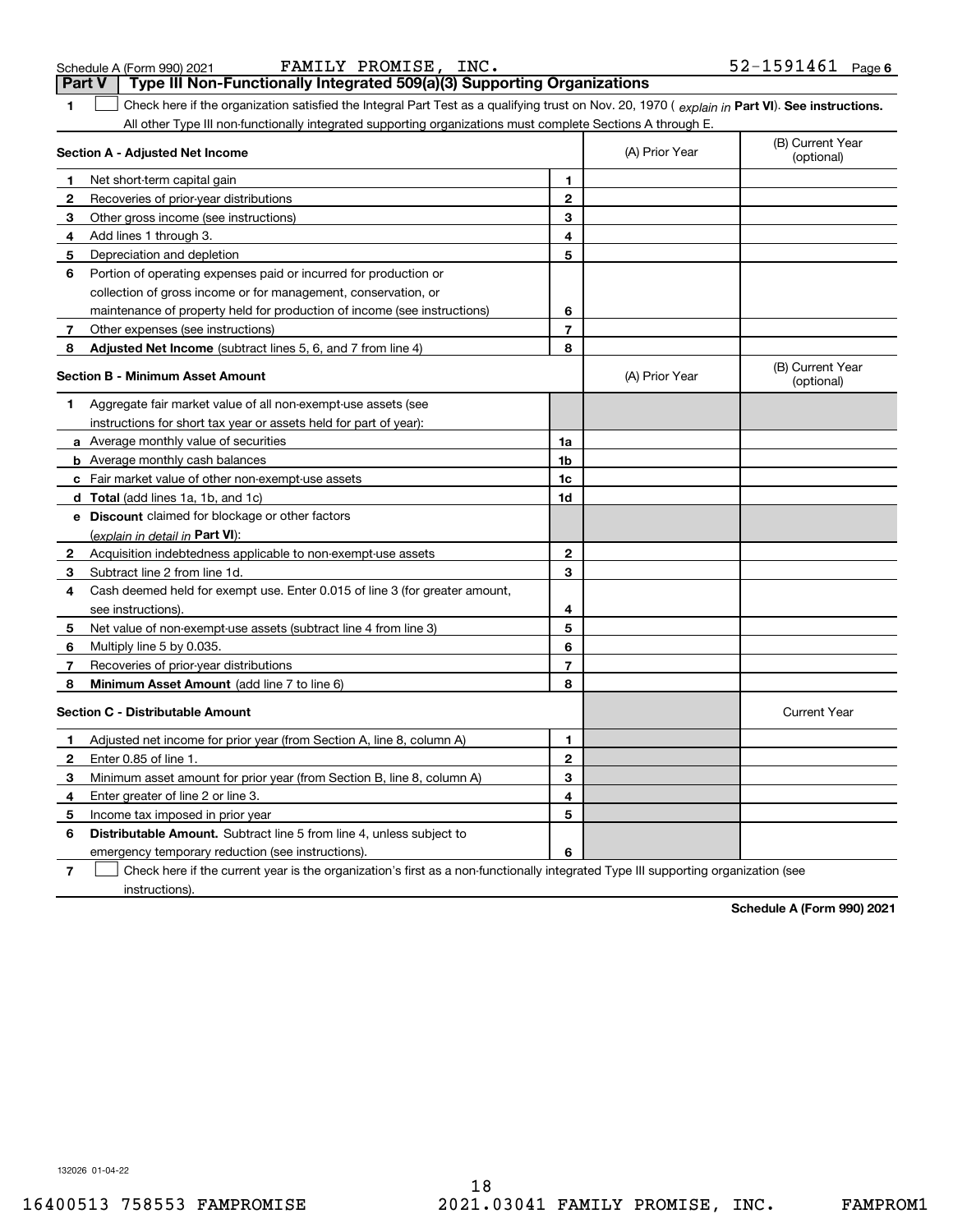Schedule A (Form 990) 2021 FAMILY PROMISE, INC. 52-1591461 Page 6

**Part V | Type III Non-Functionally Integrated 509(a)(3) Supporting Organizations**

**1** ☐ Check here if the organization satisfied the Integral Part Test as a qualifying trust on Nov. 20, 1970 ( *explain in* **Part VI**). **See instructions.** All other Type III non-functionally integrated supporting organizations must complete Sections A through E.

| **Section A - Adjusted Net Income** | | | (A) Prior Year | (B) Current Year (optional) |
|---|---|---|---|---|
| **1** | Net short-term capital gain | **1** | | |
| **2** | Recoveries of prior-year distributions | **2** | | |
| **3** | Other gross income (see instructions) | **3** | | |
| **4** | Add lines 1 through 3. | **4** | | |
| **5** | Depreciation and depletion | **5** | | |
| **6** | Portion of operating expenses paid or incurred for production or collection of gross income or for management, conservation, or maintenance of property held for production of income (see instructions) | **6** | | |
| **7** | Other expenses (see instructions) | **7** | | |
| **8** | **Adjusted Net Income** (subtract lines 5, 6, and 7 from line 4) | **8** | | |

| **Section B - Minimum Asset Amount** | | | (A) Prior Year | (B) Current Year (optional) |
|---|---|---|---|---|
| **1** | Aggregate fair market value of all non-exempt-use assets (see instructions for short tax year or assets held for part of year): | | | |
| **a** | Average monthly value of securities | **1a** | | |
| **b** | Average monthly cash balances | **1b** | | |
| **c** | Fair market value of other non-exempt-use assets | **1c** | | |
| **d** | **Total** (add lines 1a, 1b, and 1c) | **1d** | | |
| **e** | **Discount** claimed for blockage or other factors (*explain in detail in* **Part VI**): | | | |
| **2** | Acquisition indebtedness applicable to non-exempt-use assets | **2** | | |
| **3** | Subtract line 2 from line 1d. | **3** | | |
| **4** | Cash deemed held for exempt use. Enter 0.015 of line 3 (for greater amount, see instructions). | **4** | | |
| **5** | Net value of non-exempt-use assets (subtract line 4 from line 3) | **5** | | |
| **6** | Multiply line 5 by 0.035. | **6** | | |
| **7** | Recoveries of prior-year distributions | **7** | | |
| **8** | **Minimum Asset Amount** (add line 7 to line 6) | **8** | | |

| **Section C - Distributable Amount** | | | | Current Year |
|---|---|---|---|---|
| **1** | Adjusted net income for prior year (from Section A, line 8, column A) | **1** | | |
| **2** | Enter 0.85 of line 1. | **2** | | |
| **3** | Minimum asset amount for prior year (from Section B, line 8, column A) | **3** | | |
| **4** | Enter greater of line 2 or line 3. | **4** | | |
| **5** | Income tax imposed in prior year | **5** | | |
| **6** | **Distributable Amount.** Subtract line 5 from line 4, unless subject to emergency temporary reduction (see instructions). | **6** | | |

**7** ☐ Check here if the current year is the organization's first as a non-functionally integrated Type III supporting organization (see instructions).

**Schedule A (Form 990) 2021**

132026 01-04-22

16400513 758553 FAMPROMISE 2021.03041 FAMILY PROMISE, INC. FAMPROM1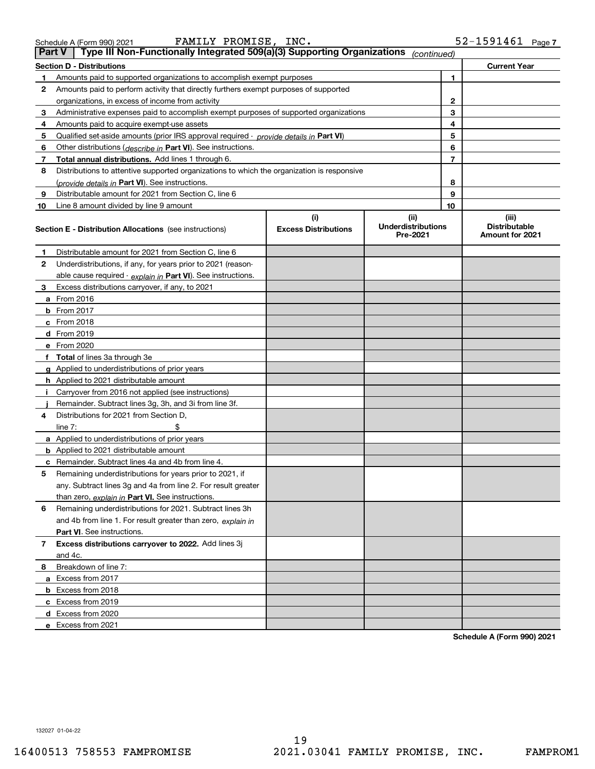Schedule A (Form 990) 2021 FAMILY PROMISE, INC. 52-1591461 Page 7

**Part V | Type III Non-Functionally Integrated 509(a)(3) Supporting Organizations** *(continued)*

| Section D - Distributions | | | Current Year |
|---|---|---|---|
| 1 | Amounts paid to supported organizations to accomplish exempt purposes | 1 | |
| 2 | Amounts paid to perform activity that directly furthers exempt purposes of supported organizations, in excess of income from activity | 2 | |
| 3 | Administrative expenses paid to accomplish exempt purposes of supported organizations | 3 | |
| 4 | Amounts paid to acquire exempt-use assets | 4 | |
| 5 | Qualified set-aside amounts (prior IRS approval required - *provide details in* **Part VI**) | 5 | |
| 6 | Other distributions (*describe in* **Part VI**). See instructions. | 6 | |
| 7 | **Total annual distributions.** Add lines 1 through 6. | 7 | |
| 8 | Distributions to attentive supported organizations to which the organization is responsive (*provide details in* **Part VI**). See instructions. | 8 | |
| 9 | Distributable amount for 2021 from Section C, line 6 | 9 | |
| 10 | Line 8 amount divided by line 9 amount | 10 | |

| Section E - Distribution Allocations (see instructions) | (i) Excess Distributions | (ii) Underdistributions Pre-2021 | (iii) Distributable Amount for 2021 |
|---|---|---|---|
| **1** Distributable amount for 2021 from Section C, line 6 | | | |
| **2** Underdistributions, if any, for years prior to 2021 (reasonable cause required - *explain in* **Part VI**). See instructions. | | | |
| **3** Excess distributions carryover, if any, to 2021 | | | |
| **a** From 2016 | | | |
| **b** From 2017 | | | |
| **c** From 2018 | | | |
| **d** From 2019 | | | |
| **e** From 2020 | | | |
| **f Total** of lines 3a through 3e | | | |
| **g** Applied to underdistributions of prior years | | | |
| **h** Applied to 2021 distributable amount | | | |
| **i** Carryover from 2016 not applied (see instructions) | | | |
| **j** Remainder. Subtract lines 3g, 3h, and 3i from line 3f. | | | |
| **4** Distributions for 2021 from Section D, line 7: $ | | | |
| **a** Applied to underdistributions of prior years | | | |
| **b** Applied to 2021 distributable amount | | | |
| **c** Remainder. Subtract lines 4a and 4b from line 4. | | | |
| **5** Remaining underdistributions for years prior to 2021, if any. Subtract lines 3g and 4a from line 2. For result greater than zero, *explain in* **Part VI.** See instructions. | | | |
| **6** Remaining underdistributions for 2021. Subtract lines 3h and 4b from line 1. For result greater than zero, *explain in* **Part VI**. See instructions. | | | |
| **7 Excess distributions carryover to 2022.** Add lines 3j and 4c. | | | |
| **8** Breakdown of line 7: | | | |
| **a** Excess from 2017 | | | |
| **b** Excess from 2018 | | | |
| **c** Excess from 2019 | | | |
| **d** Excess from 2020 | | | |
| **e** Excess from 2021 | | | |

**Schedule A (Form 990) 2021**

132027 01-04-22

16400513 758553 FAMPROMISE 2021.03041 FAMILY PROMISE, INC. FAMPROM1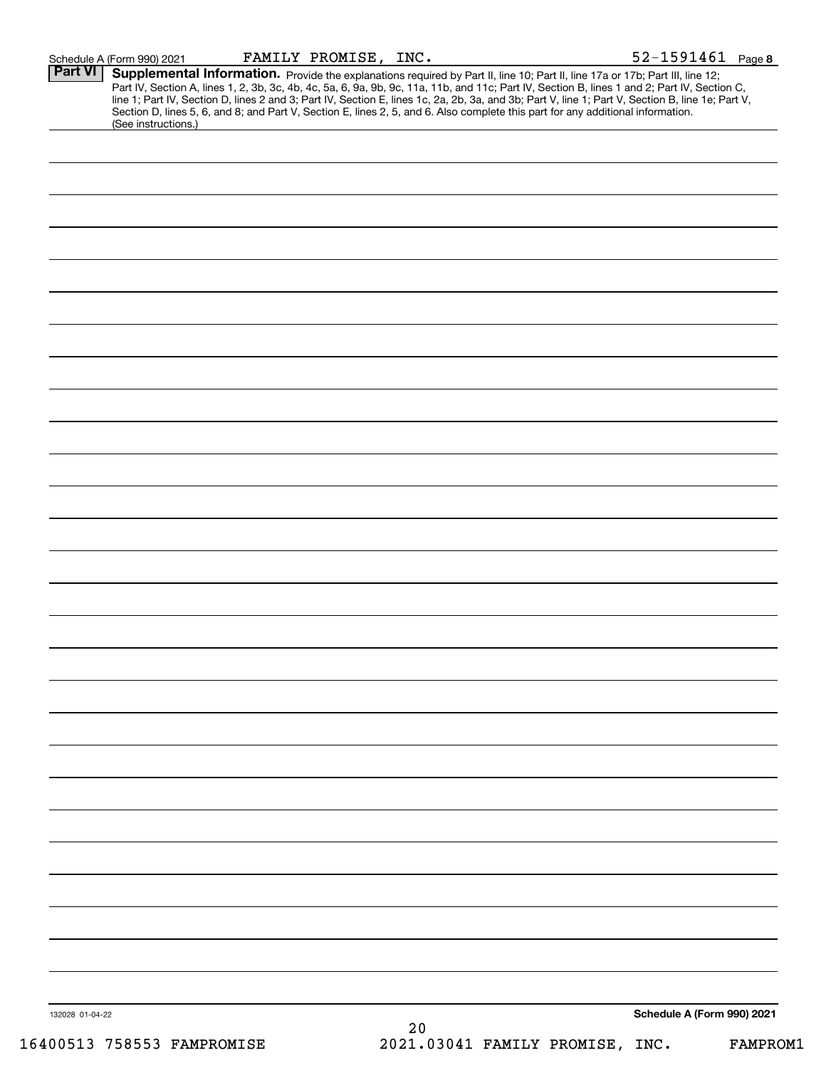Schedule A (Form 990) 2021 FAMILY PROMISE, INC. 52-1591461 Page **8**

## Part VI Supplemental Information.

Provide the explanations required by Part II, line 10; Part II, line 17a or 17b; Part III, line 12; Part IV, Section A, lines 1, 2, 3b, 3c, 4b, 4c, 5a, 6, 9a, 9b, 9c, 11a, 11b, and 11c; Part IV, Section B, lines 1 and 2; Part IV, Section C, line 1; Part IV, Section D, lines 2 and 3; Part IV, Section E, lines 1c, 2a, 2b, 3a, and 3b; Part V, line 1; Part V, Section B, line 1e; Part V, Section D, lines 5, 6, and 8; and Part V, Section E, lines 2, 5, and 6. Also complete this part for any additional information. (See instructions.)

132028 01-04-22 **Schedule A (Form 990) 2021**

16400513 758553 FAMPROMISE 2021.03041 FAMILY PROMISE, INC. FAMPROM1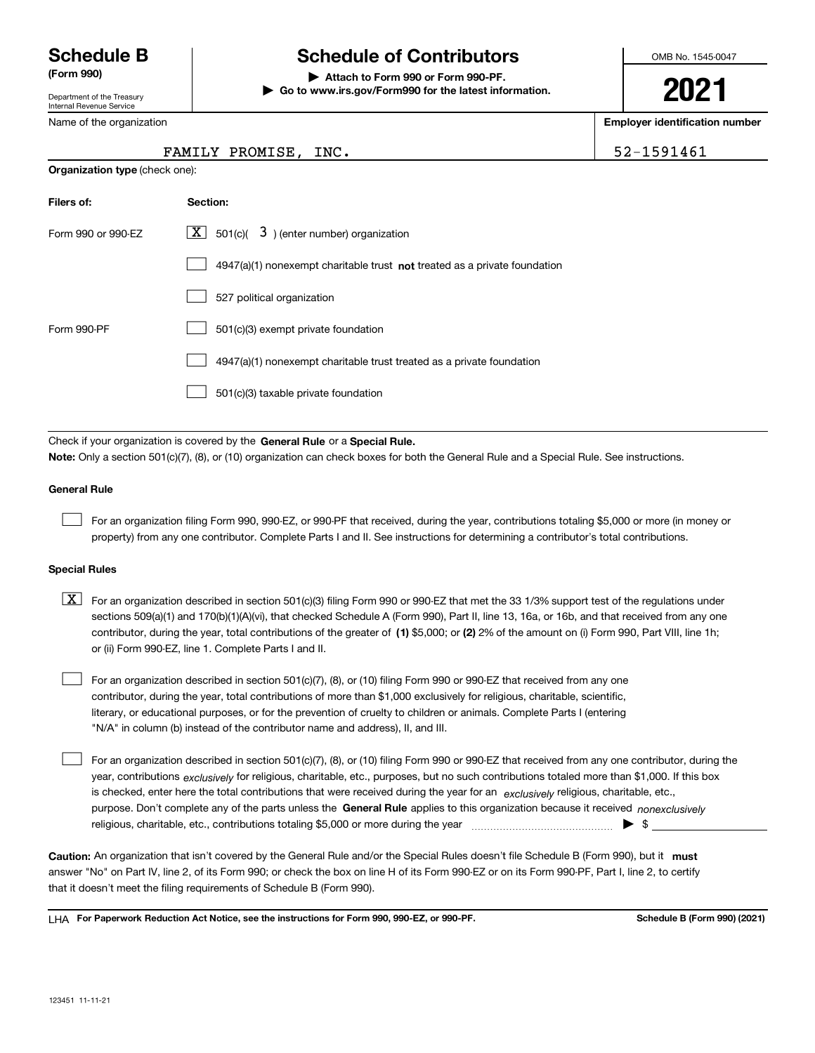# Schedule B (Form 990)

Department of the Treasury
Internal Revenue Service

## Schedule of Contributors

▶ Attach to Form 990 or Form 990-PF.
▶ Go to www.irs.gov/Form990 for the latest information.

OMB No. 1545-0047

**2021**

Name of the organization: FAMILY PROMISE, INC.

**Employer identification number:** 52-1591461

**Organization type** (check one):

| Filers of: | Section: |
|---|---|
| Form 990 or 990-EZ | [X] 501(c)( 3 ) (enter number) organization |
| | [ ] 4947(a)(1) nonexempt charitable trust **not** treated as a private foundation |
| | [ ] 527 political organization |
| Form 990-PF | [ ] 501(c)(3) exempt private foundation |
| | [ ] 4947(a)(1) nonexempt charitable trust treated as a private foundation |
| | [ ] 501(c)(3) taxable private foundation |

Check if your organization is covered by the **General Rule** or a **Special Rule.**

**Note:** Only a section 501(c)(7), (8), or (10) organization can check boxes for both the General Rule and a Special Rule. See instructions.

### General Rule

[ ] For an organization filing Form 990, 990-EZ, or 990-PF that received, during the year, contributions totaling $5,000 or more (in money or property) from any one contributor. Complete Parts I and II. See instructions for determining a contributor's total contributions.

### Special Rules

[X] For an organization described in section 501(c)(3) filing Form 990 or 990-EZ that met the 33 1/3% support test of the regulations under sections 509(a)(1) and 170(b)(1)(A)(vi), that checked Schedule A (Form 990), Part II, line 13, 16a, or 16b, and that received from any one contributor, during the year, total contributions of the greater of **(1)** $5,000; or **(2)** 2% of the amount on (i) Form 990, Part VIII, line 1h; or (ii) Form 990-EZ, line 1. Complete Parts I and II.

[ ] For an organization described in section 501(c)(7), (8), or (10) filing Form 990 or 990-EZ that received from any one contributor, during the year, total contributions of more than $1,000 exclusively for religious, charitable, scientific, literary, or educational purposes, or for the prevention of cruelty to children or animals. Complete Parts I (entering "N/A" in column (b) instead of the contributor name and address), II, and III.

[ ] For an organization described in section 501(c)(7), (8), or (10) filing Form 990 or 990-EZ that received from any one contributor, during the year, contributions *exclusively* for religious, charitable, etc., purposes, but no such contributions totaled more than $1,000. If this box is checked, enter here the total contributions that were received during the year for an *exclusively* religious, charitable, etc., purpose. Don't complete any of the parts unless the **General Rule** applies to this organization because it received *nonexclusively* religious, charitable, etc., contributions totaling $5,000 or more during the year ▶ $ ____________

**Caution:** An organization that isn't covered by the General Rule and/or the Special Rules doesn't file Schedule B (Form 990), but it **must** answer "No" on Part IV, line 2, of its Form 990; or check the box on line H of its Form 990-EZ or on its Form 990-PF, Part I, line 2, to certify that it doesn't meet the filing requirements of Schedule B (Form 990).

LHA **For Paperwork Reduction Act Notice, see the instructions for Form 990, 990-EZ, or 990-PF.** **Schedule B (Form 990) (2021)**

123451 11-11-21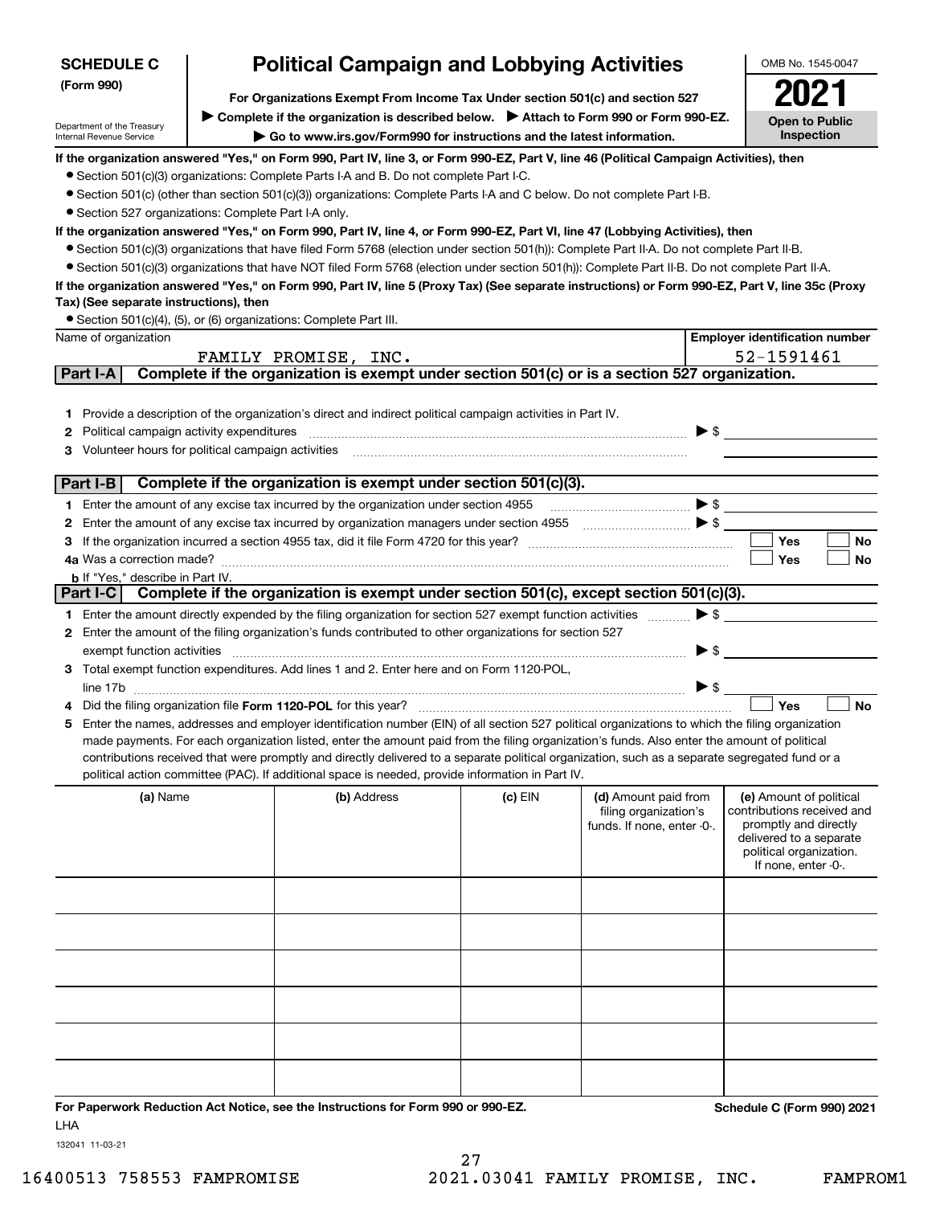**SCHEDULE C**
**(Form 990)**

Department of the Treasury
Internal Revenue Service

# Political Campaign and Lobbying Activities

**For Organizations Exempt From Income Tax Under section 501(c) and section 527**

▶ **Complete if the organization is described below.** ▶ **Attach to Form 990 or Form 990-EZ.**

▶ **Go to www.irs.gov/Form990 for instructions and the latest information.**

OMB No. 1545-0047

**2021**

**Open to Public Inspection**

**If the organization answered "Yes," on Form 990, Part IV, line 3, or Form 990-EZ, Part V, line 46 (Political Campaign Activities), then**

- Section 501(c)(3) organizations: Complete Parts I-A and B. Do not complete Part I-C.
- Section 501(c) (other than section 501(c)(3)) organizations: Complete Parts I-A and C below. Do not complete Part I-B.
- Section 527 organizations: Complete Part I-A only.

**If the organization answered "Yes," on Form 990, Part IV, line 4, or Form 990-EZ, Part VI, line 47 (Lobbying Activities), then**

- Section 501(c)(3) organizations that have filed Form 5768 (election under section 501(h)): Complete Part II-A. Do not complete Part II-B.
- Section 501(c)(3) organizations that have NOT filed Form 5768 (election under section 501(h)): Complete Part II-B. Do not complete Part II-A.

**If the organization answered "Yes," on Form 990, Part IV, line 5 (Proxy Tax) (See separate instructions) or Form 990-EZ, Part V, line 35c (Proxy Tax) (See separate instructions), then**

- Section 501(c)(4), (5), or (6) organizations: Complete Part III.

| Name of organization | Employer identification number |
|---|---|
| FAMILY PROMISE, INC. | 52-1591461 |

## Part I-A Complete if the organization is exempt under section 501(c) or is a section 527 organization.

1. Provide a description of the organization's direct and indirect political campaign activities in Part IV.
2. Political campaign activity expenditures ▶ $
3. Volunteer hours for political campaign activities

## Part I-B Complete if the organization is exempt under section 501(c)(3).

1. Enter the amount of any excise tax incurred by the organization under section 4955 ▶ $
2. Enter the amount of any excise tax incurred by organization managers under section 4955 ▶ $
3. If the organization incurred a section 4955 tax, did it file Form 4720 for this year? ☐ Yes ☐ No
4a. Was a correction made? ☐ Yes ☐ No
   b. If "Yes," describe in Part IV.

## Part I-C Complete if the organization is exempt under section 501(c), except section 501(c)(3).

1. Enter the amount directly expended by the filing organization for section 527 exempt function activities ▶ $
2. Enter the amount of the filing organization's funds contributed to other organizations for section 527 exempt function activities ▶ $
3. Total exempt function expenditures. Add lines 1 and 2. Enter here and on Form 1120-POL, line 17b ▶ $
4. Did the filing organization file **Form 1120-POL** for this year? ☐ Yes ☐ No
5. Enter the names, addresses and employer identification number (EIN) of all section 527 political organizations to which the filing organization made payments. For each organization listed, enter the amount paid from the filing organization's funds. Also enter the amount of political contributions received that were promptly and directly delivered to a separate political organization, such as a separate segregated fund or a political action committee (PAC). If additional space is needed, provide information in Part IV.

| (a) Name | (b) Address | (c) EIN | (d) Amount paid from filing organization's funds. If none, enter -0-. | (e) Amount of political contributions received and promptly and directly delivered to a separate political organization. If none, enter -0-. |
|---|---|---|---|---|
| | | | | |
| | | | | |
| | | | | |
| | | | | |
| | | | | |
| | | | | |

**For Paperwork Reduction Act Notice, see the Instructions for Form 990 or 990-EZ.** **Schedule C (Form 990) 2021**

LHA

132041 11-03-21

16400513 758553 FAMPROMISE 2021.03041 FAMILY PROMISE, INC. FAMPROM1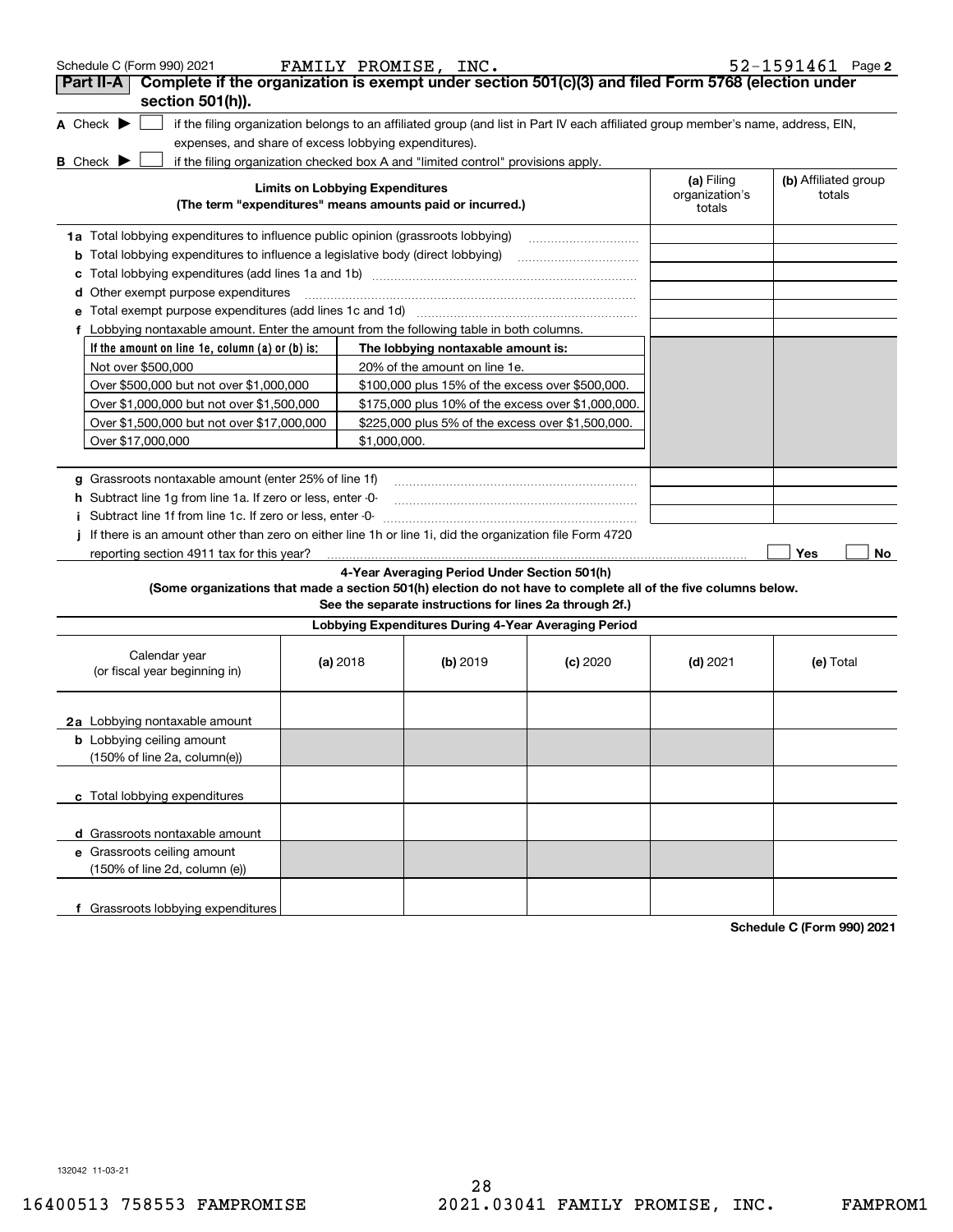Schedule C (Form 990) 2021 FAMILY PROMISE, INC. 52-1591461 Page 2

## Part II-A Complete if the organization is exempt under section 501(c)(3) and filed Form 5768 (election under section 501(h)).

**A** Check ▶ ☐ if the filing organization belongs to an affiliated group (and list in Part IV each affiliated group member's name, address, EIN, expenses, and share of excess lobbying expenditures).

**B** Check ▶ ☐ if the filing organization checked box A and "limited control" provisions apply.

| Limits on Lobbying Expenditures (The term "expenditures" means amounts paid or incurred.) | (a) Filing organization's totals | (b) Affiliated group totals |
|---|---|---|
| **1a** Total lobbying expenditures to influence public opinion (grassroots lobbying) | | |
| **b** Total lobbying expenditures to influence a legislative body (direct lobbying) | | |
| **c** Total lobbying expenditures (add lines 1a and 1b) | | |
| **d** Other exempt purpose expenditures | | |
| **e** Total exempt purpose expenditures (add lines 1c and 1d) | | |
| **f** Lobbying nontaxable amount. Enter the amount from the following table in both columns. | | |

| If the amount on line 1e, column (a) or (b) is: | The lobbying nontaxable amount is: |
|---|---|
| Not over $500,000 | 20% of the amount on line 1e. |
| Over $500,000 but not over $1,000,000 | $100,000 plus 15% of the excess over $500,000. |
| Over $1,000,000 but not over $1,500,000 | $175,000 plus 10% of the excess over $1,000,000. |
| Over $1,500,000 but not over $17,000,000 | $225,000 plus 5% of the excess over $1,500,000. |
| Over $17,000,000 | $1,000,000. |

| | (a) Filing organization's totals | (b) Affiliated group totals |
|---|---|---|
| **g** Grassroots nontaxable amount (enter 25% of line 1f) | | |
| **h** Subtract line 1g from line 1a. If zero or less, enter -0- | | |
| **i** Subtract line 1f from line 1c. If zero or less, enter -0- | | |

**j** If there is an amount other than zero on either line 1h or line 1i, did the organization file Form 4720 reporting section 4911 tax for this year? ☐ Yes ☐ No

### 4-Year Averaging Period Under Section 501(h)

**(Some organizations that made a section 501(h) election do not have to complete all of the five columns below. See the separate instructions for lines 2a through 2f.)**

**Lobbying Expenditures During 4-Year Averaging Period**

| Calendar year (or fiscal year beginning in) | (a) 2018 | (b) 2019 | (c) 2020 | (d) 2021 | (e) Total |
|---|---|---|---|---|---|
| **2a** Lobbying nontaxable amount | | | | | |
| **b** Lobbying ceiling amount (150% of line 2a, column(e)) | | | | | |
| **c** Total lobbying expenditures | | | | | |
| **d** Grassroots nontaxable amount | | | | | |
| **e** Grassroots ceiling amount (150% of line 2d, column (e)) | | | | | |
| **f** Grassroots lobbying expenditures | | | | | |

**Schedule C (Form 990) 2021**

132042 11-03-21

16400513 758553 FAMPROMISE 2021.03041 FAMILY PROMISE, INC. FAMPROM1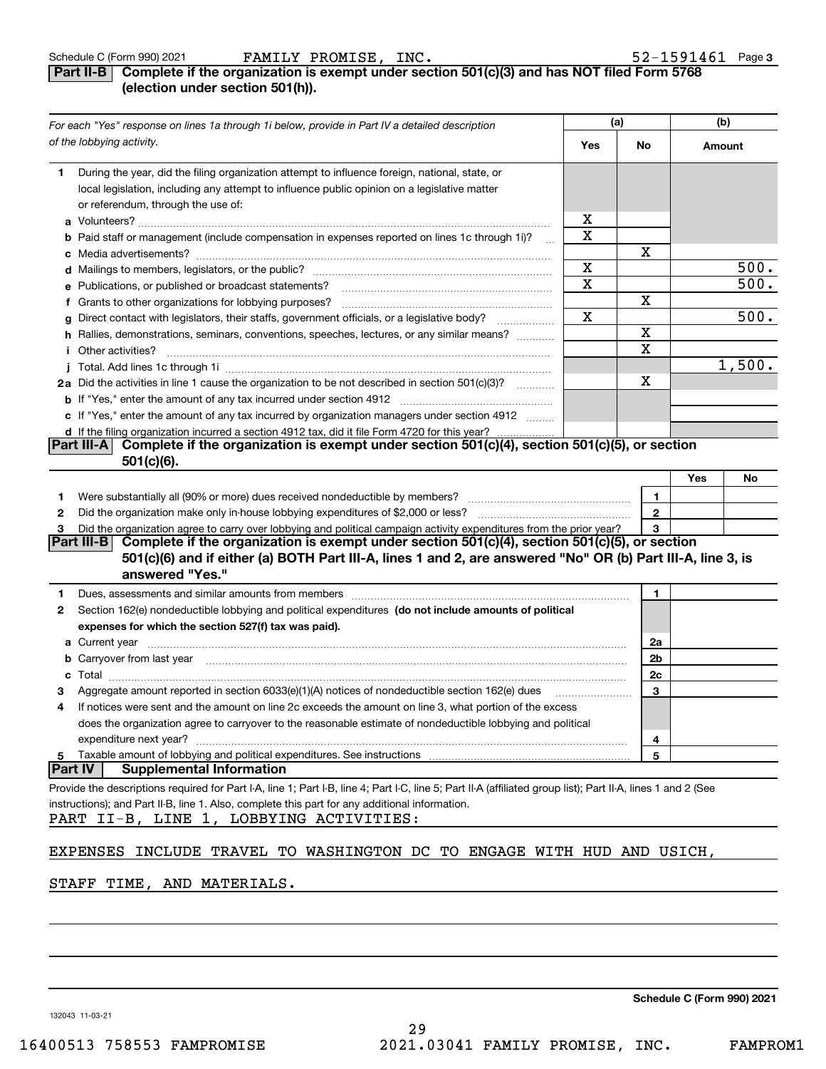Schedule C (Form 990) 2021 FAMILY PROMISE, INC. 52-1591461 Page 3

**Part II-B** **Complete if the organization is exempt under section 501(c)(3) and has NOT filed Form 5768 (election under section 501(h)).**

| *For each "Yes" response on lines 1a through 1i below, provide in Part IV a detailed description of the lobbying activity.* | (a) Yes | (a) No | (b) Amount |
|---|---|---|---|
| **1** During the year, did the filing organization attempt to influence foreign, national, state, or local legislation, including any attempt to influence public opinion on a legislative matter or referendum, through the use of: | | | |
| **a** Volunteers? | X | | |
| **b** Paid staff or management (include compensation in expenses reported on lines 1c through 1i)? | X | | |
| **c** Media advertisements? | | X | |
| **d** Mailings to members, legislators, or the public? | X | | 500. |
| **e** Publications, or published or broadcast statements? | X | | 500. |
| **f** Grants to other organizations for lobbying purposes? | | X | |
| **g** Direct contact with legislators, their staffs, government officials, or a legislative body? | X | | 500. |
| **h** Rallies, demonstrations, seminars, conventions, speeches, lectures, or any similar means? | | X | |
| **i** Other activities? | | X | |
| **j** Total. Add lines 1c through 1i | | | 1,500. |
| **2a** Did the activities in line 1 cause the organization to be not described in section 501(c)(3)? | | X | |
| **b** If "Yes," enter the amount of any tax incurred under section 4912 | | | |
| **c** If "Yes," enter the amount of any tax incurred by organization managers under section 4912 | | | |
| **d** If the filing organization incurred a section 4912 tax, did it file Form 4720 for this year? | | | |

**Part III-A** **Complete if the organization is exempt under section 501(c)(4), section 501(c)(5), or section 501(c)(6).**

| | | | Yes | No |
|---|---|---|---|---|
| **1** | Were substantially all (90% or more) dues received nondeductible by members? | 1 | | |
| **2** | Did the organization make only in-house lobbying expenditures of $2,000 or less? | 2 | | |
| **3** | Did the organization agree to carry over lobbying and political campaign activity expenditures from the prior year? | 3 | | |

**Part III-B** **Complete if the organization is exempt under section 501(c)(4), section 501(c)(5), or section 501(c)(6) and if either (a) BOTH Part III-A, lines 1 and 2, are answered "No" OR (b) Part III-A, line 3, is answered "Yes."**

| | | | |
|---|---|---|---|
| **1** | Dues, assessments and similar amounts from members | 1 | |
| **2** | Section 162(e) nondeductible lobbying and political expenditures **(do not include amounts of political expenses for which the section 527(f) tax was paid).** | | |
| **a** | Current year | 2a | |
| **b** | Carryover from last year | 2b | |
| **c** | Total | 2c | |
| **3** | Aggregate amount reported in section 6033(e)(1)(A) notices of nondeductible section 162(e) dues | 3 | |
| **4** | If notices were sent and the amount on line 2c exceeds the amount on line 3, what portion of the excess does the organization agree to carryover to the reasonable estimate of nondeductible lobbying and political expenditure next year? | 4 | |
| **5** | Taxable amount of lobbying and political expenditures. See instructions | 5 | |

**Part IV** **Supplemental Information**

Provide the descriptions required for Part I-A, line 1; Part I-B, line 4; Part I-C, line 5; Part II-A (affiliated group list); Part II-A, lines 1 and 2 (See instructions); and Part II-B, line 1. Also, complete this part for any additional information.

PART II-B, LINE 1, LOBBYING ACTIVITIES:

EXPENSES INCLUDE TRAVEL TO WASHINGTON DC TO ENGAGE WITH HUD AND USICH, STAFF TIME, AND MATERIALS.

Schedule C (Form 990) 2021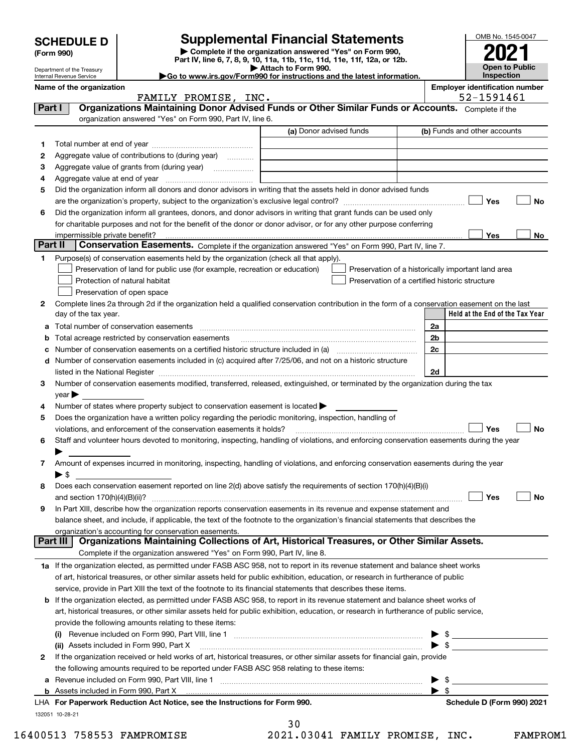# SCHEDULE D (Form 990)

Department of the Treasury
Internal Revenue Service

## Supplemental Financial Statements

▶ Complete if the organization answered "Yes" on Form 990, Part IV, line 6, 7, 8, 9, 10, 11a, 11b, 11c, 11d, 11e, 11f, 12a, or 12b.
▶ Attach to Form 990.
▶Go to www.irs.gov/Form990 for instructions and the latest information.

OMB No. 1545-0047

**2021**

**Open to Public Inspection**

**Name of the organization**
FAMILY PROMISE, INC.

**Employer identification number**
52-1591461

## Part I Organizations Maintaining Donor Advised Funds or Other Similar Funds or Accounts.

Complete if the organization answered "Yes" on Form 990, Part IV, line 6.

| | | (a) Donor advised funds | (b) Funds and other accounts |
|---|---|---|---|
| 1 | Total number at end of year | | |
| 2 | Aggregate value of contributions to (during year) | | |
| 3 | Aggregate value of grants from (during year) | | |
| 4 | Aggregate value at end of year | | |

5 Did the organization inform all donors and donor advisors in writing that the assets held in donor advised funds are the organization's property, subject to the organization's exclusive legal control? ☐ Yes ☐ No

6 Did the organization inform all grantees, donors, and donor advisors in writing that grant funds can be used only for charitable purposes and not for the benefit of the donor or donor advisor, or for any other purpose conferring impermissible private benefit? ☐ Yes ☐ No

## Part II Conservation Easements.

Complete if the organization answered "Yes" on Form 990, Part IV, line 7.

1 Purpose(s) of conservation easements held by the organization (check all that apply).

- ☐ Preservation of land for public use (for example, recreation or education)
- ☐ Protection of natural habitat
- ☐ Preservation of open space
- ☐ Preservation of a historically important land area
- ☐ Preservation of a certified historic structure

2 Complete lines 2a through 2d if the organization held a qualified conservation contribution in the form of a conservation easement on the last day of the tax year.

| | | | Held at the End of the Tax Year |
|---|---|---|---|
| a | Total number of conservation easements | 2a | |
| b | Total acreage restricted by conservation easements | 2b | |
| c | Number of conservation easements on a certified historic structure included in (a) | 2c | |
| d | Number of conservation easements included in (c) acquired after 7/25/06, and not on a historic structure listed in the National Register | 2d | |

3 Number of conservation easements modified, transferred, released, extinguished, or terminated by the organization during the tax year ▶

4 Number of states where property subject to conservation easement is located ▶

5 Does the organization have a written policy regarding the periodic monitoring, inspection, handling of violations, and enforcement of the conservation easements it holds? ☐ Yes ☐ No

6 Staff and volunteer hours devoted to monitoring, inspecting, handling of violations, and enforcing conservation easements during the year ▶

7 Amount of expenses incurred in monitoring, inspecting, handling of violations, and enforcing conservation easements during the year ▶ $

8 Does each conservation easement reported on line 2(d) above satisfy the requirements of section 170(h)(4)(B)(i) and section 170(h)(4)(B)(ii)? ☐ Yes ☐ No

9 In Part XIII, describe how the organization reports conservation easements in its revenue and expense statement and balance sheet, and include, if applicable, the text of the footnote to the organization's financial statements that describes the organization's accounting for conservation easements.

## Part III Organizations Maintaining Collections of Art, Historical Treasures, or Other Similar Assets.

Complete if the organization answered "Yes" on Form 990, Part IV, line 8.

1a If the organization elected, as permitted under FASB ASC 958, not to report in its revenue statement and balance sheet works of art, historical treasures, or other similar assets held for public exhibition, education, or research in furtherance of public service, provide in Part XIII the text of the footnote to its financial statements that describes these items.

b If the organization elected, as permitted under FASB ASC 958, to report in its revenue statement and balance sheet works of art, historical treasures, or other similar assets held for public exhibition, education, or research in furtherance of public service, provide the following amounts relating to these items:

(i) Revenue included on Form 990, Part VIII, line 1 ▶ $

(ii) Assets included in Form 990, Part X ▶ $

2 If the organization received or held works of art, historical treasures, or other similar assets for financial gain, provide the following amounts required to be reported under FASB ASC 958 relating to these items:

a Revenue included on Form 990, Part VIII, line 1 ▶ $

b Assets included in Form 990, Part X ▶ $

LHA For Paperwork Reduction Act Notice, see the Instructions for Form 990. **Schedule D (Form 990) 2021**

132051 10-28-21

16400513 758553 FAMPROMISE 2021.03041 FAMILY PROMISE, INC. FAMPROM1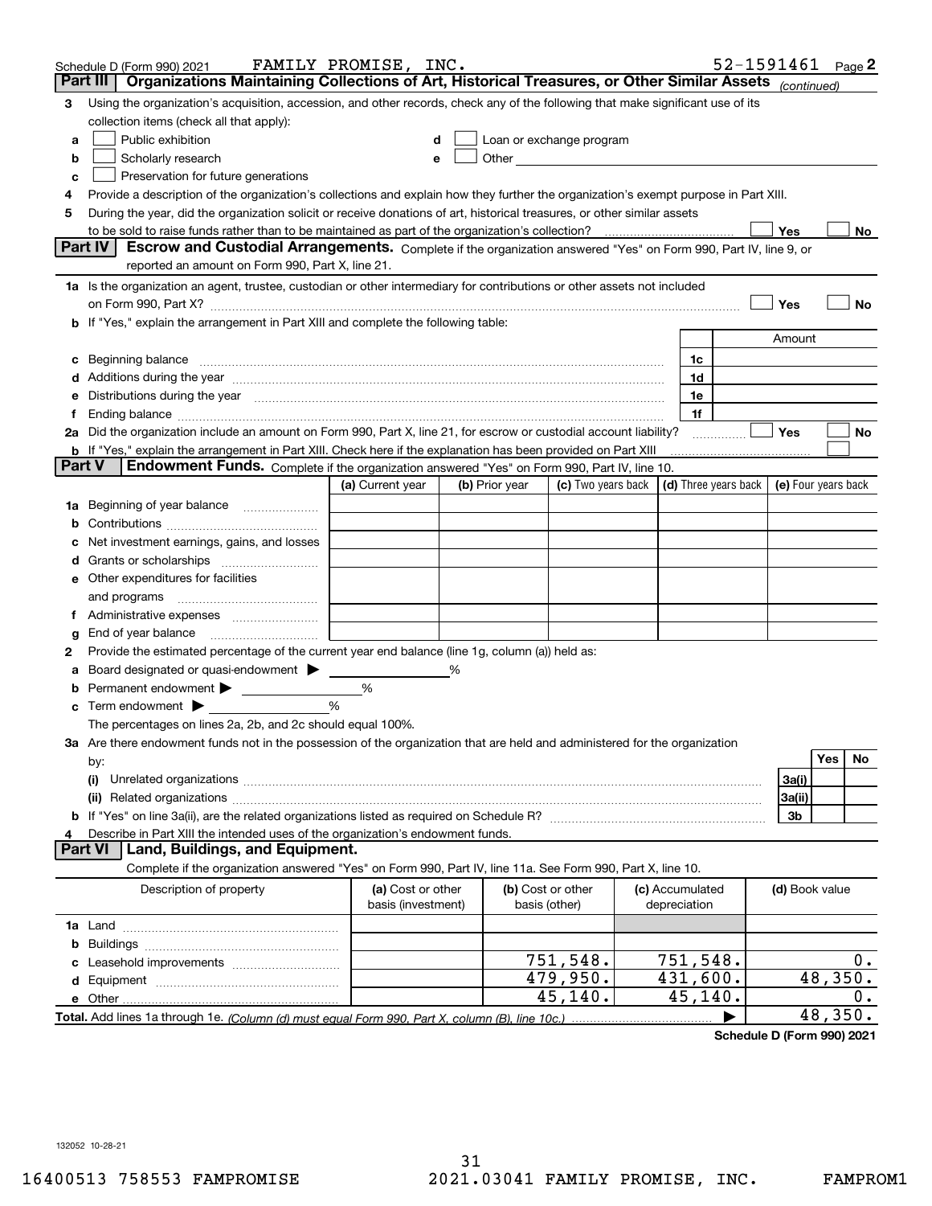Schedule D (Form 990) 2021 FAMILY PROMISE, INC. 52-1591461 Page 2

**Part III** Organizations Maintaining Collections of Art, Historical Treasures, or Other Similar Assets *(continued)*

3 Using the organization's acquisition, accession, and other records, check any of the following that make significant use of its collection items (check all that apply):

a ☐ Public exhibition  d ☐ Loan or exchange program
b ☐ Scholarly research  e ☐ Other
c ☐ Preservation for future generations

4 Provide a description of the organization's collections and explain how they further the organization's exempt purpose in Part XIII.

5 During the year, did the organization solicit or receive donations of art, historical treasures, or other similar assets to be sold to raise funds rather than to be maintained as part of the organization's collection? ☐ Yes ☐ No

**Part IV** **Escrow and Custodial Arrangements.** Complete if the organization answered "Yes" on Form 990, Part IV, line 9, or reported an amount on Form 990, Part X, line 21.

1a Is the organization an agent, trustee, custodian or other intermediary for contributions or other assets not included on Form 990, Part X? ☐ Yes ☐ No

b If "Yes," explain the arrangement in Part XIII and complete the following table:

| | | Amount |
|---|---|---|
| c Beginning balance | 1c | |
| d Additions during the year | 1d | |
| e Distributions during the year | 1e | |
| f Ending balance | 1f | |

2a Did the organization include an amount on Form 990, Part X, line 21, for escrow or custodial account liability? ☐ Yes ☐ No

b If "Yes," explain the arrangement in Part XIII. Check here if the explanation has been provided on Part XIII ☐

**Part V** **Endowment Funds.** Complete if the organization answered "Yes" on Form 990, Part IV, line 10.

| | (a) Current year | (b) Prior year | (c) Two years back | (d) Three years back | (e) Four years back |
|---|---|---|---|---|---|
| 1a Beginning of year balance | | | | | |
| b Contributions | | | | | |
| c Net investment earnings, gains, and losses | | | | | |
| d Grants or scholarships | | | | | |
| e Other expenditures for facilities and programs | | | | | |
| f Administrative expenses | | | | | |
| g End of year balance | | | | | |

2 Provide the estimated percentage of the current year end balance (line 1g, column (a)) held as:

a Board designated or quasi-endowment ▶ %
b Permanent endowment ▶ %
c Term endowment ▶ %

The percentages on lines 2a, 2b, and 2c should equal 100%.

3a Are there endowment funds not in the possession of the organization that are held and administered for the organization by:

| | | Yes | No |
|---|---|---|---|
| (i) Unrelated organizations | 3a(i) | | |
| (ii) Related organizations | 3a(ii) | | |
| b If "Yes" on line 3a(ii), are the related organizations listed as required on Schedule R? | 3b | | |

4 Describe in Part XIII the intended uses of the organization's endowment funds.

**Part VI** **Land, Buildings, and Equipment.**

Complete if the organization answered "Yes" on Form 990, Part IV, line 11a. See Form 990, Part X, line 10.

| Description of property | (a) Cost or other basis (investment) | (b) Cost or other basis (other) | (c) Accumulated depreciation | (d) Book value |
|---|---|---|---|---|
| 1a Land | | | | |
| b Buildings | | | | |
| c Leasehold improvements | | 751,548. | 751,548. | 0. |
| d Equipment | | 479,950. | 431,600. | 48,350. |
| e Other | | 45,140. | 45,140. | 0. |
| **Total.** Add lines 1a through 1e. *(Column (d) must equal Form 990, Part X, column (B), line 10c.)* | | | ▶ | 48,350. |

**Schedule D (Form 990) 2021**

132052 10-28-21

16400513 758553 FAMPROMISE 2021.03041 FAMILY PROMISE, INC. FAMPROM1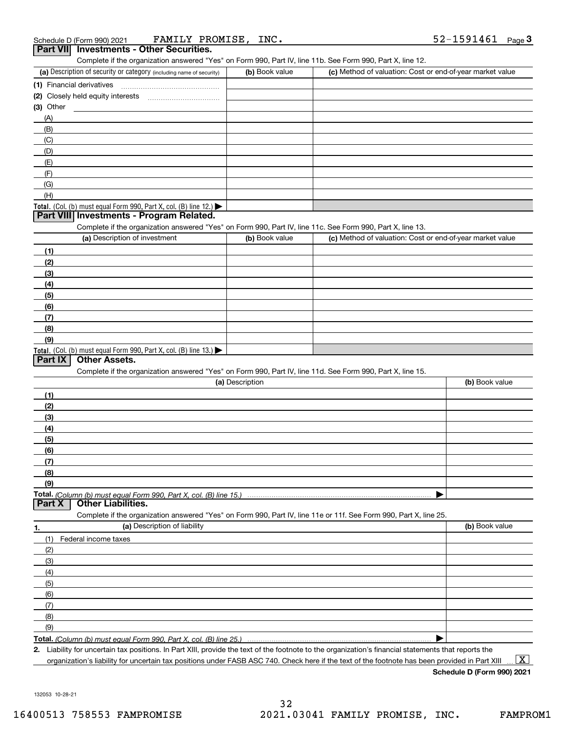Schedule D (Form 990) 2021 FAMILY PROMISE, INC. 52-1591461 Page 3

## Part VII Investments - Other Securities.

Complete if the organization answered "Yes" on Form 990, Part IV, line 11b. See Form 990, Part X, line 12.

| (a) Description of security or category (including name of security) | (b) Book value | (c) Method of valuation: Cost or end-of-year market value |
|---|---|---|
| (1) Financial derivatives | | |
| (2) Closely held equity interests | | |
| (3) Other | | |
| (A) | | |
| (B) | | |
| (C) | | |
| (D) | | |
| (E) | | |
| (F) | | |
| (G) | | |
| (H) | | |
| Total. (Col. (b) must equal Form 990, Part X, col. (B) line 12.) ▶ | | |

## Part VIII Investments - Program Related.

Complete if the organization answered "Yes" on Form 990, Part IV, line 11c. See Form 990, Part X, line 13.

| (a) Description of investment | (b) Book value | (c) Method of valuation: Cost or end-of-year market value |
|---|---|---|
| (1) | | |
| (2) | | |
| (3) | | |
| (4) | | |
| (5) | | |
| (6) | | |
| (7) | | |
| (8) | | |
| (9) | | |
| Total. (Col. (b) must equal Form 990, Part X, col. (B) line 13.) ▶ | | |

## Part IX Other Assets.

Complete if the organization answered "Yes" on Form 990, Part IV, line 11d. See Form 990, Part X, line 15.

| (a) Description | (b) Book value |
|---|---|
| (1) | |
| (2) | |
| (3) | |
| (4) | |
| (5) | |
| (6) | |
| (7) | |
| (8) | |
| (9) | |
| Total. (Column (b) must equal Form 990, Part X, col. (B) line 15.) ▶ | |

## Part X Other Liabilities.

Complete if the organization answered "Yes" on Form 990, Part IV, line 11e or 11f. See Form 990, Part X, line 25.

| 1. (a) Description of liability | (b) Book value |
|---|---|
| (1) Federal income taxes | |
| (2) | |
| (3) | |
| (4) | |
| (5) | |
| (6) | |
| (7) | |
| (8) | |
| (9) | |
| Total. (Column (b) must equal Form 990, Part X, col. (B) line 25.) ▶ | |

2. Liability for uncertain tax positions. In Part XIII, provide the text of the footnote to the organization's financial statements that reports the organization's liability for uncertain tax positions under FASB ASC 740. Check here if the text of the footnote has been provided in Part XIII ... [X]

Schedule D (Form 990) 2021

132053 10-28-21

16400513 758553 FAMPROMISE 2021.03041 FAMILY PROMISE, INC. FAMPROM1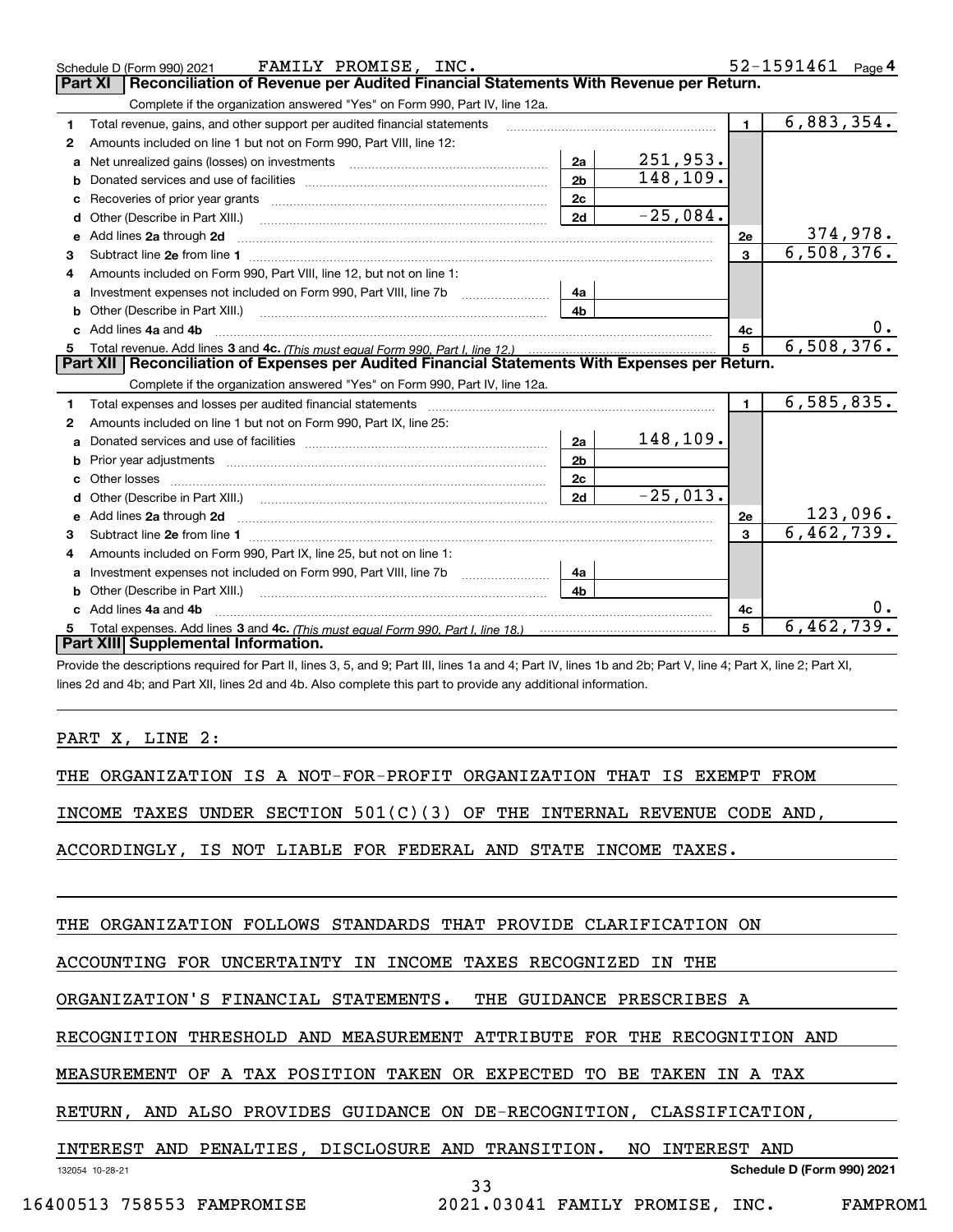Schedule D (Form 990) 2021 FAMILY PROMISE, INC. 52-1591461 Page 4

## Part XI Reconciliation of Revenue per Audited Financial Statements With Revenue per Return.

Complete if the organization answered "Yes" on Form 990, Part IV, line 12a.

| | | | | | |
|---|---|---|---|---|---|
| 1 | Total revenue, gains, and other support per audited financial statements | | | 1 | 6,883,354. |
| 2 | Amounts included on line 1 but not on Form 990, Part VIII, line 12: | | | | |
| a | Net unrealized gains (losses) on investments | 2a | 251,953. | | |
| b | Donated services and use of facilities | 2b | 148,109. | | |
| c | Recoveries of prior year grants | 2c | | | |
| d | Other (Describe in Part XIII.) | 2d | -25,084. | | |
| e | Add lines 2a through 2d | | | 2e | 374,978. |
| 3 | Subtract line 2e from line 1 | | | 3 | 6,508,376. |
| 4 | Amounts included on Form 990, Part VIII, line 12, but not on line 1: | | | | |
| a | Investment expenses not included on Form 990, Part VIII, line 7b | 4a | | | |
| b | Other (Describe in Part XIII.) | 4b | | | |
| c | Add lines 4a and 4b | | | 4c | 0. |
| 5 | Total revenue. Add lines 3 and 4c. *(This must equal Form 990, Part I, line 12.)* | | | 5 | 6,508,376. |

## Part XII Reconciliation of Expenses per Audited Financial Statements With Expenses per Return.

Complete if the organization answered "Yes" on Form 990, Part IV, line 12a.

| | | | | | |
|---|---|---|---|---|---|
| 1 | Total expenses and losses per audited financial statements | | | 1 | 6,585,835. |
| 2 | Amounts included on line 1 but not on Form 990, Part IX, line 25: | | | | |
| a | Donated services and use of facilities | 2a | 148,109. | | |
| b | Prior year adjustments | 2b | | | |
| c | Other losses | 2c | | | |
| d | Other (Describe in Part XIII.) | 2d | -25,013. | | |
| e | Add lines 2a through 2d | | | 2e | 123,096. |
| 3 | Subtract line 2e from line 1 | | | 3 | 6,462,739. |
| 4 | Amounts included on Form 990, Part IX, line 25, but not on line 1: | | | | |
| a | Investment expenses not included on Form 990, Part VIII, line 7b | 4a | | | |
| b | Other (Describe in Part XIII.) | 4b | | | |
| c | Add lines 4a and 4b | | | 4c | 0. |
| 5 | Total expenses. Add lines 3 and 4c. *(This must equal Form 990, Part I, line 18.)* | | | 5 | 6,462,739. |

## Part XIII Supplemental Information.

Provide the descriptions required for Part II, lines 3, 5, and 9; Part III, lines 1a and 4; Part IV, lines 1b and 2b; Part V, line 4; Part X, line 2; Part XI, lines 2d and 4b; and Part XII, lines 2d and 4b. Also complete this part to provide any additional information.

PART X, LINE 2:

THE ORGANIZATION IS A NOT-FOR-PROFIT ORGANIZATION THAT IS EXEMPT FROM INCOME TAXES UNDER SECTION 501(C)(3) OF THE INTERNAL REVENUE CODE AND, ACCORDINGLY, IS NOT LIABLE FOR FEDERAL AND STATE INCOME TAXES.

THE ORGANIZATION FOLLOWS STANDARDS THAT PROVIDE CLARIFICATION ON ACCOUNTING FOR UNCERTAINTY IN INCOME TAXES RECOGNIZED IN THE ORGANIZATION'S FINANCIAL STATEMENTS. THE GUIDANCE PRESCRIBES A RECOGNITION THRESHOLD AND MEASUREMENT ATTRIBUTE FOR THE RECOGNITION AND MEASUREMENT OF A TAX POSITION TAKEN OR EXPECTED TO BE TAKEN IN A TAX RETURN, AND ALSO PROVIDES GUIDANCE ON DE-RECOGNITION, CLASSIFICATION, INTEREST AND PENALTIES, DISCLOSURE AND TRANSITION. NO INTEREST AND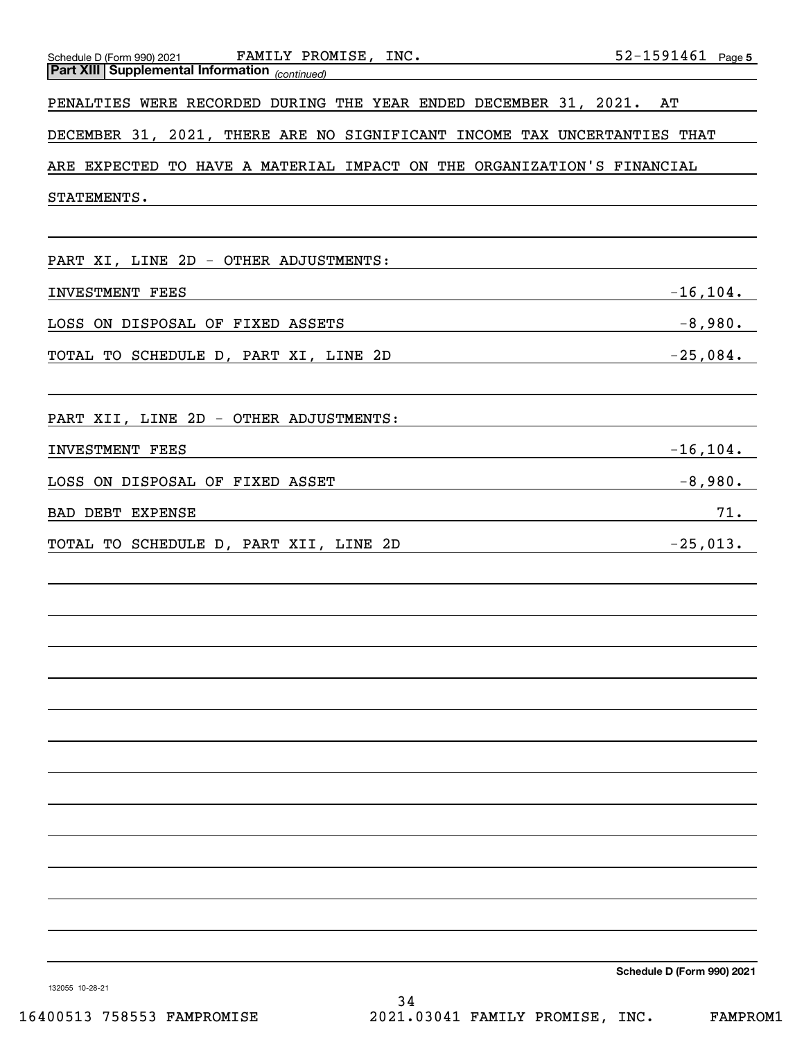Schedule D (Form 990) 2021 FAMILY PROMISE, INC. 52-1591461 Page 5

**Part XIII Supplemental Information** *(continued)*

PENALTIES WERE RECORDED DURING THE YEAR ENDED DECEMBER 31, 2021. AT DECEMBER 31, 2021, THERE ARE NO SIGNIFICANT INCOME TAX UNCERTANTIES THAT ARE EXPECTED TO HAVE A MATERIAL IMPACT ON THE ORGANIZATION'S FINANCIAL STATEMENTS.

PART XI, LINE 2D - OTHER ADJUSTMENTS:

| | |
|---|---|
| INVESTMENT FEES | -16,104. |
| LOSS ON DISPOSAL OF FIXED ASSETS | -8,980. |
| TOTAL TO SCHEDULE D, PART XI, LINE 2D | -25,084. |

PART XII, LINE 2D - OTHER ADJUSTMENTS:

| | |
|---|---|
| INVESTMENT FEES | -16,104. |
| LOSS ON DISPOSAL OF FIXED ASSET | -8,980. |
| BAD DEBT EXPENSE | 71. |
| TOTAL TO SCHEDULE D, PART XII, LINE 2D | -25,013. |

Schedule D (Form 990) 2021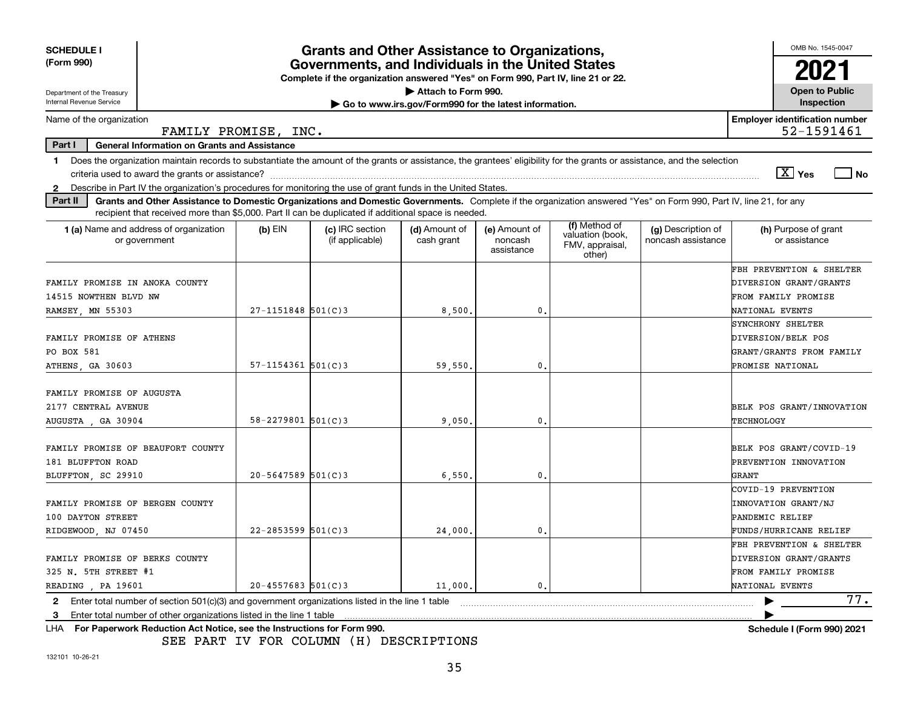**SCHEDULE I (Form 990)**

Department of the Treasury
Internal Revenue Service

# Grants and Other Assistance to Organizations, Governments, and Individuals in the United States

**Complete if the organization answered "Yes" on Form 990, Part IV, line 21 or 22.**

▶ Attach to Form 990.

▶ Go to www.irs.gov/Form990 for the latest information.

OMB No. 1545-0047

**2021**

**Open to Public Inspection**

Name of the organization: FAMILY PROMISE, INC.

Employer identification number: 52-1591461

**Part I — General Information on Grants and Assistance**

1 Does the organization maintain records to substantiate the amount of the grants or assistance, the grantees' eligibility for the grants or assistance, and the selection criteria used to award the grants or assistance? [X] Yes [ ] No

2 Describe in Part IV the organization's procedures for monitoring the use of grant funds in the United States.

**Part II — Grants and Other Assistance to Domestic Organizations and Domestic Governments.** Complete if the organization answered "Yes" on Form 990, Part IV, line 21, for any recipient that received more than $5,000. Part II can be duplicated if additional space is needed.

| 1 (a) Name and address of organization or government | (b) EIN | (c) IRC section (if applicable) | (d) Amount of cash grant | (e) Amount of noncash assistance | (f) Method of valuation (book, FMV, appraisal, other) | (g) Description of noncash assistance | (h) Purpose of grant or assistance |
|---|---|---|---|---|---|---|---|
| FAMILY PROMISE IN ANOKA COUNTY<br>14515 NOWTHEN BLVD NW<br>RAMSEY, MN 55303 | 27-1151848 | 501(C)3 | 8,500. | 0. | | | FBH PREVENTION & SHELTER DIVERSION GRANT/GRANTS FROM FAMILY PROMISE NATIONAL EVENTS |
| FAMILY PROMISE OF ATHENS<br>PO BOX 581<br>ATHENS, GA 30603 | 57-1154361 | 501(C)3 | 59,550. | 0. | | | SYNCHRONY SHELTER DIVERSION/BELK POS GRANT/GRANTS FROM FAMILY PROMISE NATIONAL |
| FAMILY PROMISE OF AUGUSTA<br>2177 CENTRAL AVENUE<br>AUGUSTA , GA 30904 | 58-2279801 | 501(C)3 | 9,050. | 0. | | | BELK POS GRANT/INNOVATION TECHNOLOGY |
| FAMILY PROMISE OF BEAUFORT COUNTY<br>181 BLUFFTON ROAD<br>BLUFFTON, SC 29910 | 20-5647589 | 501(C)3 | 6,550. | 0. | | | BELK POS GRANT/COVID-19 PREVENTION INNOVATION GRANT |
| FAMILY PROMISE OF BERGEN COUNTY<br>100 DAYTON STREET<br>RIDGEWOOD, NJ 07450 | 22-2853599 | 501(C)3 | 24,000. | 0. | | | COVID-19 PREVENTION INNOVATION GRANT/NJ PANDEMIC RELIEF FUNDS/HURRICANE RELIEF |
| FAMILY PROMISE OF BERKS COUNTY<br>325 N. 5TH STREET #1<br>READING , PA 19601 | 20-4557683 | 501(C)3 | 11,000. | 0. | | | FBH PREVENTION & SHELTER DIVERSION GRANT/GRANTS FROM FAMILY PROMISE NATIONAL EVENTS |

2 Enter total number of section 501(c)(3) and government organizations listed in the line 1 table ▶ 77.

3 Enter total number of other organizations listed in the line 1 table ▶

LHA **For Paperwork Reduction Act Notice, see the Instructions for Form 990.** **Schedule I (Form 990) 2021**

SEE PART IV FOR COLUMN (H) DESCRIPTIONS

132101 10-26-21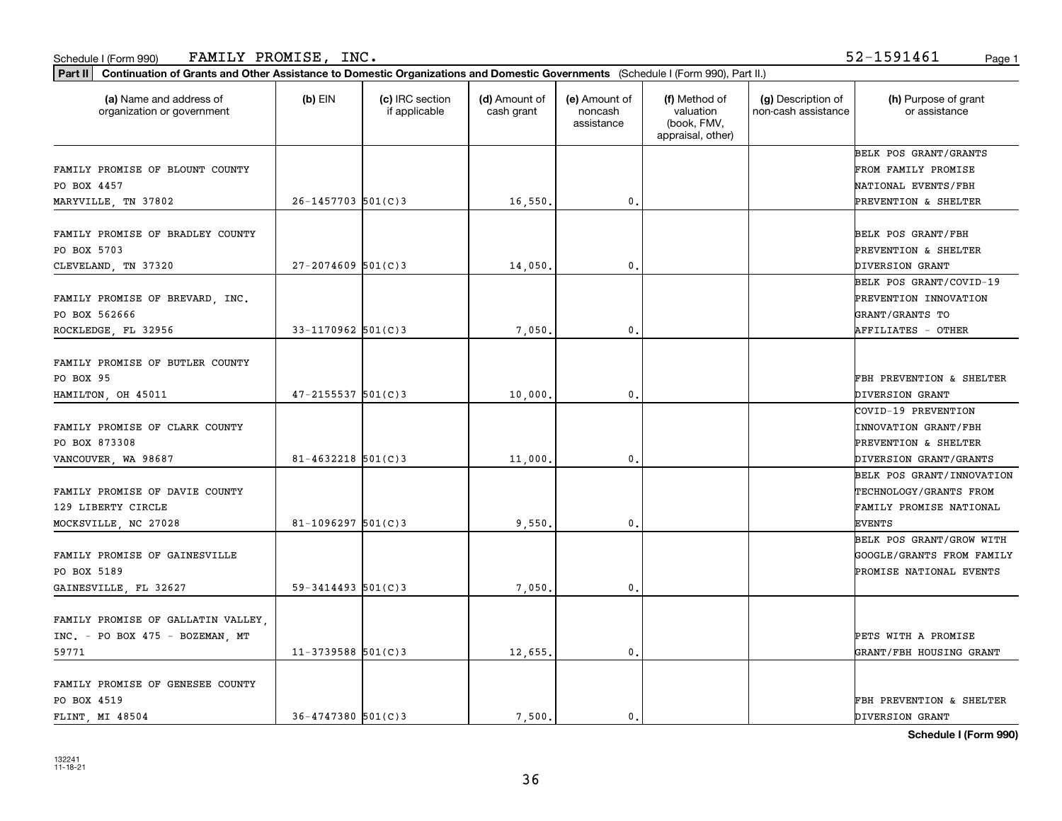Schedule I (Form 990) FAMILY PROMISE, INC. 52-1591461

**Part II** **Continuation of Grants and Other Assistance to Domestic Organizations and Domestic Governments** (Schedule I (Form 990), Part II.)

| (a) Name and address of organization or government | (b) EIN | (c) IRC section if applicable | (d) Amount of cash grant | (e) Amount of noncash assistance | (f) Method of valuation (book, FMV, appraisal, other) | (g) Description of non-cash assistance | (h) Purpose of grant or assistance |
|---|---|---|---|---|---|---|---|
| FAMILY PROMISE OF BLOUNT COUNTY PO BOX 4457 MARYVILLE, TN 37802 | 26-1457703 | 501(C)3 | 16,550. | 0. | | | BELK POS GRANT/GRANTS FROM FAMILY PROMISE NATIONAL EVENTS/FBH PREVENTION & SHELTER |
| FAMILY PROMISE OF BRADLEY COUNTY PO BOX 5703 CLEVELAND, TN 37320 | 27-2074609 | 501(C)3 | 14,050. | 0. | | | BELK POS GRANT/FBH PREVENTION & SHELTER DIVERSION GRANT |
| FAMILY PROMISE OF BREVARD, INC. PO BOX 562666 ROCKLEDGE, FL 32956 | 33-1170962 | 501(C)3 | 7,050. | 0. | | | BELK POS GRANT/COVID-19 PREVENTION INNOVATION GRANT/GRANTS TO AFFILIATES - OTHER |
| FAMILY PROMISE OF BUTLER COUNTY PO BOX 95 HAMILTON, OH 45011 | 47-2155537 | 501(C)3 | 10,000. | 0. | | | FBH PREVENTION & SHELTER DIVERSION GRANT |
| FAMILY PROMISE OF CLARK COUNTY PO BOX 873308 VANCOUVER, WA 98687 | 81-4632218 | 501(C)3 | 11,000. | 0. | | | COVID-19 PREVENTION INNOVATION GRANT/FBH PREVENTION & SHELTER DIVERSION GRANT/GRANTS |
| FAMILY PROMISE OF DAVIE COUNTY 129 LIBERTY CIRCLE MOCKSVILLE, NC 27028 | 81-1096297 | 501(C)3 | 9,550. | 0. | | | BELK POS GRANT/INNOVATION TECHNOLOGY/GRANTS FROM FAMILY PROMISE NATIONAL EVENTS |
| FAMILY PROMISE OF GAINESVILLE PO BOX 5189 GAINESVILLE, FL 32627 | 59-3414493 | 501(C)3 | 7,050. | 0. | | | BELK POS GRANT/GROW WITH GOOGLE/GRANTS FROM FAMILY PROMISE NATIONAL EVENTS |
| FAMILY PROMISE OF GALLATIN VALLEY, INC. - PO BOX 475 - BOZEMAN, MT 59771 | 11-3739588 | 501(C)3 | 12,655. | 0. | | | PETS WITH A PROMISE GRANT/FBH HOUSING GRANT |
| FAMILY PROMISE OF GENESEE COUNTY PO BOX 4519 FLINT, MI 48504 | 36-4747380 | 501(C)3 | 7,500. | 0. | | | FBH PREVENTION & SHELTER DIVERSION GRANT |

**Schedule I (Form 990)**

132241
11-18-21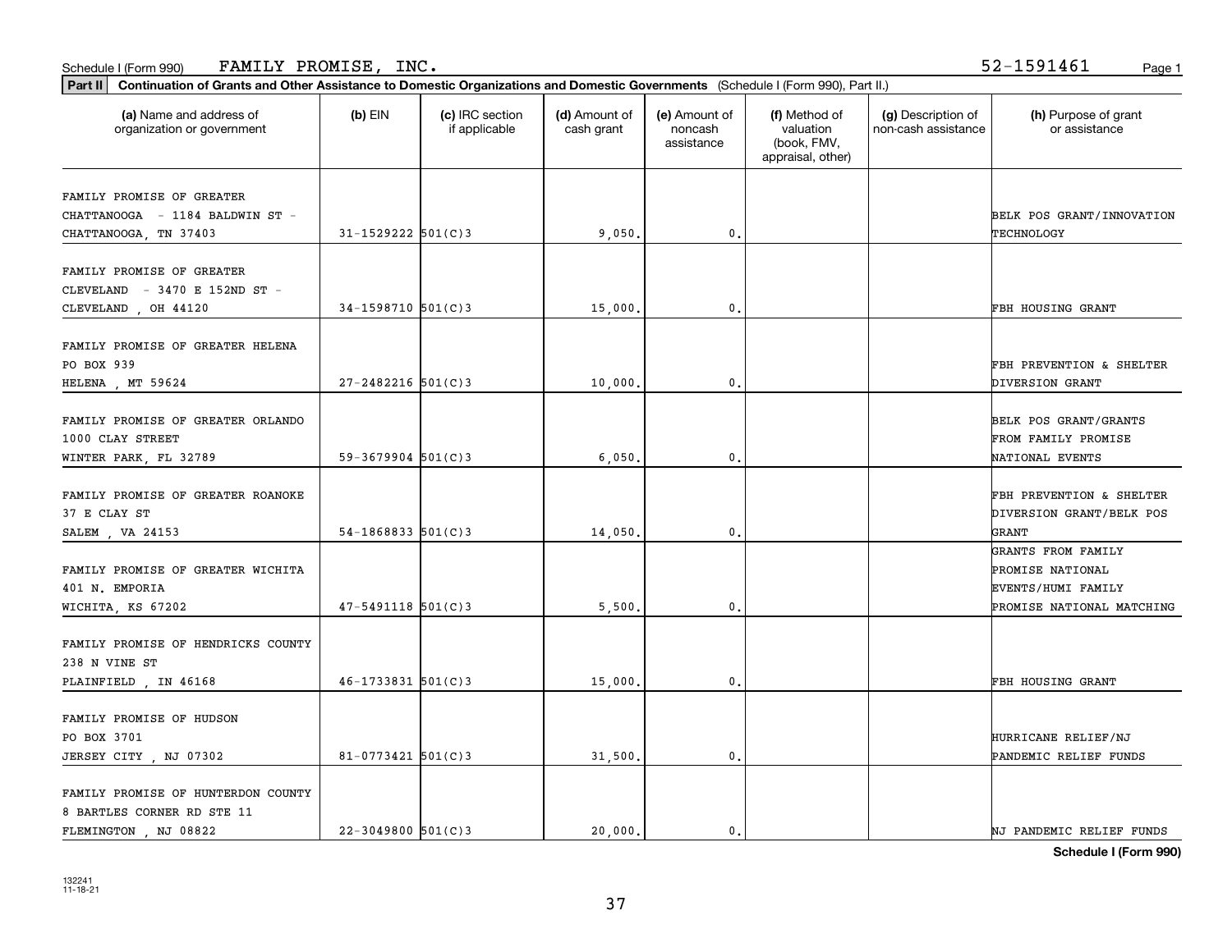Schedule I (Form 990) FAMILY PROMISE, INC. 52-1591461

**Part II** **Continuation of Grants and Other Assistance to Domestic Organizations and Domestic Governments** (Schedule I (Form 990), Part II.)

| (a) Name and address of organization or government | (b) EIN | (c) IRC section if applicable | (d) Amount of cash grant | (e) Amount of noncash assistance | (f) Method of valuation (book, FMV, appraisal, other) | (g) Description of non-cash assistance | (h) Purpose of grant or assistance |
|---|---|---|---|---|---|---|---|
| FAMILY PROMISE OF GREATER CHATTANOOGA - 1184 BALDWIN ST - CHATTANOOGA, TN 37403 | 31-1529222 | 501(C)3 | 9,050. | 0. | | | BELK POS GRANT/INNOVATION TECHNOLOGY |
| FAMILY PROMISE OF GREATER CLEVELAND - 3470 E 152ND ST - CLEVELAND , OH 44120 | 34-1598710 | 501(C)3 | 15,000. | 0. | | | FBH HOUSING GRANT |
| FAMILY PROMISE OF GREATER HELENA PO BOX 939 HELENA , MT 59624 | 27-2482216 | 501(C)3 | 10,000. | 0. | | | FBH PREVENTION & SHELTER DIVERSION GRANT |
| FAMILY PROMISE OF GREATER ORLANDO 1000 CLAY STREET WINTER PARK, FL 32789 | 59-3679904 | 501(C)3 | 6,050. | 0. | | | BELK POS GRANT/GRANTS FROM FAMILY PROMISE NATIONAL EVENTS |
| FAMILY PROMISE OF GREATER ROANOKE 37 E CLAY ST SALEM , VA 24153 | 54-1868833 | 501(C)3 | 14,050. | 0. | | | FBH PREVENTION & SHELTER DIVERSION GRANT/BELK POS GRANT |
| FAMILY PROMISE OF GREATER WICHITA 401 N. EMPORIA WICHITA, KS 67202 | 47-5491118 | 501(C)3 | 5,500. | 0. | | | GRANTS FROM FAMILY PROMISE NATIONAL EVENTS/HUMI FAMILY PROMISE NATIONAL MATCHING |
| FAMILY PROMISE OF HENDRICKS COUNTY 238 N VINE ST PLAINFIELD , IN 46168 | 46-1733831 | 501(C)3 | 15,000. | 0. | | | FBH HOUSING GRANT |
| FAMILY PROMISE OF HUDSON PO BOX 3701 JERSEY CITY , NJ 07302 | 81-0773421 | 501(C)3 | 31,500. | 0. | | | HURRICANE RELIEF/NJ PANDEMIC RELIEF FUNDS |
| FAMILY PROMISE OF HUNTERDON COUNTY 8 BARTLES CORNER RD STE 11 FLEMINGTON , NJ 08822 | 22-3049800 | 501(C)3 | 20,000. | 0. | | | NJ PANDEMIC RELIEF FUNDS |

**Schedule I (Form 990)**

132241 11-18-21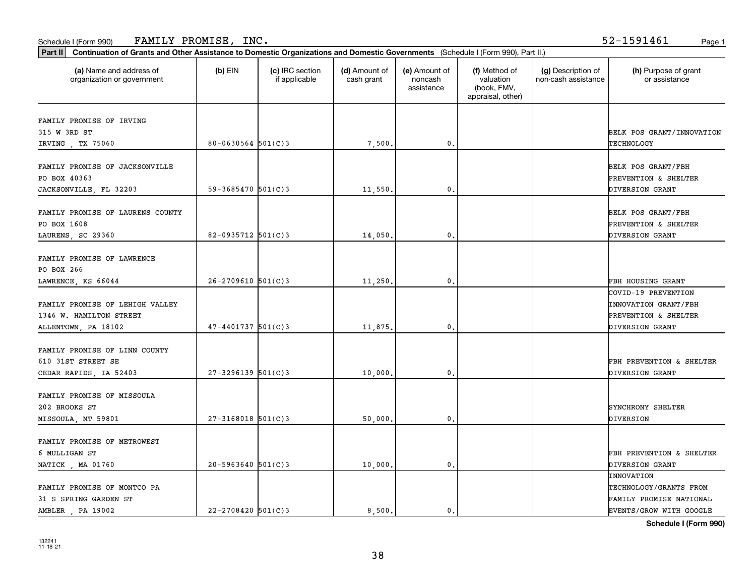Schedule I (Form 990) FAMILY PROMISE, INC. 52-1591461

**Part II** **Continuation of Grants and Other Assistance to Domestic Organizations and Domestic Governments** (Schedule I (Form 990), Part II.)

| (a) Name and address of organization or government | (b) EIN | (c) IRC section if applicable | (d) Amount of cash grant | (e) Amount of noncash assistance | (f) Method of valuation (book, FMV, appraisal, other) | (g) Description of non-cash assistance | (h) Purpose of grant or assistance |
|---|---|---|---|---|---|---|---|
| FAMILY PROMISE OF IRVING 315 W 3RD ST IRVING , TX 75060 | 80-0630564 | 501(C)3 | 7,500. | 0. | | | BELK POS GRANT/INNOVATION TECHNOLOGY |
| FAMILY PROMISE OF JACKSONVILLE PO BOX 40363 JACKSONVILLE, FL 32203 | 59-3685470 | 501(C)3 | 11,550. | 0. | | | BELK POS GRANT/FBH PREVENTION & SHELTER DIVERSION GRANT |
| FAMILY PROMISE OF LAURENS COUNTY PO BOX 1608 LAURENS, SC 29360 | 82-0935712 | 501(C)3 | 14,050. | 0. | | | BELK POS GRANT/FBH PREVENTION & SHELTER DIVERSION GRANT |
| FAMILY PROMISE OF LAWRENCE PO BOX 266 LAWRENCE, KS 66044 | 26-2709610 | 501(C)3 | 11,250. | 0. | | | FBH HOUSING GRANT |
| FAMILY PROMISE OF LEHIGH VALLEY 1346 W. HAMILTON STREET ALLENTOWN, PA 18102 | 47-4401737 | 501(C)3 | 11,875. | 0. | | | COVID-19 PREVENTION INNOVATION GRANT/FBH PREVENTION & SHELTER DIVERSION GRANT |
| FAMILY PROMISE OF LINN COUNTY 610 31ST STREET SE CEDAR RAPIDS, IA 52403 | 27-3296139 | 501(C)3 | 10,000. | 0. | | | FBH PREVENTION & SHELTER DIVERSION GRANT |
| FAMILY PROMISE OF MISSOULA 202 BROOKS ST MISSOULA, MT 59801 | 27-3168018 | 501(C)3 | 50,000. | 0. | | | SYNCHRONY SHELTER DIVERSION |
| FAMILY PROMISE OF METROWEST 6 MULLIGAN ST NATICK , MA 01760 | 20-5963640 | 501(C)3 | 10,000. | 0. | | | FBH PREVENTION & SHELTER DIVERSION GRANT |
| FAMILY PROMISE OF MONTCO PA 31 S SPRING GARDEN ST AMBLER , PA 19002 | 22-2708420 | 501(C)3 | 8,500. | 0. | | | INNOVATION TECHNOLOGY/GRANTS FROM FAMILY PROMISE NATIONAL EVENTS/GROW WITH GOOGLE |

**Schedule I (Form 990)**

132241 11-18-21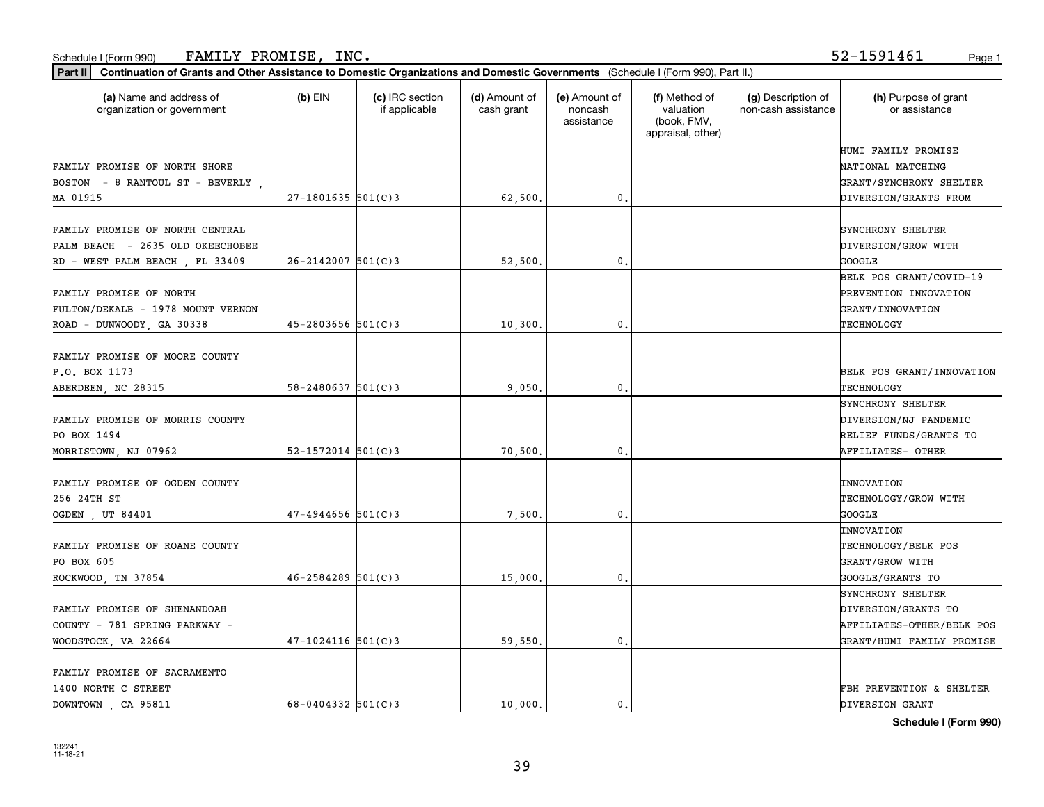Schedule I (Form 990) FAMILY PROMISE, INC. 52-1591461

**Part II** **Continuation of Grants and Other Assistance to Domestic Organizations and Domestic Governments** (Schedule I (Form 990), Part II.)

| (a) Name and address of organization or government | (b) EIN | (c) IRC section if applicable | (d) Amount of cash grant | (e) Amount of noncash assistance | (f) Method of valuation (book, FMV, appraisal, other) | (g) Description of non-cash assistance | (h) Purpose of grant or assistance |
|---|---|---|---|---|---|---|---|
| FAMILY PROMISE OF NORTH SHORE BOSTON - 8 RANTOUL ST - BEVERLY , MA 01915 | 27-1801635 | 501(C)3 | 62,500. | 0. | | | HUMI FAMILY PROMISE NATIONAL MATCHING GRANT/SYNCHRONY SHELTER DIVERSION/GRANTS FROM |
| FAMILY PROMISE OF NORTH CENTRAL PALM BEACH - 2635 OLD OKEECHOBEE RD - WEST PALM BEACH , FL 33409 | 26-2142007 | 501(C)3 | 52,500. | 0. | | | SYNCHRONY SHELTER DIVERSION/GROW WITH GOOGLE |
| FAMILY PROMISE OF NORTH FULTON/DEKALB - 1978 MOUNT VERNON ROAD - DUNWOODY, GA 30338 | 45-2803656 | 501(C)3 | 10,300. | 0. | | | BELK POS GRANT/COVID-19 PREVENTION INNOVATION GRANT/INNOVATION TECHNOLOGY |
| FAMILY PROMISE OF MOORE COUNTY P.O. BOX 1173 ABERDEEN, NC 28315 | 58-2480637 | 501(C)3 | 9,050. | 0. | | | BELK POS GRANT/INNOVATION TECHNOLOGY |
| FAMILY PROMISE OF MORRIS COUNTY PO BOX 1494 MORRISTOWN, NJ 07962 | 52-1572014 | 501(C)3 | 70,500. | 0. | | | SYNCHRONY SHELTER DIVERSION/NJ PANDEMIC RELIEF FUNDS/GRANTS TO AFFILIATES- OTHER |
| FAMILY PROMISE OF OGDEN COUNTY 256 24TH ST OGDEN , UT 84401 | 47-4944656 | 501(C)3 | 7,500. | 0. | | | INNOVATION TECHNOLOGY/GROW WITH GOOGLE |
| FAMILY PROMISE OF ROANE COUNTY PO BOX 605 ROCKWOOD, TN 37854 | 46-2584289 | 501(C)3 | 15,000. | 0. | | | INNOVATION TECHNOLOGY/BELK POS GRANT/GROW WITH GOOGLE/GRANTS TO |
| FAMILY PROMISE OF SHENANDOAH COUNTY - 781 SPRING PARKWAY - WOODSTOCK, VA 22664 | 47-1024116 | 501(C)3 | 59,550. | 0. | | | SYNCHRONY SHELTER DIVERSION/GRANTS TO AFFILIATES-OTHER/BELK POS GRANT/HUMI FAMILY PROMISE |
| FAMILY PROMISE OF SACRAMENTO 1400 NORTH C STREET DOWNTOWN , CA 95811 | 68-0404332 | 501(C)3 | 10,000. | 0. | | | FBH PREVENTION & SHELTER DIVERSION GRANT |

Schedule I (Form 990)

132241 11-18-21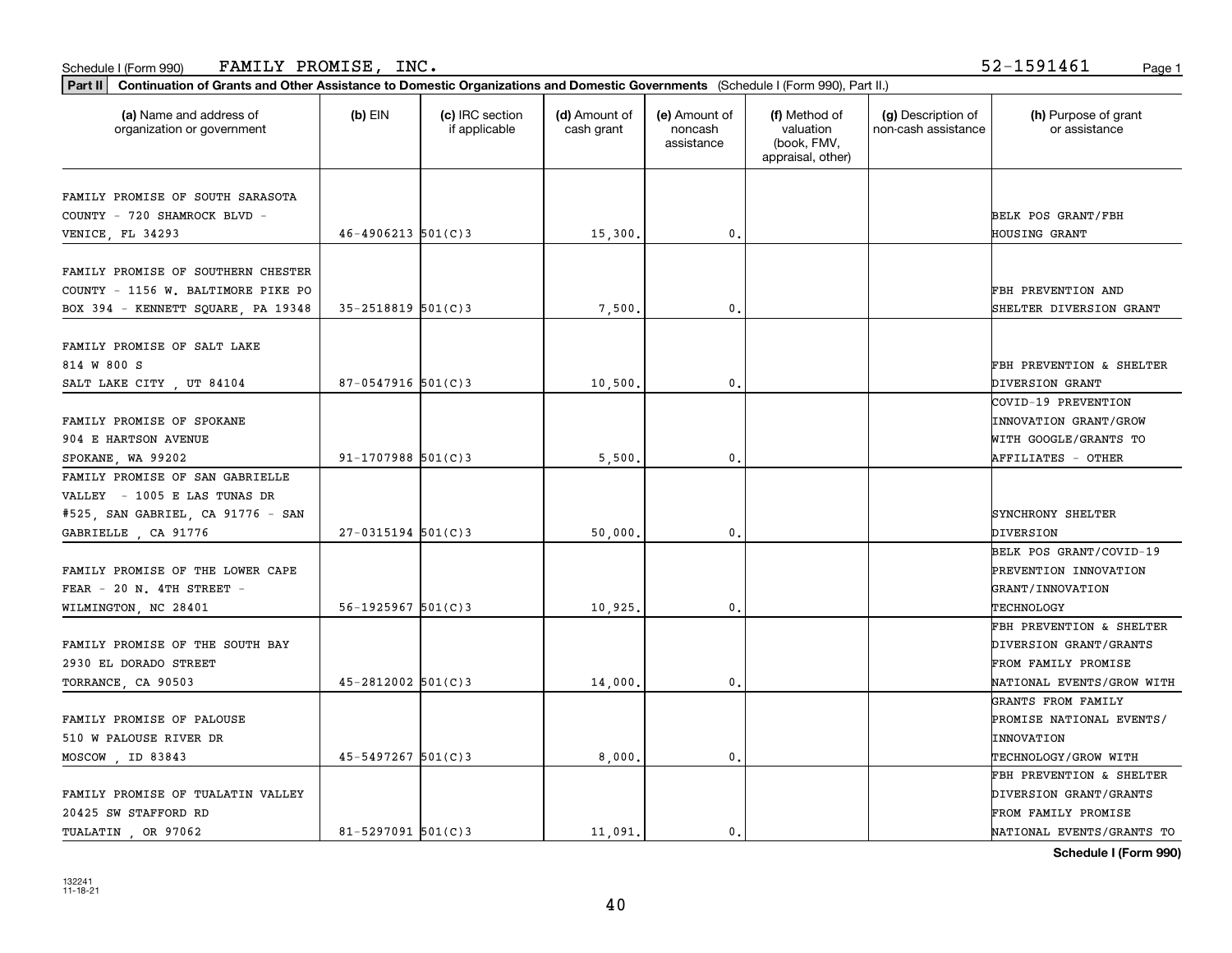Schedule I (Form 990) FAMILY PROMISE, INC. 52-1591461

**Part II** **Continuation of Grants and Other Assistance to Domestic Organizations and Domestic Governments** (Schedule I (Form 990), Part II.)

| (a) Name and address of organization or government | (b) EIN | (c) IRC section if applicable | (d) Amount of cash grant | (e) Amount of noncash assistance | (f) Method of valuation (book, FMV, appraisal, other) | (g) Description of non-cash assistance | (h) Purpose of grant or assistance |
|---|---|---|---|---|---|---|---|
| FAMILY PROMISE OF SOUTH SARASOTA COUNTY - 720 SHAMROCK BLVD - VENICE, FL 34293 | 46-4906213 | 501(C)3 | 15,300. | 0. | | | BELK POS GRANT/FBH HOUSING GRANT |
| FAMILY PROMISE OF SOUTHERN CHESTER COUNTY - 1156 W. BALTIMORE PIKE PO BOX 394 - KENNETT SQUARE, PA 19348 | 35-2518819 | 501(C)3 | 7,500. | 0. | | | FBH PREVENTION AND SHELTER DIVERSION GRANT |
| FAMILY PROMISE OF SALT LAKE 814 W 800 S SALT LAKE CITY , UT 84104 | 87-0547916 | 501(C)3 | 10,500. | 0. | | | FBH PREVENTION & SHELTER DIVERSION GRANT |
| FAMILY PROMISE OF SPOKANE 904 E HARTSON AVENUE SPOKANE, WA 99202 | 91-1707988 | 501(C)3 | 5,500. | 0. | | | COVID-19 PREVENTION INNOVATION GRANT/GROW WITH GOOGLE/GRANTS TO AFFILIATES - OTHER |
| FAMILY PROMISE OF SAN GABRIELLE VALLEY - 1005 E LAS TUNAS DR #525, SAN GABRIEL, CA 91776 - SAN GABRIELLE , CA 91776 | 27-0315194 | 501(C)3 | 50,000. | 0. | | | SYNCHRONY SHELTER DIVERSION |
| FAMILY PROMISE OF THE LOWER CAPE FEAR - 20 N. 4TH STREET - WILMINGTON, NC 28401 | 56-1925967 | 501(C)3 | 10,925. | 0. | | | BELK POS GRANT/COVID-19 PREVENTION INNOVATION GRANT/INNOVATION TECHNOLOGY |
| FAMILY PROMISE OF THE SOUTH BAY 2930 EL DORADO STREET TORRANCE, CA 90503 | 45-2812002 | 501(C)3 | 14,000. | 0. | | | FBH PREVENTION & SHELTER DIVERSION GRANT/GRANTS FROM FAMILY PROMISE NATIONAL EVENTS/GROW WITH |
| FAMILY PROMISE OF PALOUSE 510 W PALOUSE RIVER DR MOSCOW , ID 83843 | 45-5497267 | 501(C)3 | 8,000. | 0. | | | GRANTS FROM FAMILY PROMISE NATIONAL EVENTS/ INNOVATION TECHNOLOGY/GROW WITH |
| FAMILY PROMISE OF TUALATIN VALLEY 20425 SW STAFFORD RD TUALATIN , OR 97062 | 81-5297091 | 501(C)3 | 11,091. | 0. | | | FBH PREVENTION & SHELTER DIVERSION GRANT/GRANTS FROM FAMILY PROMISE NATIONAL EVENTS/GRANTS TO |

**Schedule I (Form 990)**

132241 11-18-21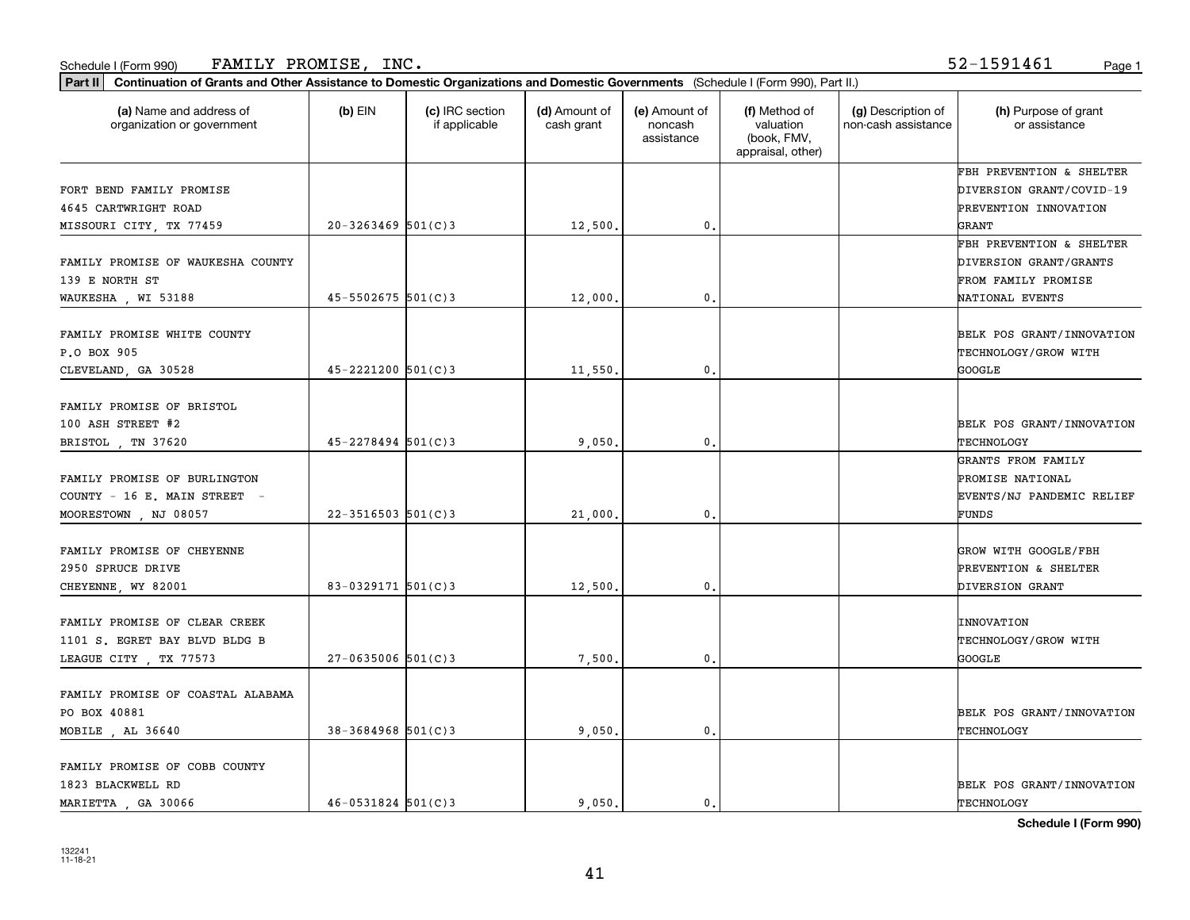Schedule I (Form 990) FAMILY PROMISE, INC. 52-1591461

**Part II** **Continuation of Grants and Other Assistance to Domestic Organizations and Domestic Governments** (Schedule I (Form 990), Part II.)

| (a) Name and address of organization or government | (b) EIN | (c) IRC section if applicable | (d) Amount of cash grant | (e) Amount of noncash assistance | (f) Method of valuation (book, FMV, appraisal, other) | (g) Description of non-cash assistance | (h) Purpose of grant or assistance |
|---|---|---|---|---|---|---|---|
| FORT BEND FAMILY PROMISE 4645 CARTWRIGHT ROAD MISSOURI CITY, TX 77459 | 20-3263469 | 501(C)3 | 12,500. | 0. | | | FBH PREVENTION & SHELTER DIVERSION GRANT/COVID-19 PREVENTION INNOVATION GRANT |
| FAMILY PROMISE OF WAUKESHA COUNTY 139 E NORTH ST WAUKESHA , WI 53188 | 45-5502675 | 501(C)3 | 12,000. | 0. | | | FBH PREVENTION & SHELTER DIVERSION GRANT/GRANTS FROM FAMILY PROMISE NATIONAL EVENTS |
| FAMILY PROMISE WHITE COUNTY P.O BOX 905 CLEVELAND, GA 30528 | 45-2221200 | 501(C)3 | 11,550. | 0. | | | BELK POS GRANT/INNOVATION TECHNOLOGY/GROW WITH GOOGLE |
| FAMILY PROMISE OF BRISTOL 100 ASH STREET #2 BRISTOL , TN 37620 | 45-2278494 | 501(C)3 | 9,050. | 0. | | | BELK POS GRANT/INNOVATION TECHNOLOGY |
| FAMILY PROMISE OF BURLINGTON COUNTY - 16 E. MAIN STREET - MOORESTOWN , NJ 08057 | 22-3516503 | 501(C)3 | 21,000. | 0. | | | GRANTS FROM FAMILY PROMISE NATIONAL EVENTS/NJ PANDEMIC RELIEF FUNDS |
| FAMILY PROMISE OF CHEYENNE 2950 SPRUCE DRIVE CHEYENNE, WY 82001 | 83-0329171 | 501(C)3 | 12,500. | 0. | | | GROW WITH GOOGLE/FBH PREVENTION & SHELTER DIVERSION GRANT |
| FAMILY PROMISE OF CLEAR CREEK 1101 S. EGRET BAY BLVD BLDG B LEAGUE CITY , TX 77573 | 27-0635006 | 501(C)3 | 7,500. | 0. | | | INNOVATION TECHNOLOGY/GROW WITH GOOGLE |
| FAMILY PROMISE OF COASTAL ALABAMA PO BOX 40881 MOBILE , AL 36640 | 38-3684968 | 501(C)3 | 9,050. | 0. | | | BELK POS GRANT/INNOVATION TECHNOLOGY |
| FAMILY PROMISE OF COBB COUNTY 1823 BLACKWELL RD MARIETTA , GA 30066 | 46-0531824 | 501(C)3 | 9,050. | 0. | | | BELK POS GRANT/INNOVATION TECHNOLOGY |

Schedule I (Form 990)

132241 11-18-21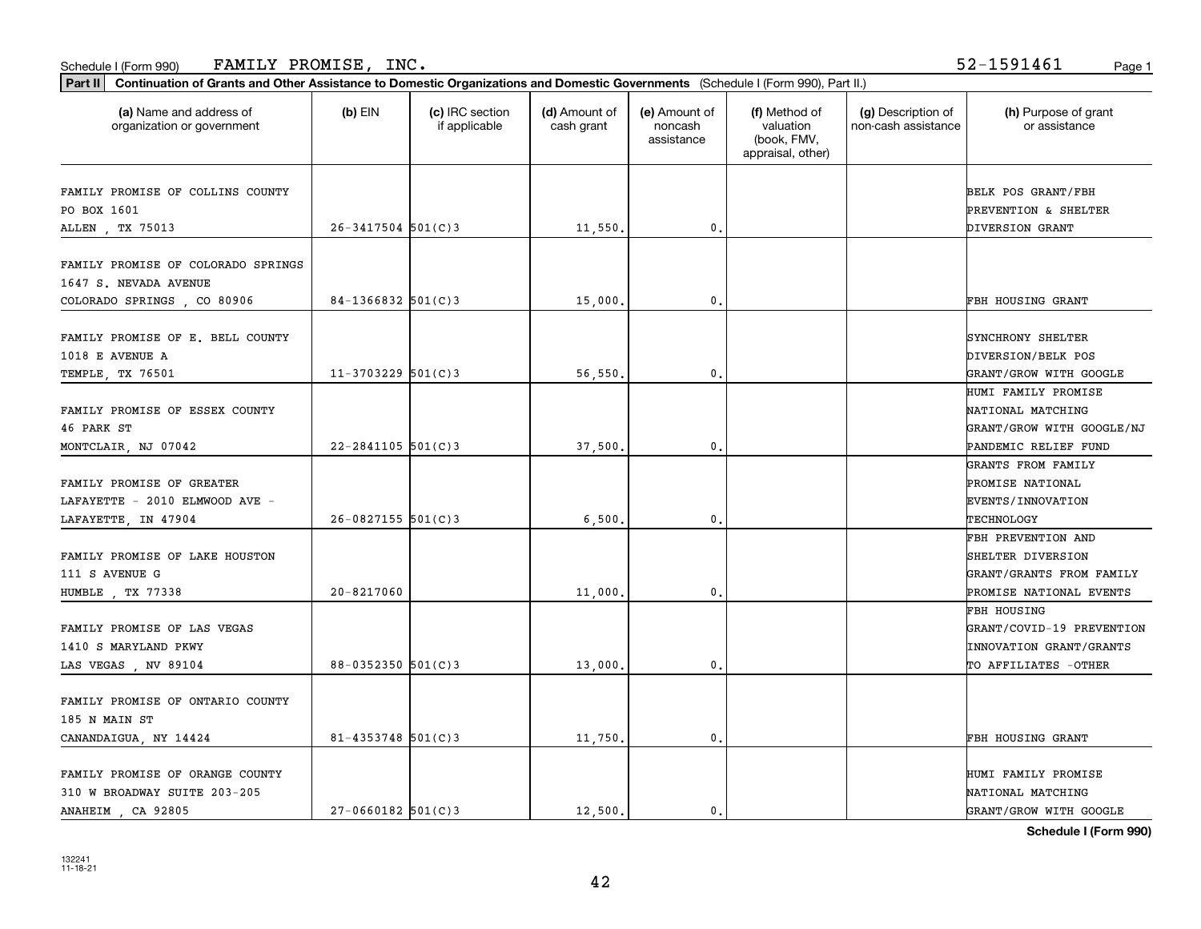Schedule I (Form 990) FAMILY PROMISE, INC. 52-1591461

**Part II** **Continuation of Grants and Other Assistance to Domestic Organizations and Domestic Governments** (Schedule I (Form 990), Part II.)

| (a) Name and address of organization or government | (b) EIN | (c) IRC section if applicable | (d) Amount of cash grant | (e) Amount of noncash assistance | (f) Method of valuation (book, FMV, appraisal, other) | (g) Description of non-cash assistance | (h) Purpose of grant or assistance |
|---|---|---|---|---|---|---|---|
| FAMILY PROMISE OF COLLINS COUNTY PO BOX 1601 ALLEN , TX 75013 | 26-3417504 | 501(C)3 | 11,550. | 0. | | | BELK POS GRANT/FBH PREVENTION & SHELTER DIVERSION GRANT |
| FAMILY PROMISE OF COLORADO SPRINGS 1647 S. NEVADA AVENUE COLORADO SPRINGS , CO 80906 | 84-1366832 | 501(C)3 | 15,000. | 0. | | | FBH HOUSING GRANT |
| FAMILY PROMISE OF E. BELL COUNTY 1018 E AVENUE A TEMPLE, TX 76501 | 11-3703229 | 501(C)3 | 56,550. | 0. | | | SYNCHRONY SHELTER DIVERSION/BELK POS GRANT/GROW WITH GOOGLE |
| FAMILY PROMISE OF ESSEX COUNTY 46 PARK ST MONTCLAIR, NJ 07042 | 22-2841105 | 501(C)3 | 37,500. | 0. | | | HUMI FAMILY PROMISE NATIONAL MATCHING GRANT/GROW WITH GOOGLE/NJ PANDEMIC RELIEF FUND |
| FAMILY PROMISE OF GREATER LAFAYETTE - 2010 ELMWOOD AVE - LAFAYETTE, IN 47904 | 26-0827155 | 501(C)3 | 6,500. | 0. | | | GRANTS FROM FAMILY PROMISE NATIONAL EVENTS/INNOVATION TECHNOLOGY |
| FAMILY PROMISE OF LAKE HOUSTON 111 S AVENUE G HUMBLE , TX 77338 | 20-8217060 | | 11,000. | 0. | | | FBH PREVENTION AND SHELTER DIVERSION GRANT/GRANTS FROM FAMILY PROMISE NATIONAL EVENTS |
| FAMILY PROMISE OF LAS VEGAS 1410 S MARYLAND PKWY LAS VEGAS , NV 89104 | 88-0352350 | 501(C)3 | 13,000. | 0. | | | FBH HOUSING GRANT/COVID-19 PREVENTION INNOVATION GRANT/GRANTS TO AFFILIATES -OTHER |
| FAMILY PROMISE OF ONTARIO COUNTY 185 N MAIN ST CANANDAIGUA, NY 14424 | 81-4353748 | 501(C)3 | 11,750. | 0. | | | FBH HOUSING GRANT |
| FAMILY PROMISE OF ORANGE COUNTY 310 W BROADWAY SUITE 203-205 ANAHEIM , CA 92805 | 27-0660182 | 501(C)3 | 12,500. | 0. | | | HUMI FAMILY PROMISE NATIONAL MATCHING GRANT/GROW WITH GOOGLE |

**Schedule I (Form 990)**

132241 11-18-21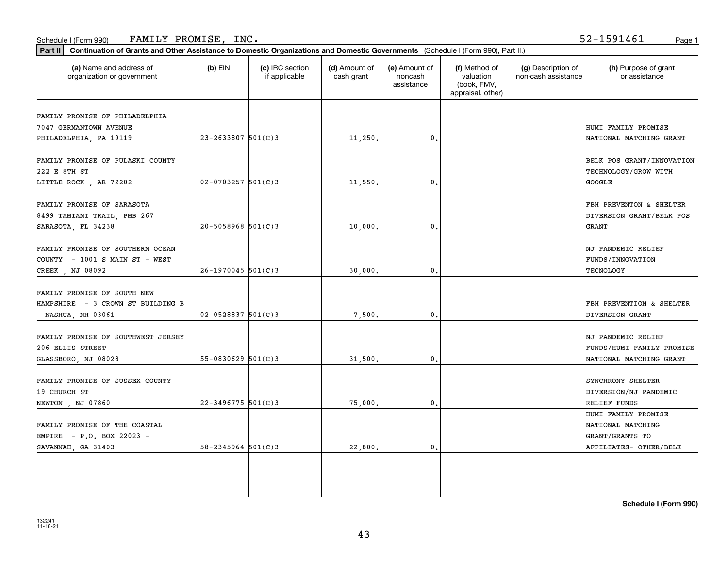Schedule I (Form 990) FAMILY PROMISE, INC. 52-1591461

**Part II** **Continuation of Grants and Other Assistance to Domestic Organizations and Domestic Governments** (Schedule I (Form 990), Part II.)

| (a) Name and address of organization or government | (b) EIN | (c) IRC section if applicable | (d) Amount of cash grant | (e) Amount of noncash assistance | (f) Method of valuation (book, FMV, appraisal, other) | (g) Description of non-cash assistance | (h) Purpose of grant or assistance |
|---|---|---|---|---|---|---|---|
| FAMILY PROMISE OF PHILADELPHIA 7047 GERMANTOWN AVENUE PHILADELPHIA, PA 19119 | 23-2633807 | 501(C)3 | 11,250. | 0. | | | HUMI FAMILY PROMISE NATIONAL MATCHING GRANT |
| FAMILY PROMISE OF PULASKI COUNTY 222 E 8TH ST LITTLE ROCK , AR 72202 | 02-0703257 | 501(C)3 | 11,550. | 0. | | | BELK POS GRANT/INNOVATION TECHNOLOGY/GROW WITH GOOGLE |
| FAMILY PROMISE OF SARASOTA 8499 TAMIAMI TRAIL, PMB 267 SARASOTA, FL 34238 | 20-5058968 | 501(C)3 | 10,000. | 0. | | | FBH PREVENTON & SHELTER DIVERSION GRANT/BELK POS GRANT |
| FAMILY PROMISE OF SOUTHERN OCEAN COUNTY - 1001 S MAIN ST - WEST CREEK , NJ 08092 | 26-1970045 | 501(C)3 | 30,000. | 0. | | | NJ PANDEMIC RELIEF FUNDS/INNOVATION TECNOLOGY |
| FAMILY PROMISE OF SOUTH NEW HAMPSHIRE - 3 CROWN ST BUILDING B - NASHUA, NH 03061 | 02-0528837 | 501(C)3 | 7,500. | 0. | | | FBH PREVENTION & SHELTER DIVERSION GRANT |
| FAMILY PROMISE OF SOUTHWEST JERSEY 206 ELLIS STREET GLASSBORO, NJ 08028 | 55-0830629 | 501(C)3 | 31,500. | 0. | | | NJ PANDEMIC RELIEF FUNDS/HUMI FAMILY PROMISE NATIONAL MATCHING GRANT |
| FAMILY PROMISE OF SUSSEX COUNTY 19 CHURCH ST NEWTON , NJ 07860 | 22-3496775 | 501(C)3 | 75,000. | 0. | | | SYNCHRONY SHELTER DIVERSION/NJ PANDEMIC RELIEF FUNDS |
| FAMILY PROMISE OF THE COASTAL EMPIRE - P.O. BOX 22023 - SAVANNAH, GA 31403 | 58-2345964 | 501(C)3 | 22,800. | 0. | | | HUMI FAMILY PROMISE NATIONAL MATCHING GRANT/GRANTS TO AFFILIATES- OTHER/BELK |

**Schedule I (Form 990)**

132241 11-18-21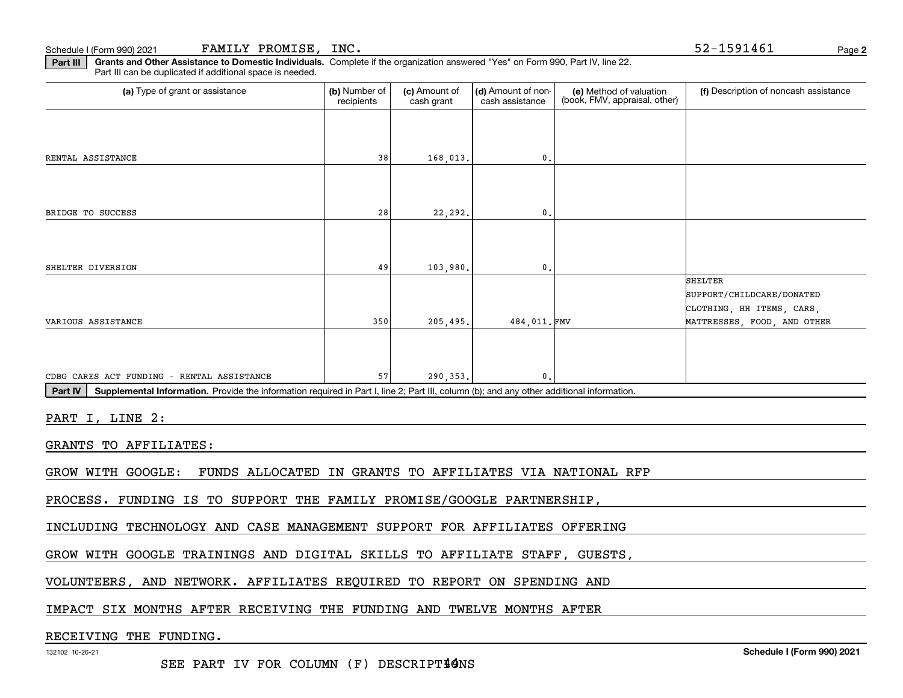Schedule I (Form 990) 2021 FAMILY PROMISE, INC. 52-1591461 Page 2

**Part III** **Grants and Other Assistance to Domestic Individuals.** Complete if the organization answered "Yes" on Form 990, Part IV, line 22. Part III can be duplicated if additional space is needed.

| (a) Type of grant or assistance | (b) Number of recipients | (c) Amount of cash grant | (d) Amount of non-cash assistance | (e) Method of valuation (book, FMV, appraisal, other) | (f) Description of noncash assistance |
|---|---|---|---|---|---|
| RENTAL ASSISTANCE | 38 | 168,013. | 0. | | |
| BRIDGE TO SUCCESS | 28 | 22,292. | 0. | | |
| SHELTER DIVERSION | 49 | 103,980. | 0. | | |
| VARIOUS ASSISTANCE | 350 | 205,495. | 484,011. | FMV | SHELTER SUPPORT/CHILDCARE/DONATED CLOTHING, HH ITEMS, CARS, MATTRESSES, FOOD, AND OTHER |
| CDBG CARES ACT FUNDING - RENTAL ASSISTANCE | 57 | 290,353. | 0. | | |

**Part IV** **Supplemental Information.** Provide the information required in Part I, line 2; Part III, column (b); and any other additional information.

PART I, LINE 2:

GRANTS TO AFFILIATES:

GROW WITH GOOGLE: FUNDS ALLOCATED IN GRANTS TO AFFILIATES VIA NATIONAL RFP PROCESS. FUNDING IS TO SUPPORT THE FAMILY PROMISE/GOOGLE PARTNERSHIP, INCLUDING TECHNOLOGY AND CASE MANAGEMENT SUPPORT FOR AFFILIATES OFFERING GROW WITH GOOGLE TRAININGS AND DIGITAL SKILLS TO AFFILIATE STAFF, GUESTS, VOLUNTEERS, AND NETWORK. AFFILIATES REQUIRED TO REPORT ON SPENDING AND IMPACT SIX MONTHS AFTER RECEIVING THE FUNDING AND TWELVE MONTHS AFTER RECEIVING THE FUNDING.

SEE PART IV FOR COLUMN (F) DESCRIPTIONS

Schedule I (Form 990) 2021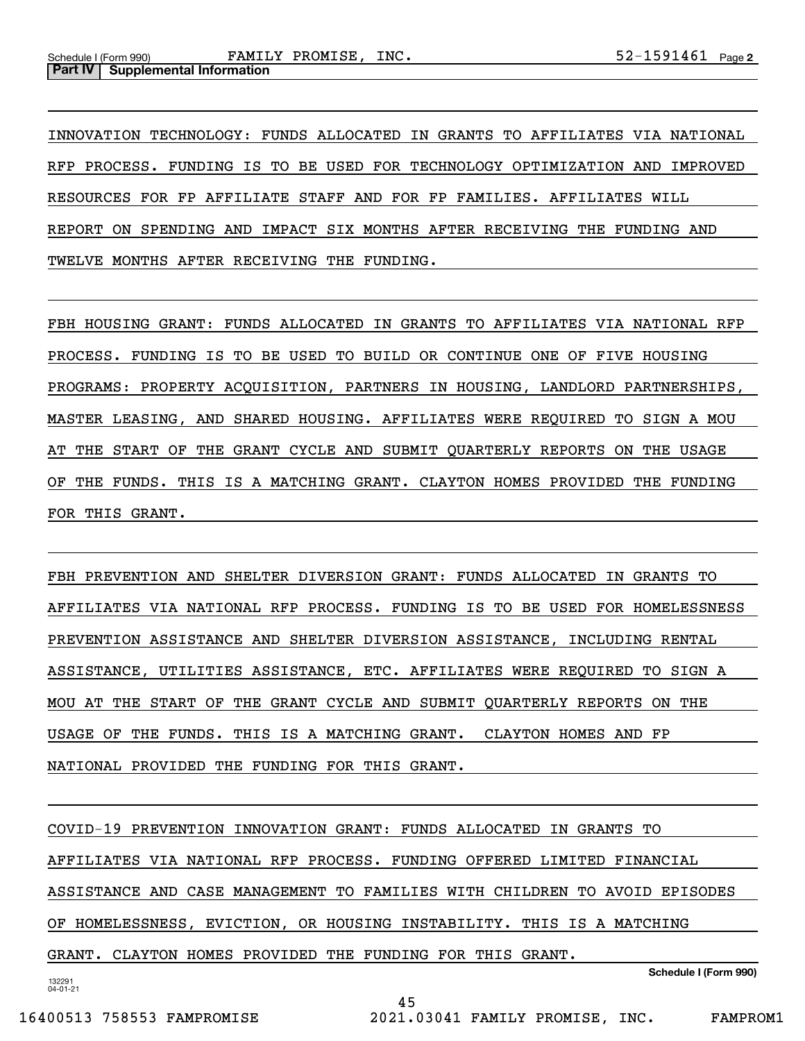## Part IV Supplemental Information

INNOVATION TECHNOLOGY: FUNDS ALLOCATED IN GRANTS TO AFFILIATES VIA NATIONAL RFP PROCESS. FUNDING IS TO BE USED FOR TECHNOLOGY OPTIMIZATION AND IMPROVED RESOURCES FOR FP AFFILIATE STAFF AND FOR FP FAMILIES. AFFILIATES WILL REPORT ON SPENDING AND IMPACT SIX MONTHS AFTER RECEIVING THE FUNDING AND TWELVE MONTHS AFTER RECEIVING THE FUNDING.

FBH HOUSING GRANT: FUNDS ALLOCATED IN GRANTS TO AFFILIATES VIA NATIONAL RFP PROCESS. FUNDING IS TO BE USED TO BUILD OR CONTINUE ONE OF FIVE HOUSING PROGRAMS: PROPERTY ACQUISITION, PARTNERS IN HOUSING, LANDLORD PARTNERSHIPS, MASTER LEASING, AND SHARED HOUSING. AFFILIATES WERE REQUIRED TO SIGN A MOU AT THE START OF THE GRANT CYCLE AND SUBMIT QUARTERLY REPORTS ON THE USAGE OF THE FUNDS. THIS IS A MATCHING GRANT. CLAYTON HOMES PROVIDED THE FUNDING FOR THIS GRANT.

FBH PREVENTION AND SHELTER DIVERSION GRANT: FUNDS ALLOCATED IN GRANTS TO AFFILIATES VIA NATIONAL RFP PROCESS. FUNDING IS TO BE USED FOR HOMELESSNESS PREVENTION ASSISTANCE AND SHELTER DIVERSION ASSISTANCE, INCLUDING RENTAL ASSISTANCE, UTILITIES ASSISTANCE, ETC. AFFILIATES WERE REQUIRED TO SIGN A MOU AT THE START OF THE GRANT CYCLE AND SUBMIT QUARTERLY REPORTS ON THE USAGE OF THE FUNDS. THIS IS A MATCHING GRANT. CLAYTON HOMES AND FP NATIONAL PROVIDED THE FUNDING FOR THIS GRANT.

COVID-19 PREVENTION INNOVATION GRANT: FUNDS ALLOCATED IN GRANTS TO AFFILIATES VIA NATIONAL RFP PROCESS. FUNDING OFFERED LIMITED FINANCIAL ASSISTANCE AND CASE MANAGEMENT TO FAMILIES WITH CHILDREN TO AVOID EPISODES OF HOMELESSNESS, EVICTION, OR HOUSING INSTABILITY. THIS IS A MATCHING GRANT. CLAYTON HOMES PROVIDED THE FUNDING FOR THIS GRANT.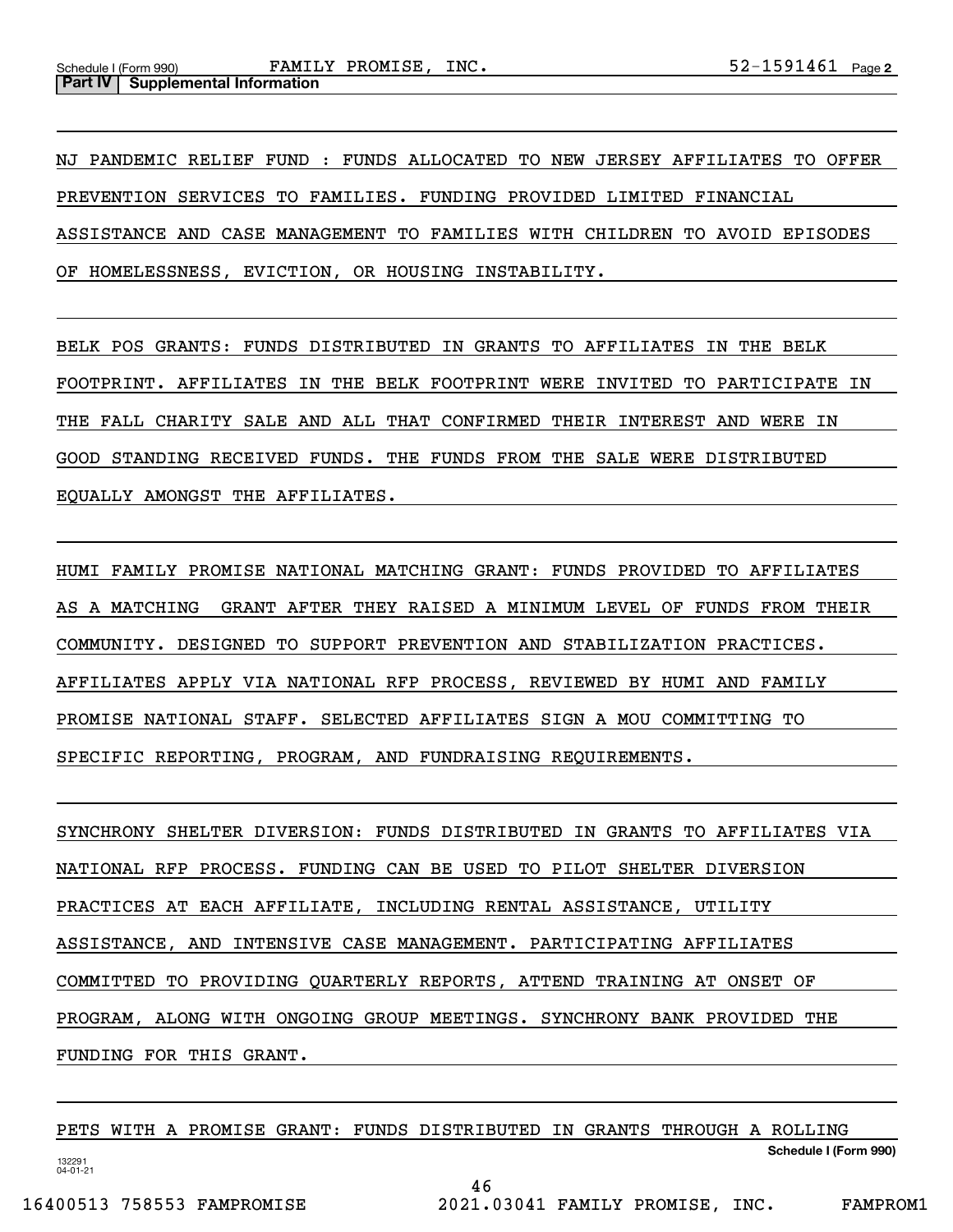## Part IV | Supplemental Information

NJ PANDEMIC RELIEF FUND : FUNDS ALLOCATED TO NEW JERSEY AFFILIATES TO OFFER PREVENTION SERVICES TO FAMILIES. FUNDING PROVIDED LIMITED FINANCIAL ASSISTANCE AND CASE MANAGEMENT TO FAMILIES WITH CHILDREN TO AVOID EPISODES OF HOMELESSNESS, EVICTION, OR HOUSING INSTABILITY.

BELK POS GRANTS: FUNDS DISTRIBUTED IN GRANTS TO AFFILIATES IN THE BELK FOOTPRINT. AFFILIATES IN THE BELK FOOTPRINT WERE INVITED TO PARTICIPATE IN THE FALL CHARITY SALE AND ALL THAT CONFIRMED THEIR INTEREST AND WERE IN GOOD STANDING RECEIVED FUNDS. THE FUNDS FROM THE SALE WERE DISTRIBUTED EQUALLY AMONGST THE AFFILIATES.

HUMI FAMILY PROMISE NATIONAL MATCHING GRANT: FUNDS PROVIDED TO AFFILIATES AS A MATCHING GRANT AFTER THEY RAISED A MINIMUM LEVEL OF FUNDS FROM THEIR COMMUNITY. DESIGNED TO SUPPORT PREVENTION AND STABILIZATION PRACTICES. AFFILIATES APPLY VIA NATIONAL RFP PROCESS, REVIEWED BY HUMI AND FAMILY PROMISE NATIONAL STAFF. SELECTED AFFILIATES SIGN A MOU COMMITTING TO SPECIFIC REPORTING, PROGRAM, AND FUNDRAISING REQUIREMENTS.

SYNCHRONY SHELTER DIVERSION: FUNDS DISTRIBUTED IN GRANTS TO AFFILIATES VIA NATIONAL RFP PROCESS. FUNDING CAN BE USED TO PILOT SHELTER DIVERSION PRACTICES AT EACH AFFILIATE, INCLUDING RENTAL ASSISTANCE, UTILITY ASSISTANCE, AND INTENSIVE CASE MANAGEMENT. PARTICIPATING AFFILIATES COMMITTED TO PROVIDING QUARTERLY REPORTS, ATTEND TRAINING AT ONSET OF PROGRAM, ALONG WITH ONGOING GROUP MEETINGS. SYNCHRONY BANK PROVIDED THE FUNDING FOR THIS GRANT.

PETS WITH A PROMISE GRANT: FUNDS DISTRIBUTED IN GRANTS THROUGH A ROLLING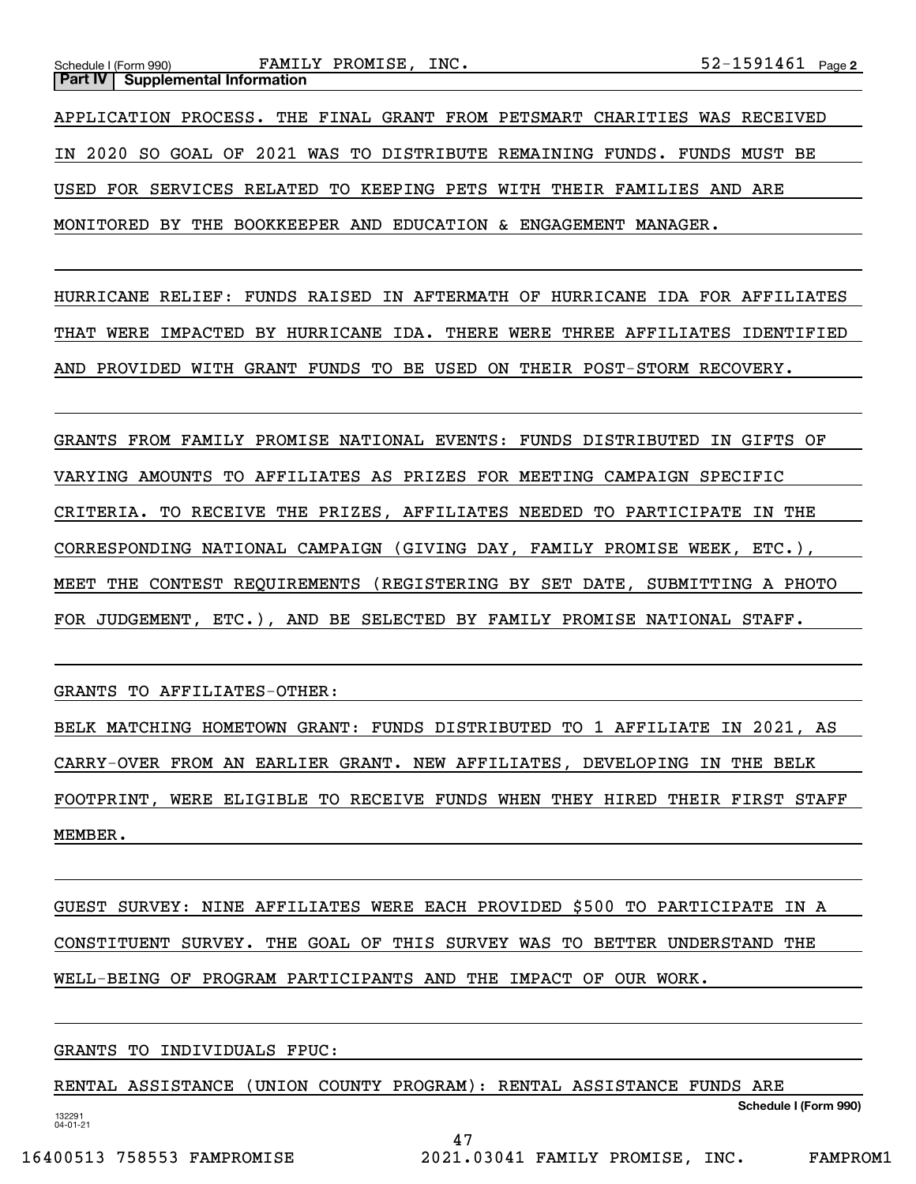**Part IV | Supplemental Information**

APPLICATION PROCESS. THE FINAL GRANT FROM PETSMART CHARITIES WAS RECEIVED IN 2020 SO GOAL OF 2021 WAS TO DISTRIBUTE REMAINING FUNDS. FUNDS MUST BE USED FOR SERVICES RELATED TO KEEPING PETS WITH THEIR FAMILIES AND ARE MONITORED BY THE BOOKKEEPER AND EDUCATION & ENGAGEMENT MANAGER.

HURRICANE RELIEF: FUNDS RAISED IN AFTERMATH OF HURRICANE IDA FOR AFFILIATES THAT WERE IMPACTED BY HURRICANE IDA. THERE WERE THREE AFFILIATES IDENTIFIED AND PROVIDED WITH GRANT FUNDS TO BE USED ON THEIR POST-STORM RECOVERY.

GRANTS FROM FAMILY PROMISE NATIONAL EVENTS: FUNDS DISTRIBUTED IN GIFTS OF VARYING AMOUNTS TO AFFILIATES AS PRIZES FOR MEETING CAMPAIGN SPECIFIC CRITERIA. TO RECEIVE THE PRIZES, AFFILIATES NEEDED TO PARTICIPATE IN THE CORRESPONDING NATIONAL CAMPAIGN (GIVING DAY, FAMILY PROMISE WEEK, ETC.), MEET THE CONTEST REQUIREMENTS (REGISTERING BY SET DATE, SUBMITTING A PHOTO FOR JUDGEMENT, ETC.), AND BE SELECTED BY FAMILY PROMISE NATIONAL STAFF.

GRANTS TO AFFILIATES-OTHER:

BELK MATCHING HOMETOWN GRANT: FUNDS DISTRIBUTED TO 1 AFFILIATE IN 2021, AS CARRY-OVER FROM AN EARLIER GRANT. NEW AFFILIATES, DEVELOPING IN THE BELK FOOTPRINT, WERE ELIGIBLE TO RECEIVE FUNDS WHEN THEY HIRED THEIR FIRST STAFF MEMBER.

GUEST SURVEY: NINE AFFILIATES WERE EACH PROVIDED $500 TO PARTICIPATE IN A CONSTITUENT SURVEY. THE GOAL OF THIS SURVEY WAS TO BETTER UNDERSTAND THE WELL-BEING OF PROGRAM PARTICIPANTS AND THE IMPACT OF OUR WORK.

GRANTS TO INDIVIDUALS FPUC:

RENTAL ASSISTANCE (UNION COUNTY PROGRAM): RENTAL ASSISTANCE FUNDS ARE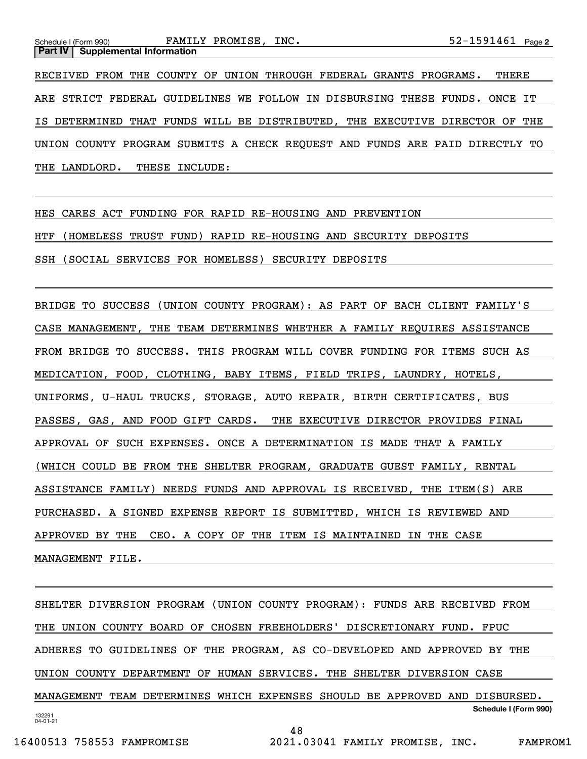**Part IV | Supplemental Information**

RECEIVED FROM THE COUNTY OF UNION THROUGH FEDERAL GRANTS PROGRAMS. THERE ARE STRICT FEDERAL GUIDELINES WE FOLLOW IN DISBURSING THESE FUNDS. ONCE IT IS DETERMINED THAT FUNDS WILL BE DISTRIBUTED, THE EXECUTIVE DIRECTOR OF THE UNION COUNTY PROGRAM SUBMITS A CHECK REQUEST AND FUNDS ARE PAID DIRECTLY TO THE LANDLORD. THESE INCLUDE:

HES CARES ACT FUNDING FOR RAPID RE-HOUSING AND PREVENTION

HTF (HOMELESS TRUST FUND) RAPID RE-HOUSING AND SECURITY DEPOSITS

SSH (SOCIAL SERVICES FOR HOMELESS) SECURITY DEPOSITS

BRIDGE TO SUCCESS (UNION COUNTY PROGRAM): AS PART OF EACH CLIENT FAMILY'S CASE MANAGEMENT, THE TEAM DETERMINES WHETHER A FAMILY REQUIRES ASSISTANCE FROM BRIDGE TO SUCCESS. THIS PROGRAM WILL COVER FUNDING FOR ITEMS SUCH AS MEDICATION, FOOD, CLOTHING, BABY ITEMS, FIELD TRIPS, LAUNDRY, HOTELS, UNIFORMS, U-HAUL TRUCKS, STORAGE, AUTO REPAIR, BIRTH CERTIFICATES, BUS PASSES, GAS, AND FOOD GIFT CARDS. THE EXECUTIVE DIRECTOR PROVIDES FINAL APPROVAL OF SUCH EXPENSES. ONCE A DETERMINATION IS MADE THAT A FAMILY (WHICH COULD BE FROM THE SHELTER PROGRAM, GRADUATE GUEST FAMILY, RENTAL ASSISTANCE FAMILY) NEEDS FUNDS AND APPROVAL IS RECEIVED, THE ITEM(S) ARE PURCHASED. A SIGNED EXPENSE REPORT IS SUBMITTED, WHICH IS REVIEWED AND APPROVED BY THE CEO. A COPY OF THE ITEM IS MAINTAINED IN THE CASE MANAGEMENT FILE.

SHELTER DIVERSION PROGRAM (UNION COUNTY PROGRAM): FUNDS ARE RECEIVED FROM THE UNION COUNTY BOARD OF CHOSEN FREEHOLDERS' DISCRETIONARY FUND. FPUC ADHERES TO GUIDELINES OF THE PROGRAM, AS CO-DEVELOPED AND APPROVED BY THE UNION COUNTY DEPARTMENT OF HUMAN SERVICES. THE SHELTER DIVERSION CASE MANAGEMENT TEAM DETERMINES WHICH EXPENSES SHOULD BE APPROVED AND DISBURSED.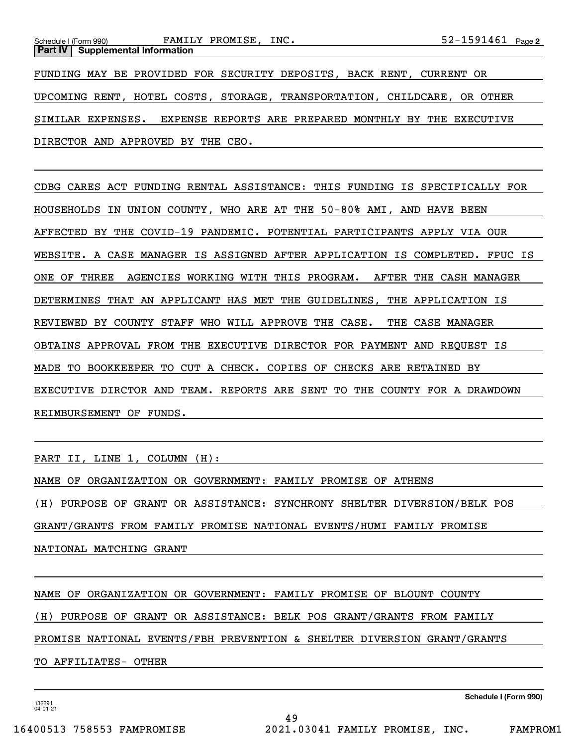Schedule I (Form 990) FAMILY PROMISE, INC. 52-1591461 Page 2

**Part IV | Supplemental Information**

FUNDING MAY BE PROVIDED FOR SECURITY DEPOSITS, BACK RENT, CURRENT OR UPCOMING RENT, HOTEL COSTS, STORAGE, TRANSPORTATION, CHILDCARE, OR OTHER SIMILAR EXPENSES. EXPENSE REPORTS ARE PREPARED MONTHLY BY THE EXECUTIVE DIRECTOR AND APPROVED BY THE CEO.

CDBG CARES ACT FUNDING RENTAL ASSISTANCE: THIS FUNDING IS SPECIFICALLY FOR HOUSEHOLDS IN UNION COUNTY, WHO ARE AT THE 50-80% AMI, AND HAVE BEEN AFFECTED BY THE COVID-19 PANDEMIC. POTENTIAL PARTICIPANTS APPLY VIA OUR WEBSITE. A CASE MANAGER IS ASSIGNED AFTER APPLICATION IS COMPLETED. FPUC IS ONE OF THREE AGENCIES WORKING WITH THIS PROGRAM. AFTER THE CASH MANAGER DETERMINES THAT AN APPLICANT HAS MET THE GUIDELINES, THE APPLICATION IS REVIEWED BY COUNTY STAFF WHO WILL APPROVE THE CASE. THE CASE MANAGER OBTAINS APPROVAL FROM THE EXECUTIVE DIRECTOR FOR PAYMENT AND REQUEST IS MADE TO BOOKKEEPER TO CUT A CHECK. COPIES OF CHECKS ARE RETAINED BY EXECUTIVE DIRCTOR AND TEAM. REPORTS ARE SENT TO THE COUNTY FOR A DRAWDOWN REIMBURSEMENT OF FUNDS.

PART II, LINE 1, COLUMN (H):

NAME OF ORGANIZATION OR GOVERNMENT: FAMILY PROMISE OF ATHENS

(H) PURPOSE OF GRANT OR ASSISTANCE: SYNCHRONY SHELTER DIVERSION/BELK POS GRANT/GRANTS FROM FAMILY PROMISE NATIONAL EVENTS/HUMI FAMILY PROMISE NATIONAL MATCHING GRANT

NAME OF ORGANIZATION OR GOVERNMENT: FAMILY PROMISE OF BLOUNT COUNTY

(H) PURPOSE OF GRANT OR ASSISTANCE: BELK POS GRANT/GRANTS FROM FAMILY PROMISE NATIONAL EVENTS/FBH PREVENTION & SHELTER DIVERSION GRANT/GRANTS TO AFFILIATES- OTHER

Schedule I (Form 990)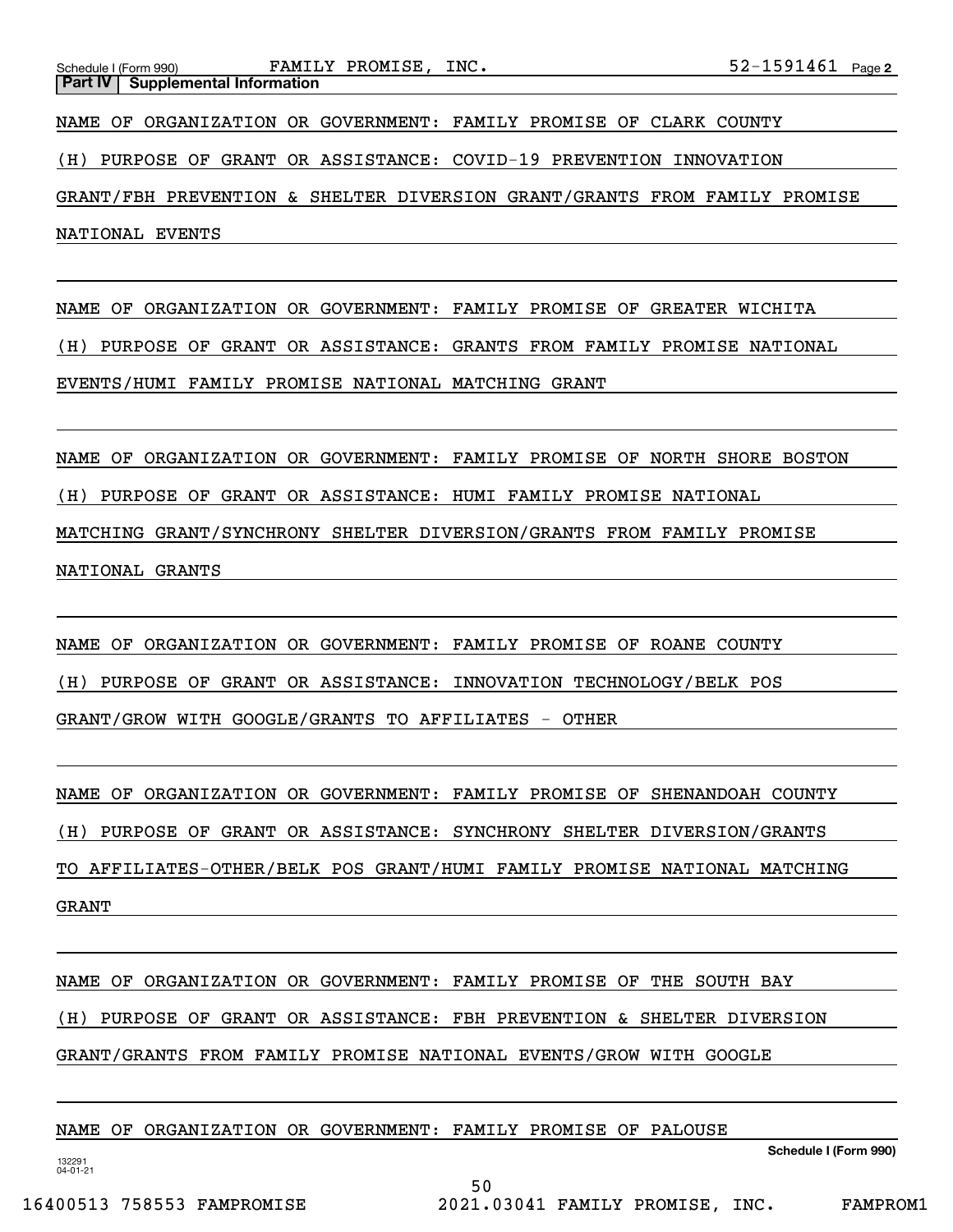**Part IV | Supplemental Information**

NAME OF ORGANIZATION OR GOVERNMENT: FAMILY PROMISE OF CLARK COUNTY

(H) PURPOSE OF GRANT OR ASSISTANCE: COVID-19 PREVENTION INNOVATION GRANT/FBH PREVENTION & SHELTER DIVERSION GRANT/GRANTS FROM FAMILY PROMISE NATIONAL EVENTS

NAME OF ORGANIZATION OR GOVERNMENT: FAMILY PROMISE OF GREATER WICHITA

(H) PURPOSE OF GRANT OR ASSISTANCE: GRANTS FROM FAMILY PROMISE NATIONAL EVENTS/HUMI FAMILY PROMISE NATIONAL MATCHING GRANT

NAME OF ORGANIZATION OR GOVERNMENT: FAMILY PROMISE OF NORTH SHORE BOSTON

(H) PURPOSE OF GRANT OR ASSISTANCE: HUMI FAMILY PROMISE NATIONAL MATCHING GRANT/SYNCHRONY SHELTER DIVERSION/GRANTS FROM FAMILY PROMISE NATIONAL GRANTS

NAME OF ORGANIZATION OR GOVERNMENT: FAMILY PROMISE OF ROANE COUNTY

(H) PURPOSE OF GRANT OR ASSISTANCE: INNOVATION TECHNOLOGY/BELK POS GRANT/GROW WITH GOOGLE/GRANTS TO AFFILIATES - OTHER

NAME OF ORGANIZATION OR GOVERNMENT: FAMILY PROMISE OF SHENANDOAH COUNTY

(H) PURPOSE OF GRANT OR ASSISTANCE: SYNCHRONY SHELTER DIVERSION/GRANTS TO AFFILIATES-OTHER/BELK POS GRANT/HUMI FAMILY PROMISE NATIONAL MATCHING GRANT

NAME OF ORGANIZATION OR GOVERNMENT: FAMILY PROMISE OF THE SOUTH BAY

(H) PURPOSE OF GRANT OR ASSISTANCE: FBH PREVENTION & SHELTER DIVERSION GRANT/GRANTS FROM FAMILY PROMISE NATIONAL EVENTS/GROW WITH GOOGLE

NAME OF ORGANIZATION OR GOVERNMENT: FAMILY PROMISE OF PALOUSE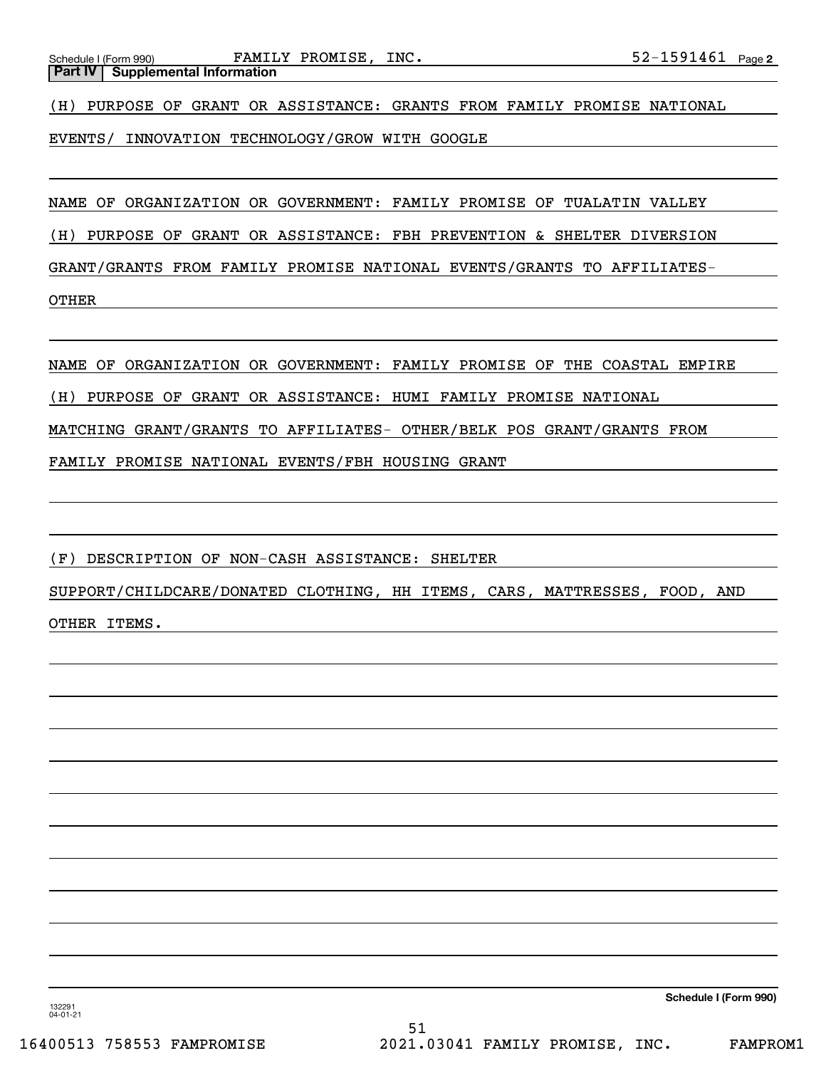Schedule I (Form 990) FAMILY PROMISE, INC. 52-1591461

**Part IV | Supplemental Information**

(H) PURPOSE OF GRANT OR ASSISTANCE: GRANTS FROM FAMILY PROMISE NATIONAL EVENTS/ INNOVATION TECHNOLOGY/GROW WITH GOOGLE

NAME OF ORGANIZATION OR GOVERNMENT: FAMILY PROMISE OF TUALATIN VALLEY

(H) PURPOSE OF GRANT OR ASSISTANCE: FBH PREVENTION & SHELTER DIVERSION GRANT/GRANTS FROM FAMILY PROMISE NATIONAL EVENTS/GRANTS TO AFFILIATES- OTHER

NAME OF ORGANIZATION OR GOVERNMENT: FAMILY PROMISE OF THE COASTAL EMPIRE

(H) PURPOSE OF GRANT OR ASSISTANCE: HUMI FAMILY PROMISE NATIONAL MATCHING GRANT/GRANTS TO AFFILIATES- OTHER/BELK POS GRANT/GRANTS FROM FAMILY PROMISE NATIONAL EVENTS/FBH HOUSING GRANT

(F) DESCRIPTION OF NON-CASH ASSISTANCE: SHELTER SUPPORT/CHILDCARE/DONATED CLOTHING, HH ITEMS, CARS, MATTRESSES, FOOD, AND OTHER ITEMS.

Schedule I (Form 990)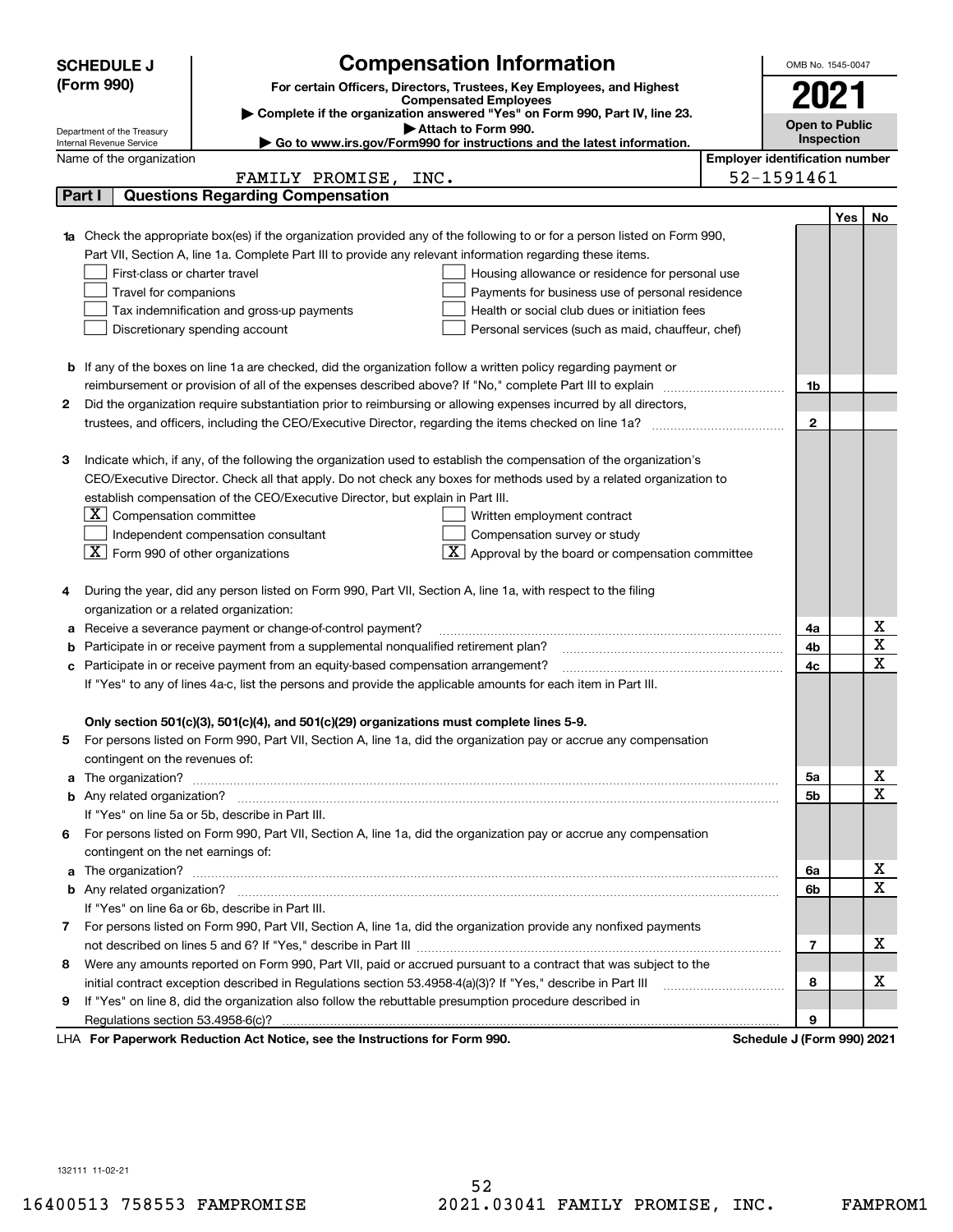**SCHEDULE J**
**(Form 990)**

Department of the Treasury
Internal Revenue Service

# Compensation Information

**For certain Officers, Directors, Trustees, Key Employees, and Highest Compensated Employees**

▶ **Complete if the organization answered "Yes" on Form 990, Part IV, line 23.**
▶ **Attach to Form 990.**
▶ **Go to www.irs.gov/Form990 for instructions and the latest information.**

OMB No. 1545-0047

**2021**

**Open to Public Inspection**

Name of the organization: FAMILY PROMISE, INC.

**Employer identification number:** 52-1591461

## Part I Questions Regarding Compensation

| | | | Yes | No |
|---|---|---|---|---|
| **1a** | Check the appropriate box(es) if the organization provided any of the following to or for a person listed on Form 990, Part VII, Section A, line 1a. Complete Part III to provide any relevant information regarding these items.<br>☐ First-class or charter travel ☐ Housing allowance or residence for personal use<br>☐ Travel for companions ☐ Payments for business use of personal residence<br>☐ Tax indemnification and gross-up payments ☐ Health or social club dues or initiation fees<br>☐ Discretionary spending account ☐ Personal services (such as maid, chauffeur, chef) | | | |
| **b** | If any of the boxes on line 1a are checked, did the organization follow a written policy regarding payment or reimbursement or provision of all of the expenses described above? If "No," complete Part III to explain | 1b | | |
| **2** | Did the organization require substantiation prior to reimbursing or allowing expenses incurred by all directors, trustees, and officers, including the CEO/Executive Director, regarding the items checked on line 1a? | 2 | | |
| **3** | Indicate which, if any, of the following the organization used to establish the compensation of the organization's CEO/Executive Director. Check all that apply. Do not check any boxes for methods used by a related organization to establish compensation of the CEO/Executive Director, but explain in Part III.<br>☒ Compensation committee ☐ Written employment contract<br>☐ Independent compensation consultant ☐ Compensation survey or study<br>☒ Form 990 of other organizations ☒ Approval by the board or compensation committee | | | |
| **4** | During the year, did any person listed on Form 990, Part VII, Section A, line 1a, with respect to the filing organization or a related organization: | | | |
| **a** | Receive a severance payment or change-of-control payment? | 4a | | X |
| **b** | Participate in or receive payment from a supplemental nonqualified retirement plan? | 4b | | X |
| **c** | Participate in or receive payment from an equity-based compensation arrangement? | 4c | | X |
| | If "Yes" to any of lines 4a-c, list the persons and provide the applicable amounts for each item in Part III. | | | |
| | **Only section 501(c)(3), 501(c)(4), and 501(c)(29) organizations must complete lines 5-9.** | | | |
| **5** | For persons listed on Form 990, Part VII, Section A, line 1a, did the organization pay or accrue any compensation contingent on the revenues of: | | | |
| **a** | The organization? | 5a | | X |
| **b** | Any related organization? | 5b | | X |
| | If "Yes" on line 5a or 5b, describe in Part III. | | | |
| **6** | For persons listed on Form 990, Part VII, Section A, line 1a, did the organization pay or accrue any compensation contingent on the net earnings of: | | | |
| **a** | The organization? | 6a | | X |
| **b** | Any related organization? | 6b | | X |
| | If "Yes" on line 6a or 6b, describe in Part III. | | | |
| **7** | For persons listed on Form 990, Part VII, Section A, line 1a, did the organization provide any nonfixed payments not described on lines 5 and 6? If "Yes," describe in Part III | 7 | | X |
| **8** | Were any amounts reported on Form 990, Part VII, paid or accrued pursuant to a contract that was subject to the initial contract exception described in Regulations section 53.4958-4(a)(3)? If "Yes," describe in Part III | 8 | | X |
| **9** | If "Yes" on line 8, did the organization also follow the rebuttable presumption procedure described in Regulations section 53.4958-6(c)? | 9 | | |

LHA **For Paperwork Reduction Act Notice, see the Instructions for Form 990.** **Schedule J (Form 990) 2021**

132111 11-02-21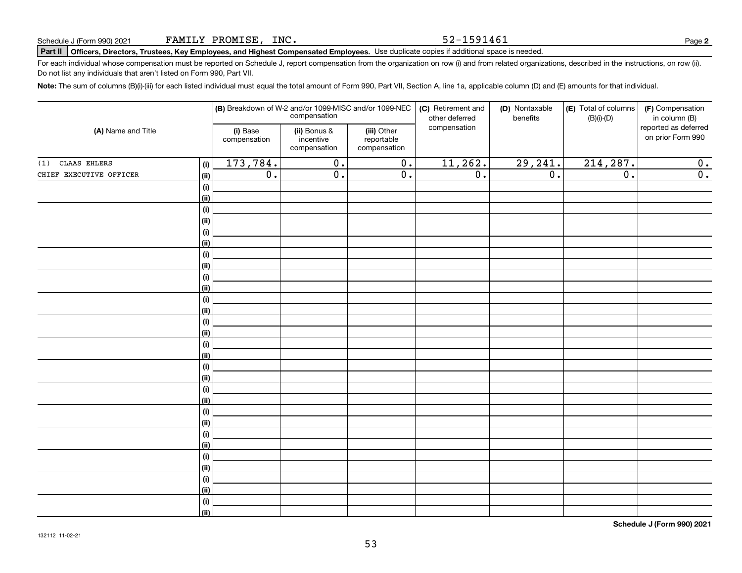Schedule J (Form 990) 2021 FAMILY PROMISE, INC. 52-1591461 Page **2**

**Part II** **Officers, Directors, Trustees, Key Employees, and Highest Compensated Employees.** Use duplicate copies if additional space is needed.

For each individual whose compensation must be reported on Schedule J, report compensation from the organization on row (i) and from related organizations, described in the instructions, on row (ii). Do not list any individuals that aren't listed on Form 990, Part VII.

**Note:** The sum of columns (B)(i)-(iii) for each listed individual must equal the total amount of Form 990, Part VII, Section A, line 1a, applicable column (D) and (E) amounts for that individual.

| (A) Name and Title | | (B) Breakdown of W-2 and/or 1099-MISC and/or 1099-NEC compensation | | | (C) Retirement and other deferred compensation | (D) Nontaxable benefits | (E) Total of columns (B)(i)-(D) | (F) Compensation in column (B) reported as deferred on prior Form 990 |
|---|---|---|---|---|---|---|---|---|
| | | (i) Base compensation | (ii) Bonus & incentive compensation | (iii) Other reportable compensation | | | | |
| (1) CLAAS EHLERS | (i) | 173,784. | 0. | 0. | 11,262. | 29,241. | 214,287. | 0. |
| CHIEF EXECUTIVE OFFICER | (ii) | 0. | 0. | 0. | 0. | 0. | 0. | 0. |
| | (i) | | | | | | | |
| | (ii) | | | | | | | |
| | (i) | | | | | | | |
| | (ii) | | | | | | | |
| | (i) | | | | | | | |
| | (ii) | | | | | | | |
| | (i) | | | | | | | |
| | (ii) | | | | | | | |
| | (i) | | | | | | | |
| | (ii) | | | | | | | |
| | (i) | | | | | | | |
| | (ii) | | | | | | | |
| | (i) | | | | | | | |
| | (ii) | | | | | | | |
| | (i) | | | | | | | |
| | (ii) | | | | | | | |
| | (i) | | | | | | | |
| | (ii) | | | | | | | |
| | (i) | | | | | | | |
| | (ii) | | | | | | | |
| | (i) | | | | | | | |
| | (ii) | | | | | | | |
| | (i) | | | | | | | |
| | (ii) | | | | | | | |
| | (i) | | | | | | | |
| | (ii) | | | | | | | |
| | (i) | | | | | | | |
| | (ii) | | | | | | | |
| | (i) | | | | | | | |
| | (ii) | | | | | | | |

**Schedule J (Form 990) 2021**

132112 11-02-21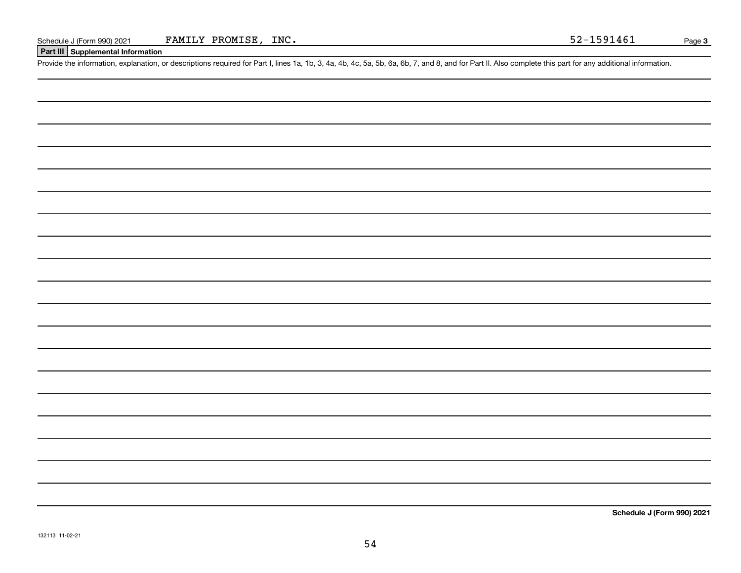Schedule J (Form 990) 2021 FAMILY PROMISE, INC. 52-1591461

## Part III Supplemental Information

Provide the information, explanation, or descriptions required for Part I, lines 1a, 1b, 3, 4a, 4b, 4c, 5a, 5b, 6a, 6b, 7, and 8, and for Part II. Also complete this part for any additional information.

**Schedule J (Form 990) 2021**

132113 11-02-21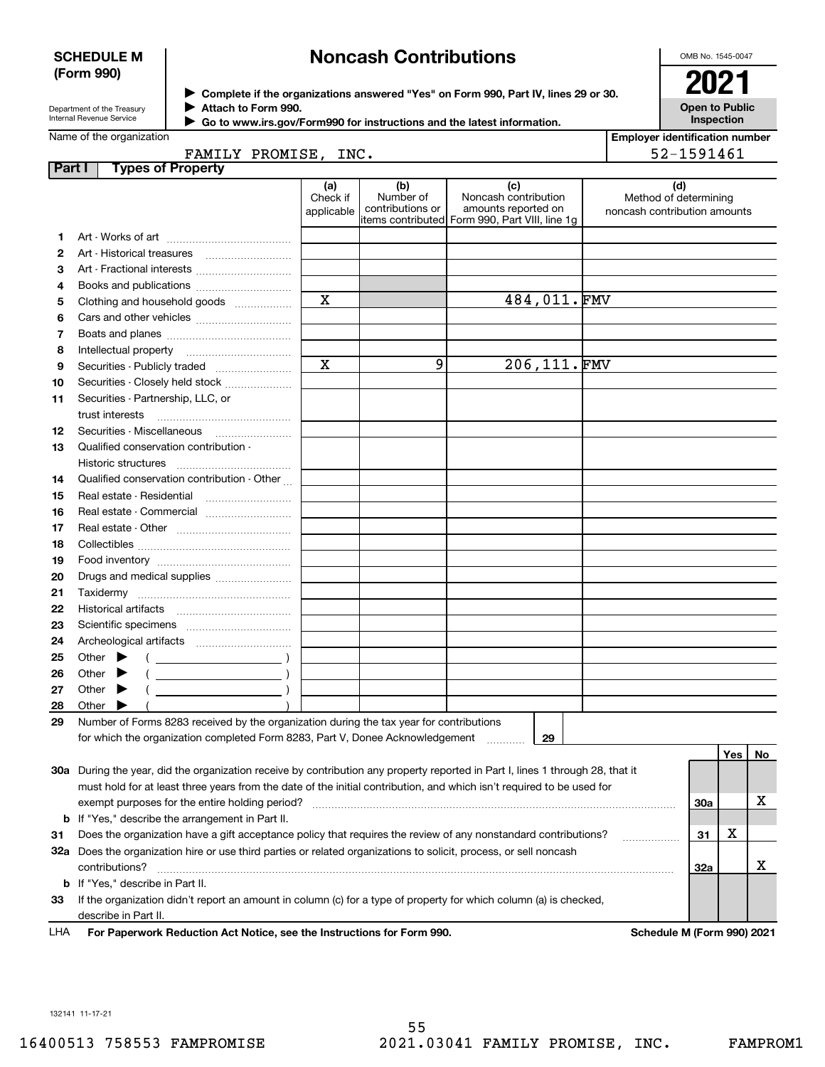**SCHEDULE M (Form 990)**

Department of the Treasury
Internal Revenue Service

# Noncash Contributions

▶ Complete if the organizations answered "Yes" on Form 990, Part IV, lines 29 or 30.
▶ Attach to Form 990.
▶ Go to www.irs.gov/Form990 for instructions and the latest information.

OMB No. 1545-0047

**2021**

**Open to Public Inspection**

Name of the organization: FAMILY PROMISE, INC.

Employer identification number: 52-1591461

**Part I — Types of Property**

| | | (a) Check if applicable | (b) Number of contributions or items contributed | (c) Noncash contribution amounts reported on Form 990, Part VIII, line 1g | (d) Method of determining noncash contribution amounts |
|---|---|---|---|---|---|
| 1 | Art - Works of art | | | | |
| 2 | Art - Historical treasures | | | | |
| 3 | Art - Fractional interests | | | | |
| 4 | Books and publications | | | | |
| 5 | Clothing and household goods | X | | 484,011. | FMV |
| 6 | Cars and other vehicles | | | | |
| 7 | Boats and planes | | | | |
| 8 | Intellectual property | | | | |
| 9 | Securities - Publicly traded | X | 9 | 206,111. | FMV |
| 10 | Securities - Closely held stock | | | | |
| 11 | Securities - Partnership, LLC, or trust interests | | | | |
| 12 | Securities - Miscellaneous | | | | |
| 13 | Qualified conservation contribution - Historic structures | | | | |
| 14 | Qualified conservation contribution - Other | | | | |
| 15 | Real estate - Residential | | | | |
| 16 | Real estate - Commercial | | | | |
| 17 | Real estate - Other | | | | |
| 18 | Collectibles | | | | |
| 19 | Food inventory | | | | |
| 20 | Drugs and medical supplies | | | | |
| 21 | Taxidermy | | | | |
| 22 | Historical artifacts | | | | |
| 23 | Scientific specimens | | | | |
| 24 | Archeological artifacts | | | | |
| 25 | Other ▶ ( ) | | | | |
| 26 | Other ▶ ( ) | | | | |
| 27 | Other ▶ ( ) | | | | |
| 28 | Other ▶ ( ) | | | | |

**29** Number of Forms 8283 received by the organization during the tax year for contributions for which the organization completed Form 8283, Part V, Donee Acknowledgement ........ **29**

| | | | Yes | No |
|---|---|---|---|---|
| 30a | During the year, did the organization receive by contribution any property reported in Part I, lines 1 through 28, that it must hold for at least three years from the date of the initial contribution, and which isn't required to be used for exempt purposes for the entire holding period? | 30a | | X |
| b | If "Yes," describe the arrangement in Part II. | | | |
| 31 | Does the organization have a gift acceptance policy that requires the review of any nonstandard contributions? | 31 | X | |
| 32a | Does the organization hire or use third parties or related organizations to solicit, process, or sell noncash contributions? | 32a | | X |
| b | If "Yes," describe in Part II. | | | |
| 33 | If the organization didn't report an amount in column (c) for a type of property for which column (a) is checked, describe in Part II. | | | |

LHA **For Paperwork Reduction Act Notice, see the Instructions for Form 990.** **Schedule M (Form 990) 2021**

132141 11-17-21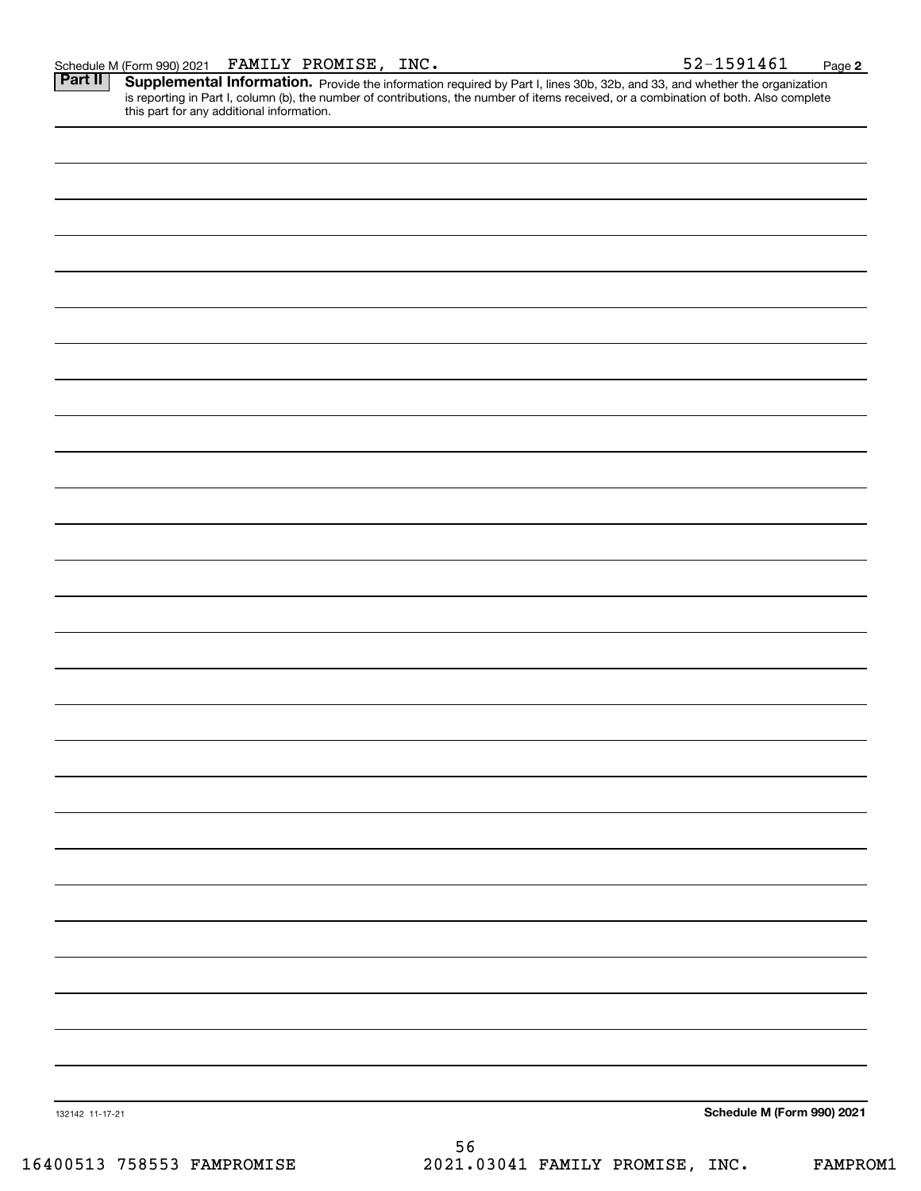Schedule M (Form 990) 2021 FAMILY PROMISE, INC. 52-1591461 Page **2**

## Part II Supplemental Information.

Provide the information required by Part I, lines 30b, 32b, and 33, and whether the organization is reporting in Part I, column (b), the number of contributions, the number of items received, or a combination of both. Also complete this part for any additional information.

132142 11-17-21

**Schedule M (Form 990) 2021**

16400513 758553 FAMPROMISE 2021.03041 FAMILY PROMISE, INC. FAMPROM1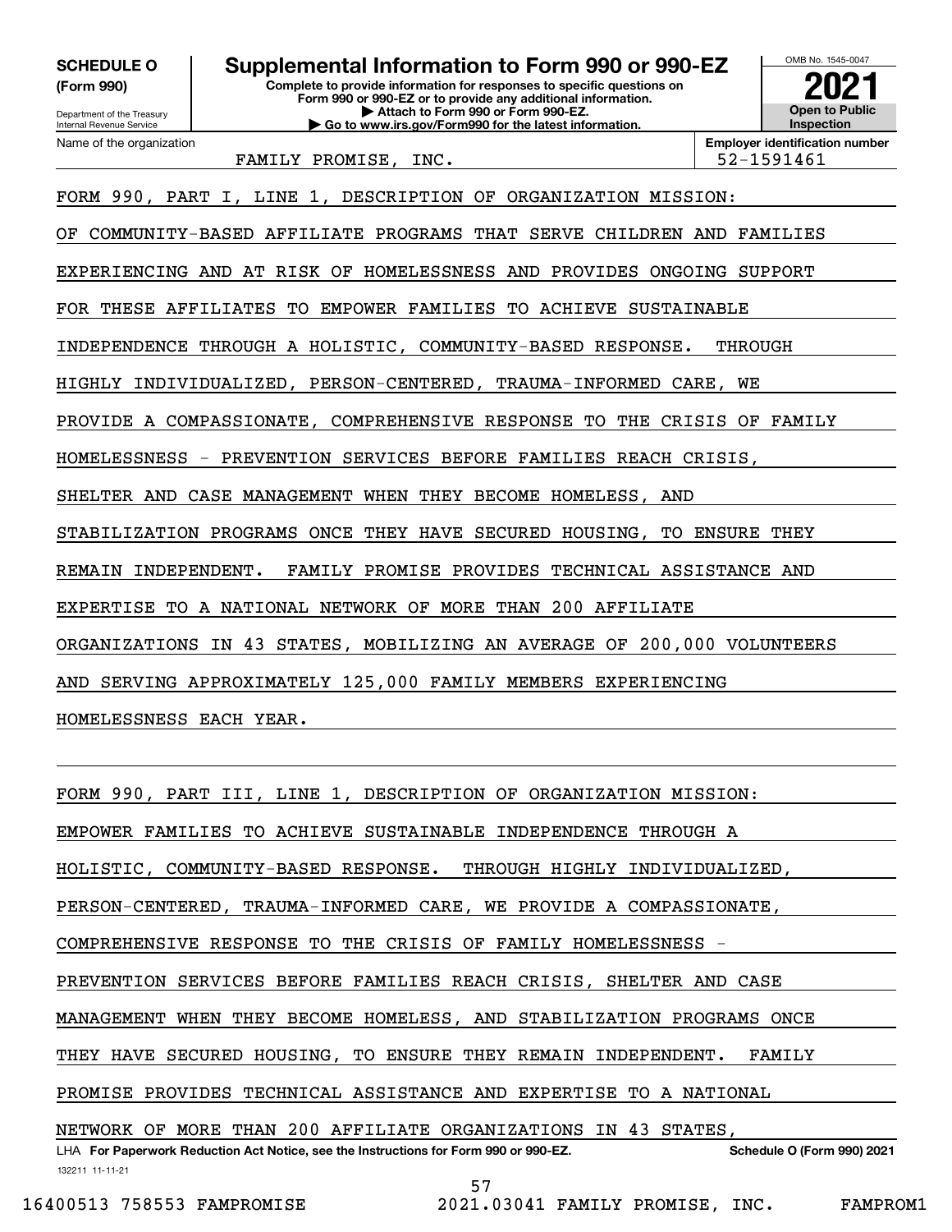**SCHEDULE O (Form 990)**

Department of the Treasury
Internal Revenue Service

# Supplemental Information to Form 990 or 990-EZ

**Complete to provide information for responses to specific questions on Form 990 or 990-EZ or to provide any additional information.**
**▶ Attach to Form 990 or Form 990-EZ.**
**▶ Go to www.irs.gov/Form990 for the latest information.**

OMB No. 1545-0047

**2021**

**Open to Public Inspection**

Name of the organization: FAMILY PROMISE, INC.

**Employer identification number:** 52-1591461

FORM 990, PART I, LINE 1, DESCRIPTION OF ORGANIZATION MISSION:

OF COMMUNITY-BASED AFFILIATE PROGRAMS THAT SERVE CHILDREN AND FAMILIES EXPERIENCING AND AT RISK OF HOMELESSNESS AND PROVIDES ONGOING SUPPORT FOR THESE AFFILIATES TO EMPOWER FAMILIES TO ACHIEVE SUSTAINABLE INDEPENDENCE THROUGH A HOLISTIC, COMMUNITY-BASED RESPONSE. THROUGH HIGHLY INDIVIDUALIZED, PERSON-CENTERED, TRAUMA-INFORMED CARE, WE PROVIDE A COMPASSIONATE, COMPREHENSIVE RESPONSE TO THE CRISIS OF FAMILY HOMELESSNESS - PREVENTION SERVICES BEFORE FAMILIES REACH CRISIS, SHELTER AND CASE MANAGEMENT WHEN THEY BECOME HOMELESS, AND STABILIZATION PROGRAMS ONCE THEY HAVE SECURED HOUSING, TO ENSURE THEY REMAIN INDEPENDENT. FAMILY PROMISE PROVIDES TECHNICAL ASSISTANCE AND EXPERTISE TO A NATIONAL NETWORK OF MORE THAN 200 AFFILIATE ORGANIZATIONS IN 43 STATES, MOBILIZING AN AVERAGE OF 200,000 VOLUNTEERS AND SERVING APPROXIMATELY 125,000 FAMILY MEMBERS EXPERIENCING HOMELESSNESS EACH YEAR.

FORM 990, PART III, LINE 1, DESCRIPTION OF ORGANIZATION MISSION:

EMPOWER FAMILIES TO ACHIEVE SUSTAINABLE INDEPENDENCE THROUGH A HOLISTIC, COMMUNITY-BASED RESPONSE. THROUGH HIGHLY INDIVIDUALIZED, PERSON-CENTERED, TRAUMA-INFORMED CARE, WE PROVIDE A COMPASSIONATE, COMPREHENSIVE RESPONSE TO THE CRISIS OF FAMILY HOMELESSNESS - PREVENTION SERVICES BEFORE FAMILIES REACH CRISIS, SHELTER AND CASE MANAGEMENT WHEN THEY BECOME HOMELESS, AND STABILIZATION PROGRAMS ONCE THEY HAVE SECURED HOUSING, TO ENSURE THEY REMAIN INDEPENDENT. FAMILY PROMISE PROVIDES TECHNICAL ASSISTANCE AND EXPERTISE TO A NATIONAL NETWORK OF MORE THAN 200 AFFILIATE ORGANIZATIONS IN 43 STATES,

LHA **For Paperwork Reduction Act Notice, see the Instructions for Form 990 or 990-EZ.** **Schedule O (Form 990) 2021**

132211 11-11-21

16400513 758553 FAMPROMISE 2021.03041 FAMILY PROMISE, INC. FAMPROM1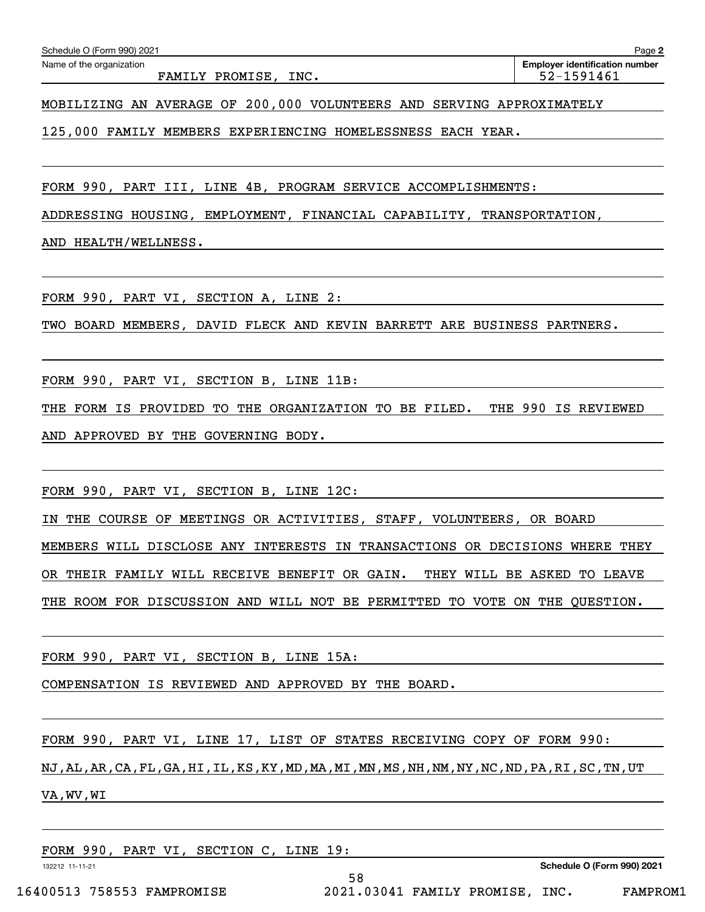Schedule O (Form 990) 2021

Name of the organization: FAMILY PROMISE, INC.

Employer identification number: 52-1591461

MOBILIZING AN AVERAGE OF 200,000 VOLUNTEERS AND SERVING APPROXIMATELY 125,000 FAMILY MEMBERS EXPERIENCING HOMELESSNESS EACH YEAR.

FORM 990, PART III, LINE 4B, PROGRAM SERVICE ACCOMPLISHMENTS:

ADDRESSING HOUSING, EMPLOYMENT, FINANCIAL CAPABILITY, TRANSPORTATION, AND HEALTH/WELLNESS.

FORM 990, PART VI, SECTION A, LINE 2:

TWO BOARD MEMBERS, DAVID FLECK AND KEVIN BARRETT ARE BUSINESS PARTNERS.

FORM 990, PART VI, SECTION B, LINE 11B:

THE FORM IS PROVIDED TO THE ORGANIZATION TO BE FILED. THE 990 IS REVIEWED AND APPROVED BY THE GOVERNING BODY.

FORM 990, PART VI, SECTION B, LINE 12C:

IN THE COURSE OF MEETINGS OR ACTIVITIES, STAFF, VOLUNTEERS, OR BOARD MEMBERS WILL DISCLOSE ANY INTERESTS IN TRANSACTIONS OR DECISIONS WHERE THEY OR THEIR FAMILY WILL RECEIVE BENEFIT OR GAIN. THEY WILL BE ASKED TO LEAVE THE ROOM FOR DISCUSSION AND WILL NOT BE PERMITTED TO VOTE ON THE QUESTION.

FORM 990, PART VI, SECTION B, LINE 15A:

COMPENSATION IS REVIEWED AND APPROVED BY THE BOARD.

FORM 990, PART VI, LINE 17, LIST OF STATES RECEIVING COPY OF FORM 990:

NJ,AL,AR,CA,FL,GA,HI,IL,KS,KY,MD,MA,MI,MN,MS,NH,NM,NY,NC,ND,PA,RI,SC,TN,UT VA,WV,WI

FORM 990, PART VI, SECTION C, LINE 19: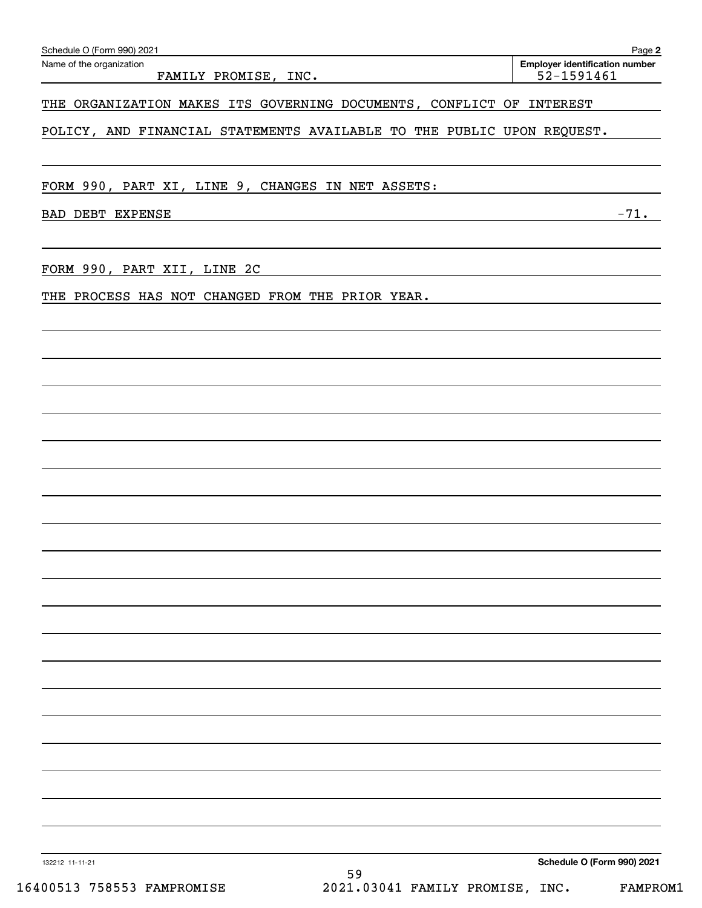Name of the organization: FAMILY PROMISE, INC.

Employer identification number: 52-1591461

THE ORGANIZATION MAKES ITS GOVERNING DOCUMENTS, CONFLICT OF INTEREST POLICY, AND FINANCIAL STATEMENTS AVAILABLE TO THE PUBLIC UPON REQUEST.

FORM 990, PART XI, LINE 9, CHANGES IN NET ASSETS:

| | |
|---|---|
| BAD DEBT EXPENSE | -71. |

FORM 990, PART XII, LINE 2C

THE PROCESS HAS NOT CHANGED FROM THE PRIOR YEAR.